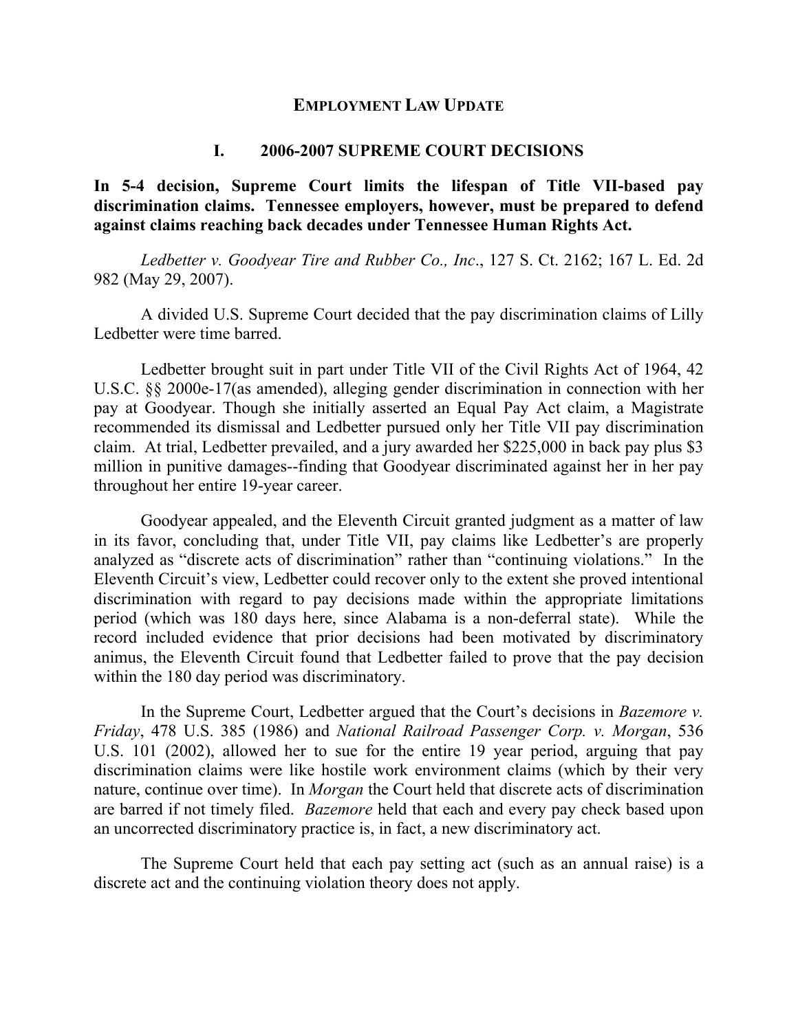# EMPLOYMENT LAW UPDATE

## I. 2006-2007 SUPREME COURT DECISIONS

**In 5-4 decision, Supreme Court limits the lifespan of Title VII-based pay discrimination claims. Tennessee employers, however, must be prepared to defend against claims reaching back decades under Tennessee Human Rights Act.**

*Ledbetter v. Goodyear Tire and Rubber Co., Inc*., 127 S. Ct. 2162; 167 L. Ed. 2d 982 (May 29, 2007).

A divided U.S. Supreme Court decided that the pay discrimination claims of Lilly Ledbetter were time barred.

Ledbetter brought suit in part under Title VII of the Civil Rights Act of 1964, 42 U.S.C. §§ 2000e-17(as amended), alleging gender discrimination in connection with her pay at Goodyear. Though she initially asserted an Equal Pay Act claim, a Magistrate recommended its dismissal and Ledbetter pursued only her Title VII pay discrimination claim. At trial, Ledbetter prevailed, and a jury awarded her $225,000 in back pay plus $3 million in punitive damages--finding that Goodyear discriminated against her in her pay throughout her entire 19-year career.

Goodyear appealed, and the Eleventh Circuit granted judgment as a matter of law in its favor, concluding that, under Title VII, pay claims like Ledbetter's are properly analyzed as "discrete acts of discrimination" rather than "continuing violations." In the Eleventh Circuit's view, Ledbetter could recover only to the extent she proved intentional discrimination with regard to pay decisions made within the appropriate limitations period (which was 180 days here, since Alabama is a non-deferral state). While the record included evidence that prior decisions had been motivated by discriminatory animus, the Eleventh Circuit found that Ledbetter failed to prove that the pay decision within the 180 day period was discriminatory.

In the Supreme Court, Ledbetter argued that the Court's decisions in *Bazemore v. Friday*, 478 U.S. 385 (1986) and *National Railroad Passenger Corp. v. Morgan*, 536 U.S. 101 (2002), allowed her to sue for the entire 19 year period, arguing that pay discrimination claims were like hostile work environment claims (which by their very nature, continue over time). In *Morgan* the Court held that discrete acts of discrimination are barred if not timely filed. *Bazemore* held that each and every pay check based upon an uncorrected discriminatory practice is, in fact, a new discriminatory act.

The Supreme Court held that each pay setting act (such as an annual raise) is a discrete act and the continuing violation theory does not apply.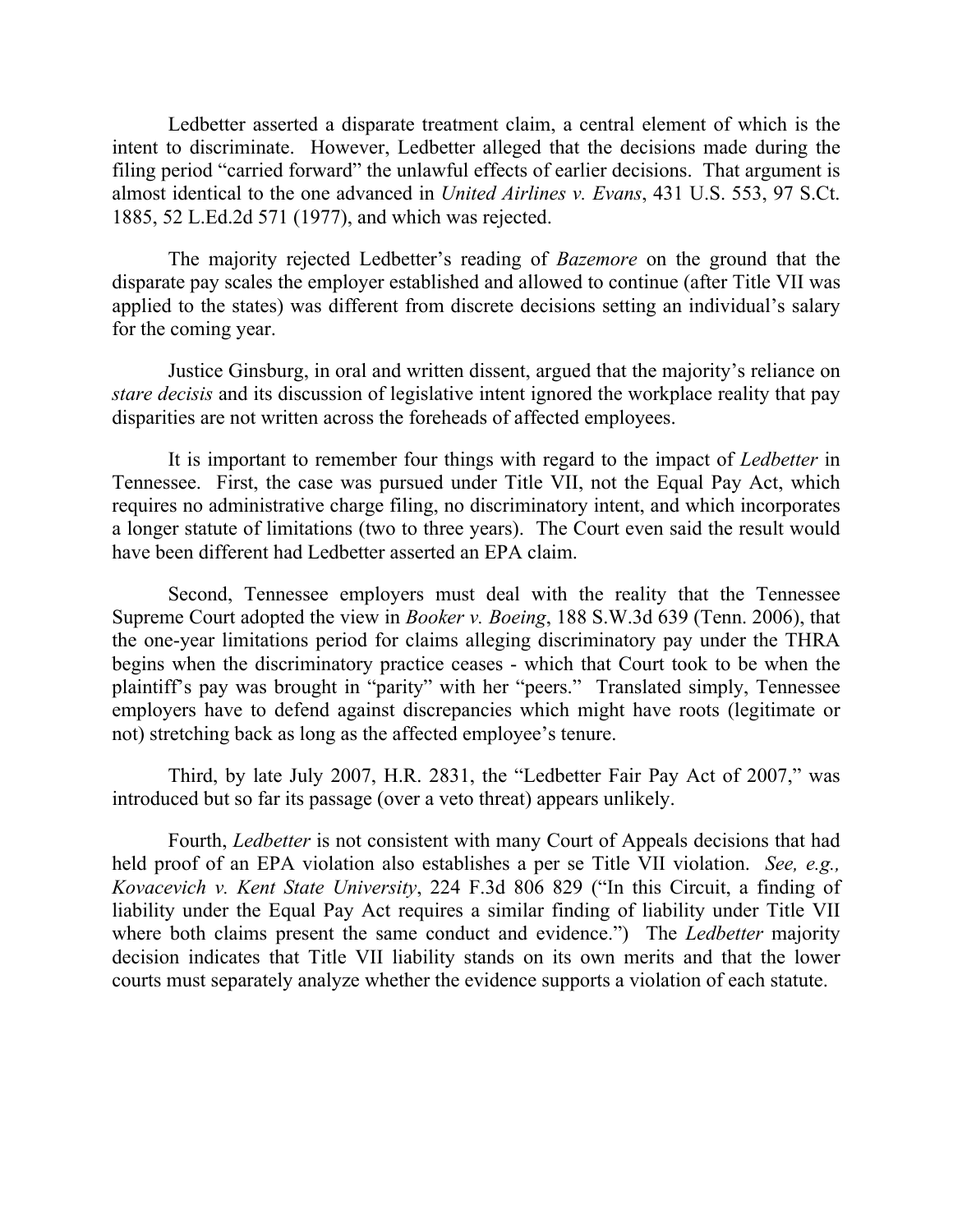Ledbetter asserted a disparate treatment claim, a central element of which is the intent to discriminate. However, Ledbetter alleged that the decisions made during the filing period "carried forward" the unlawful effects of earlier decisions. That argument is almost identical to the one advanced in *United Airlines v. Evans*, 431 U.S. 553, 97 S.Ct. 1885, 52 L.Ed.2d 571 (1977), and which was rejected.

The majority rejected Ledbetter's reading of *Bazemore* on the ground that the disparate pay scales the employer established and allowed to continue (after Title VII was applied to the states) was different from discrete decisions setting an individual's salary for the coming year.

Justice Ginsburg, in oral and written dissent, argued that the majority's reliance on *stare decisis* and its discussion of legislative intent ignored the workplace reality that pay disparities are not written across the foreheads of affected employees.

It is important to remember four things with regard to the impact of *Ledbetter* in Tennessee. First, the case was pursued under Title VII, not the Equal Pay Act, which requires no administrative charge filing, no discriminatory intent, and which incorporates a longer statute of limitations (two to three years). The Court even said the result would have been different had Ledbetter asserted an EPA claim.

Second, Tennessee employers must deal with the reality that the Tennessee Supreme Court adopted the view in *Booker v. Boeing*, 188 S.W.3d 639 (Tenn. 2006), that the one-year limitations period for claims alleging discriminatory pay under the THRA begins when the discriminatory practice ceases - which that Court took to be when the plaintiff's pay was brought in "parity" with her "peers." Translated simply, Tennessee employers have to defend against discrepancies which might have roots (legitimate or not) stretching back as long as the affected employee's tenure.

Third, by late July 2007, H.R. 2831, the "Ledbetter Fair Pay Act of 2007," was introduced but so far its passage (over a veto threat) appears unlikely.

Fourth, *Ledbetter* is not consistent with many Court of Appeals decisions that had held proof of an EPA violation also establishes a per se Title VII violation. *See, e.g., Kovacevich v. Kent State University*, 224 F.3d 806 829 ("In this Circuit, a finding of liability under the Equal Pay Act requires a similar finding of liability under Title VII where both claims present the same conduct and evidence.") The *Ledbetter* majority decision indicates that Title VII liability stands on its own merits and that the lower courts must separately analyze whether the evidence supports a violation of each statute.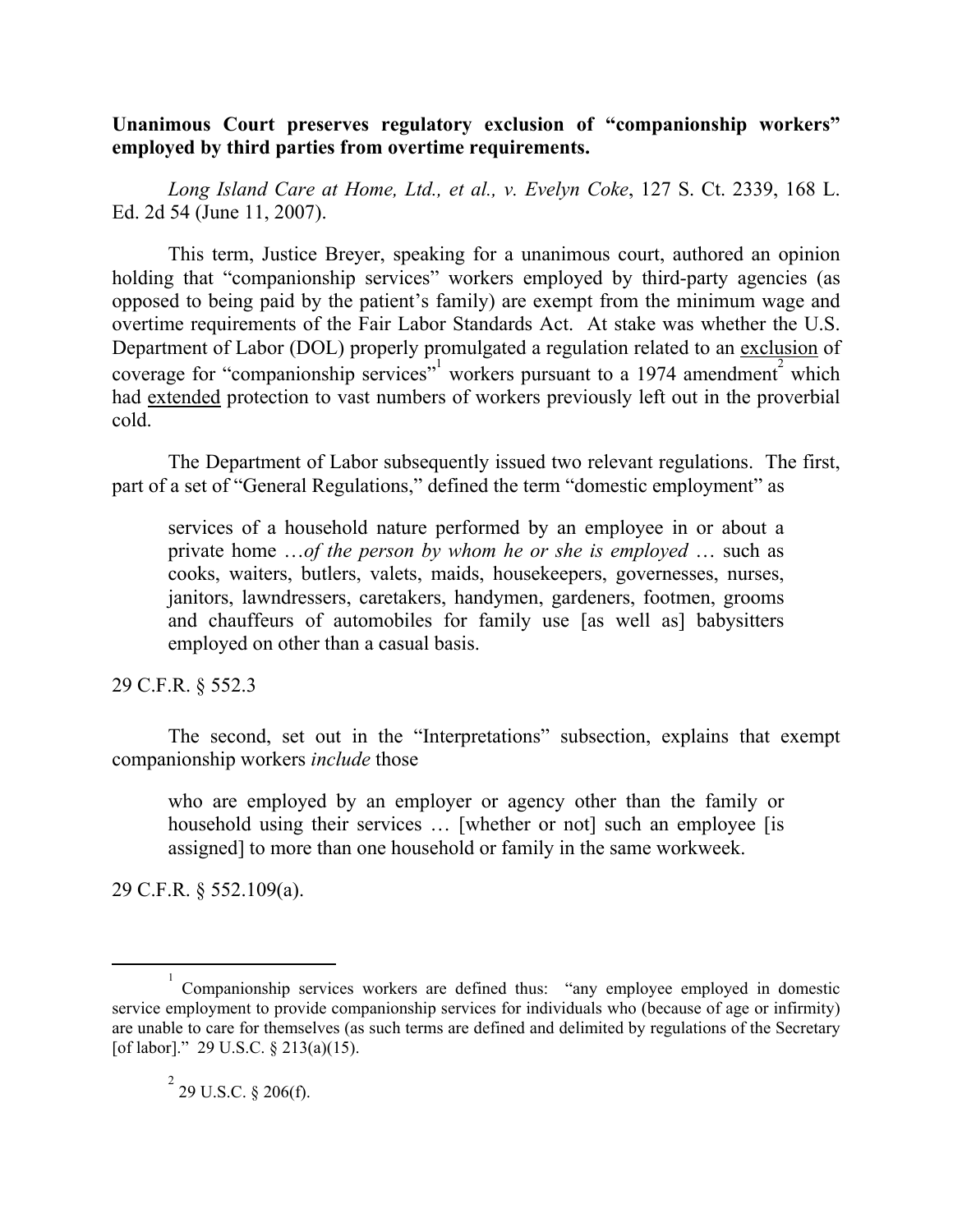**Unanimous Court preserves regulatory exclusion of "companionship workers" employed by third parties from overtime requirements.**

*Long Island Care at Home, Ltd., et al., v. Evelyn Coke*, 127 S. Ct. 2339, 168 L. Ed. 2d 54 (June 11, 2007).

This term, Justice Breyer, speaking for a unanimous court, authored an opinion holding that "companionship services" workers employed by third-party agencies (as opposed to being paid by the patient's family) are exempt from the minimum wage and overtime requirements of the Fair Labor Standards Act. At stake was whether the U.S. Department of Labor (DOL) properly promulgated a regulation related to an <u>exclusion</u> of coverage for "companionship services"[1] workers pursuant to a 1974 amendment[2] which had <u>extended</u> protection to vast numbers of workers previously left out in the proverbial cold.

The Department of Labor subsequently issued two relevant regulations. The first, part of a set of "General Regulations," defined the term "domestic employment" as

> services of a household nature performed by an employee in or about a private home …*of the person by whom he or she is employed* … such as cooks, waiters, butlers, valets, maids, housekeepers, governesses, nurses, janitors, lawndressers, caretakers, handymen, gardeners, footmen, grooms and chauffeurs of automobiles for family use [as well as] babysitters employed on other than a casual basis.

29 C.F.R. § 552.3

The second, set out in the "Interpretations" subsection, explains that exempt companionship workers *include* those

> who are employed by an employer or agency other than the family or household using their services … [whether or not] such an employee [is assigned] to more than one household or family in the same workweek.

29 C.F.R. § 552.109(a).

---

[1] Companionship services workers are defined thus: "any employee employed in domestic service employment to provide companionship services for individuals who (because of age or infirmity) are unable to care for themselves (as such terms are defined and delimited by regulations of the Secretary [of labor]." 29 U.S.C. § 213(a)(15).

[2] 29 U.S.C. § 206(f).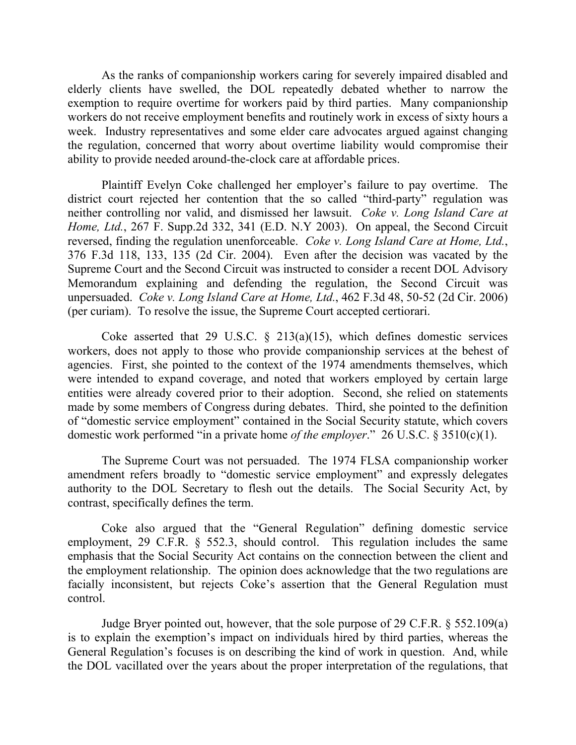As the ranks of companionship workers caring for severely impaired disabled and elderly clients have swelled, the DOL repeatedly debated whether to narrow the exemption to require overtime for workers paid by third parties. Many companionship workers do not receive employment benefits and routinely work in excess of sixty hours a week. Industry representatives and some elder care advocates argued against changing the regulation, concerned that worry about overtime liability would compromise their ability to provide needed around-the-clock care at affordable prices.

Plaintiff Evelyn Coke challenged her employer's failure to pay overtime. The district court rejected her contention that the so called "third-party" regulation was neither controlling nor valid, and dismissed her lawsuit. *Coke v. Long Island Care at Home, Ltd.*, 267 F. Supp.2d 332, 341 (E.D. N.Y 2003). On appeal, the Second Circuit reversed, finding the regulation unenforceable. *Coke v. Long Island Care at Home, Ltd.*, 376 F.3d 118, 133, 135 (2d Cir. 2004). Even after the decision was vacated by the Supreme Court and the Second Circuit was instructed to consider a recent DOL Advisory Memorandum explaining and defending the regulation, the Second Circuit was unpersuaded. *Coke v. Long Island Care at Home, Ltd.*, 462 F.3d 48, 50-52 (2d Cir. 2006) (per curiam). To resolve the issue, the Supreme Court accepted certiorari.

Coke asserted that 29 U.S.C. § 213(a)(15), which defines domestic services workers, does not apply to those who provide companionship services at the behest of agencies. First, she pointed to the context of the 1974 amendments themselves, which were intended to expand coverage, and noted that workers employed by certain large entities were already covered prior to their adoption. Second, she relied on statements made by some members of Congress during debates. Third, she pointed to the definition of "domestic service employment" contained in the Social Security statute, which covers domestic work performed "in a private home *of the employer*." 26 U.S.C. § 3510(c)(1).

The Supreme Court was not persuaded. The 1974 FLSA companionship worker amendment refers broadly to "domestic service employment" and expressly delegates authority to the DOL Secretary to flesh out the details. The Social Security Act, by contrast, specifically defines the term.

Coke also argued that the "General Regulation" defining domestic service employment, 29 C.F.R. § 552.3, should control. This regulation includes the same emphasis that the Social Security Act contains on the connection between the client and the employment relationship. The opinion does acknowledge that the two regulations are facially inconsistent, but rejects Coke's assertion that the General Regulation must control.

Judge Bryer pointed out, however, that the sole purpose of 29 C.F.R. § 552.109(a) is to explain the exemption's impact on individuals hired by third parties, whereas the General Regulation's focuses is on describing the kind of work in question. And, while the DOL vacillated over the years about the proper interpretation of the regulations, that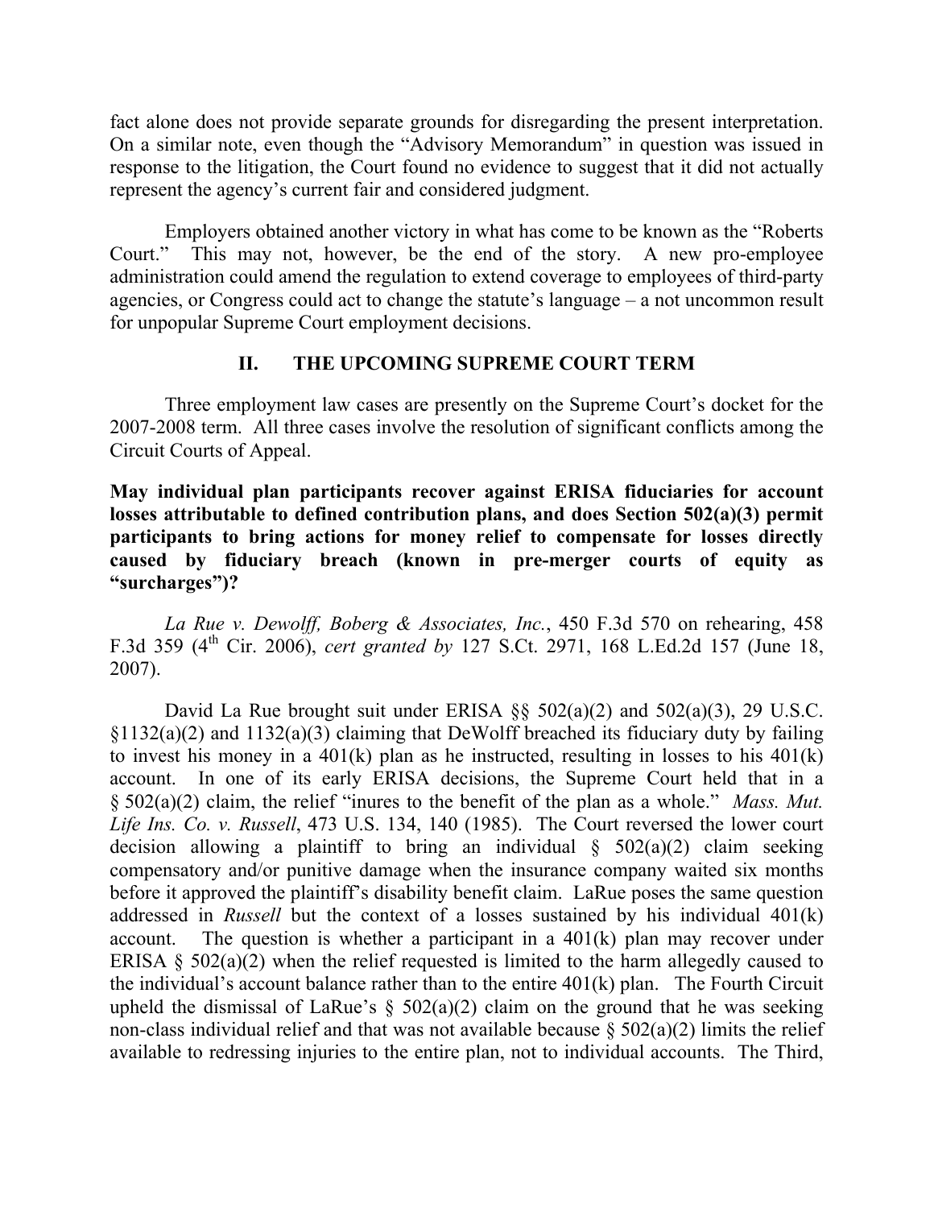fact alone does not provide separate grounds for disregarding the present interpretation. On a similar note, even though the "Advisory Memorandum" in question was issued in response to the litigation, the Court found no evidence to suggest that it did not actually represent the agency's current fair and considered judgment.

Employers obtained another victory in what has come to be known as the "Roberts Court." This may not, however, be the end of the story. A new pro-employee administration could amend the regulation to extend coverage to employees of third-party agencies, or Congress could act to change the statute's language – a not uncommon result for unpopular Supreme Court employment decisions.

## II. THE UPCOMING SUPREME COURT TERM

Three employment law cases are presently on the Supreme Court's docket for the 2007-2008 term. All three cases involve the resolution of significant conflicts among the Circuit Courts of Appeal.

**May individual plan participants recover against ERISA fiduciaries for account losses attributable to defined contribution plans, and does Section 502(a)(3) permit participants to bring actions for money relief to compensate for losses directly caused by fiduciary breach (known in pre-merger courts of equity as "surcharges")?**

*La Rue v. Dewolff, Boberg & Associates, Inc.*, 450 F.3d 570 on rehearing, 458 F.3d 359 (4th Cir. 2006), *cert granted by* 127 S.Ct. 2971, 168 L.Ed.2d 157 (June 18, 2007).

David La Rue brought suit under ERISA §§ 502(a)(2) and 502(a)(3), 29 U.S.C. §1132(a)(2) and 1132(a)(3) claiming that DeWolff breached its fiduciary duty by failing to invest his money in a 401(k) plan as he instructed, resulting in losses to his 401(k) account. In one of its early ERISA decisions, the Supreme Court held that in a § 502(a)(2) claim, the relief "inures to the benefit of the plan as a whole." *Mass. Mut. Life Ins. Co. v. Russell*, 473 U.S. 134, 140 (1985). The Court reversed the lower court decision allowing a plaintiff to bring an individual § 502(a)(2) claim seeking compensatory and/or punitive damage when the insurance company waited six months before it approved the plaintiff's disability benefit claim. LaRue poses the same question addressed in *Russell* but the context of a losses sustained by his individual 401(k) account. The question is whether a participant in a 401(k) plan may recover under ERISA § 502(a)(2) when the relief requested is limited to the harm allegedly caused to the individual's account balance rather than to the entire 401(k) plan. The Fourth Circuit upheld the dismissal of LaRue's § 502(a)(2) claim on the ground that he was seeking non-class individual relief and that was not available because § 502(a)(2) limits the relief available to redressing injuries to the entire plan, not to individual accounts. The Third,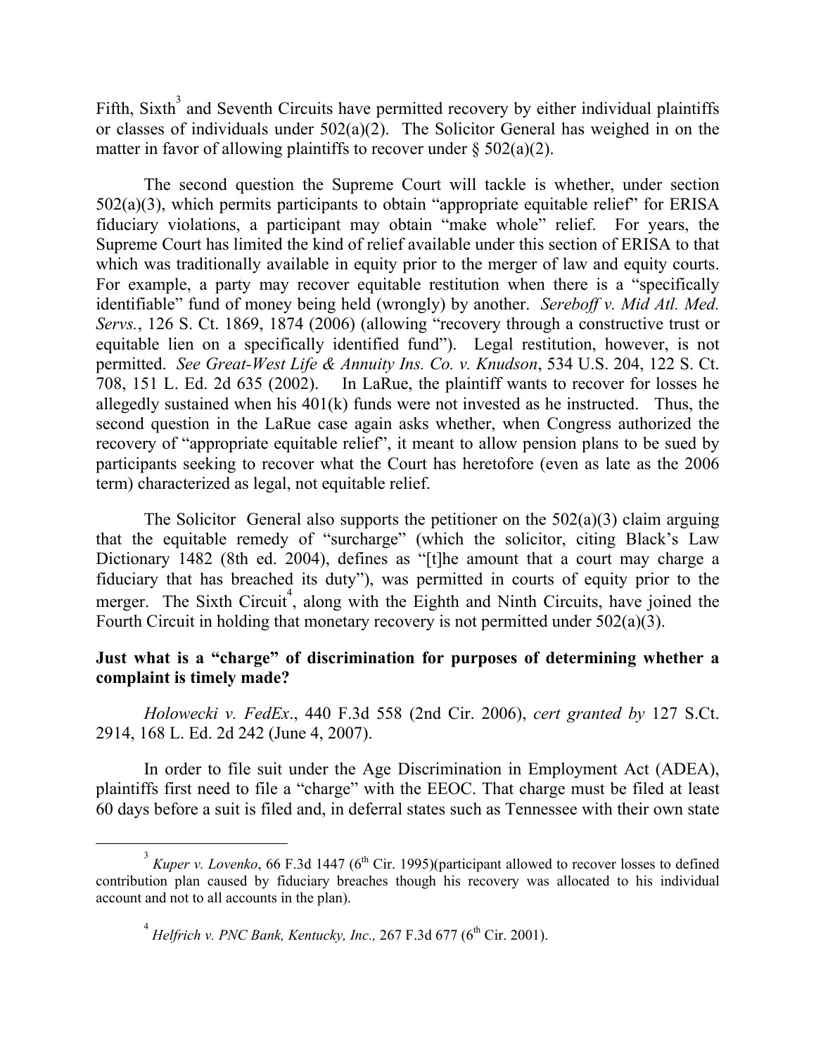Fifth, Sixth[3] and Seventh Circuits have permitted recovery by either individual plaintiffs or classes of individuals under 502(a)(2). The Solicitor General has weighed in on the matter in favor of allowing plaintiffs to recover under § 502(a)(2).

The second question the Supreme Court will tackle is whether, under section 502(a)(3), which permits participants to obtain "appropriate equitable relief" for ERISA fiduciary violations, a participant may obtain "make whole" relief. For years, the Supreme Court has limited the kind of relief available under this section of ERISA to that which was traditionally available in equity prior to the merger of law and equity courts. For example, a party may recover equitable restitution when there is a "specifically identifiable" fund of money being held (wrongly) by another. *Sereboff v. Mid Atl. Med. Servs.*, 126 S. Ct. 1869, 1874 (2006) (allowing "recovery through a constructive trust or equitable lien on a specifically identified fund"). Legal restitution, however, is not permitted. *See Great-West Life & Annuity Ins. Co. v. Knudson*, 534 U.S. 204, 122 S. Ct. 708, 151 L. Ed. 2d 635 (2002). In LaRue, the plaintiff wants to recover for losses he allegedly sustained when his 401(k) funds were not invested as he instructed. Thus, the second question in the LaRue case again asks whether, when Congress authorized the recovery of "appropriate equitable relief", it meant to allow pension plans to be sued by participants seeking to recover what the Court has heretofore (even as late as the 2006 term) characterized as legal, not equitable relief.

The Solicitor General also supports the petitioner on the 502(a)(3) claim arguing that the equitable remedy of "surcharge" (which the solicitor, citing Black's Law Dictionary 1482 (8th ed. 2004), defines as "[t]he amount that a court may charge a fiduciary that has breached its duty"), was permitted in courts of equity prior to the merger. The Sixth Circuit[4], along with the Eighth and Ninth Circuits, have joined the Fourth Circuit in holding that monetary recovery is not permitted under 502(a)(3).

**Just what is a "charge" of discrimination for purposes of determining whether a complaint is timely made?**

*Holowecki v. FedEx*., 440 F.3d 558 (2nd Cir. 2006), *cert granted by* 127 S.Ct. 2914, 168 L. Ed. 2d 242 (June 4, 2007).

In order to file suit under the Age Discrimination in Employment Act (ADEA), plaintiffs first need to file a "charge" with the EEOC. That charge must be filed at least 60 days before a suit is filed and, in deferral states such as Tennessee with their own state

---

[3] *Kuper v. Lovenko*, 66 F.3d 1447 (6th Cir. 1995)(participant allowed to recover losses to defined contribution plan caused by fiduciary breaches though his recovery was allocated to his individual account and not to all accounts in the plan).

[4] *Helfrich v. PNC Bank, Kentucky, Inc.,* 267 F.3d 677 (6th Cir. 2001).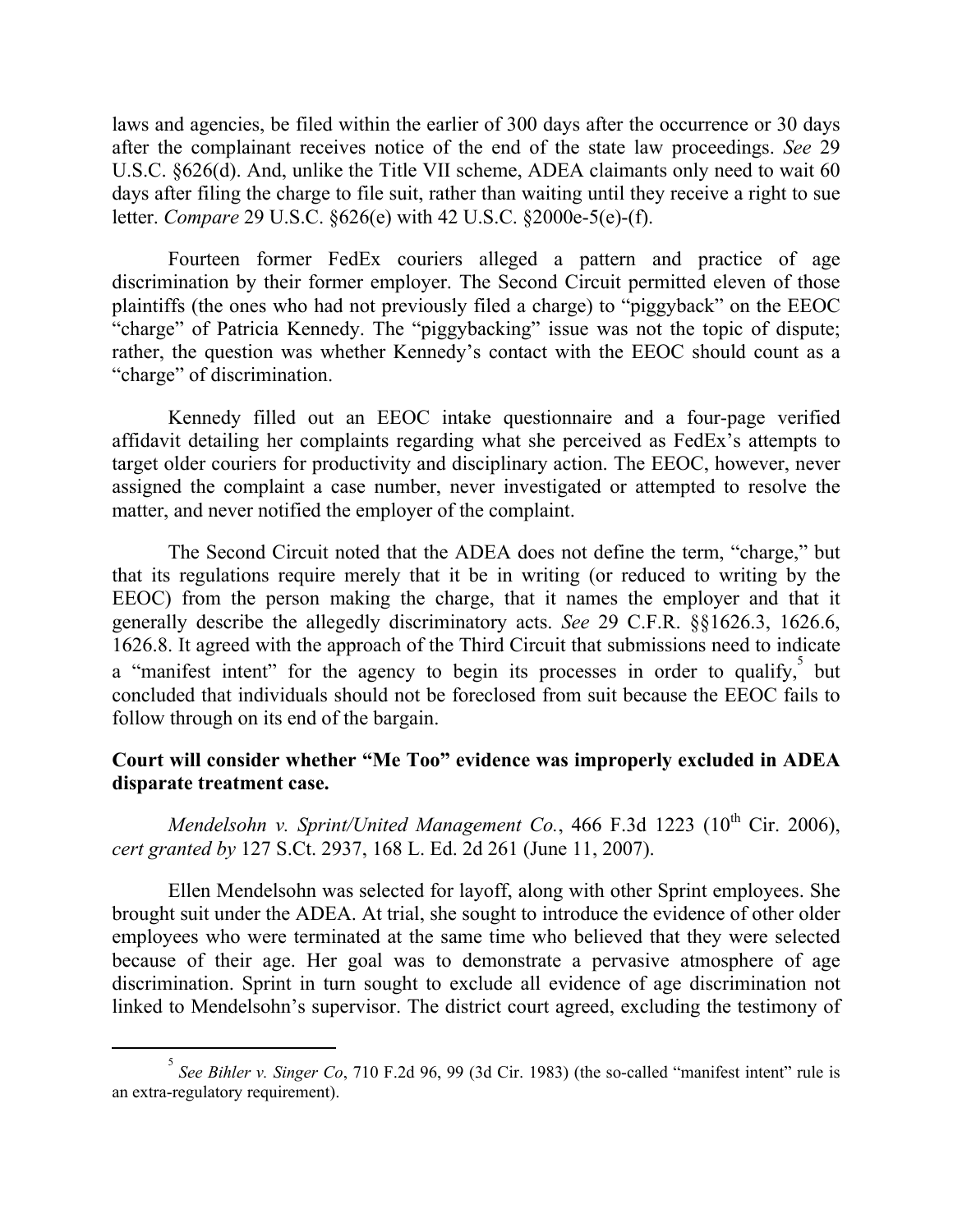laws and agencies, be filed within the earlier of 300 days after the occurrence or 30 days after the complainant receives notice of the end of the state law proceedings. *See* 29 U.S.C. §626(d). And, unlike the Title VII scheme, ADEA claimants only need to wait 60 days after filing the charge to file suit, rather than waiting until they receive a right to sue letter. *Compare* 29 U.S.C. §626(e) with 42 U.S.C. §2000e-5(e)-(f).

Fourteen former FedEx couriers alleged a pattern and practice of age discrimination by their former employer. The Second Circuit permitted eleven of those plaintiffs (the ones who had not previously filed a charge) to "piggyback" on the EEOC "charge" of Patricia Kennedy. The "piggybacking" issue was not the topic of dispute; rather, the question was whether Kennedy's contact with the EEOC should count as a "charge" of discrimination.

Kennedy filled out an EEOC intake questionnaire and a four-page verified affidavit detailing her complaints regarding what she perceived as FedEx's attempts to target older couriers for productivity and disciplinary action. The EEOC, however, never assigned the complaint a case number, never investigated or attempted to resolve the matter, and never notified the employer of the complaint.

The Second Circuit noted that the ADEA does not define the term, "charge," but that its regulations require merely that it be in writing (or reduced to writing by the EEOC) from the person making the charge, that it names the employer and that it generally describe the allegedly discriminatory acts. *See* 29 C.F.R. §§1626.3, 1626.6, 1626.8. It agreed with the approach of the Third Circuit that submissions need to indicate a "manifest intent" for the agency to begin its processes in order to qualify,[5] but concluded that individuals should not be foreclosed from suit because the EEOC fails to follow through on its end of the bargain.

**Court will consider whether "Me Too" evidence was improperly excluded in ADEA disparate treatment case.**

*Mendelsohn v. Sprint/United Management Co.*, 466 F.3d 1223 (10th Cir. 2006), *cert granted by* 127 S.Ct. 2937, 168 L. Ed. 2d 261 (June 11, 2007).

Ellen Mendelsohn was selected for layoff, along with other Sprint employees. She brought suit under the ADEA. At trial, she sought to introduce the evidence of other older employees who were terminated at the same time who believed that they were selected because of their age. Her goal was to demonstrate a pervasive atmosphere of age discrimination. Sprint in turn sought to exclude all evidence of age discrimination not linked to Mendelsohn's supervisor. The district court agreed, excluding the testimony of

[5] *See Bihler v. Singer Co*, 710 F.2d 96, 99 (3d Cir. 1983) (the so-called "manifest intent" rule is an extra-regulatory requirement).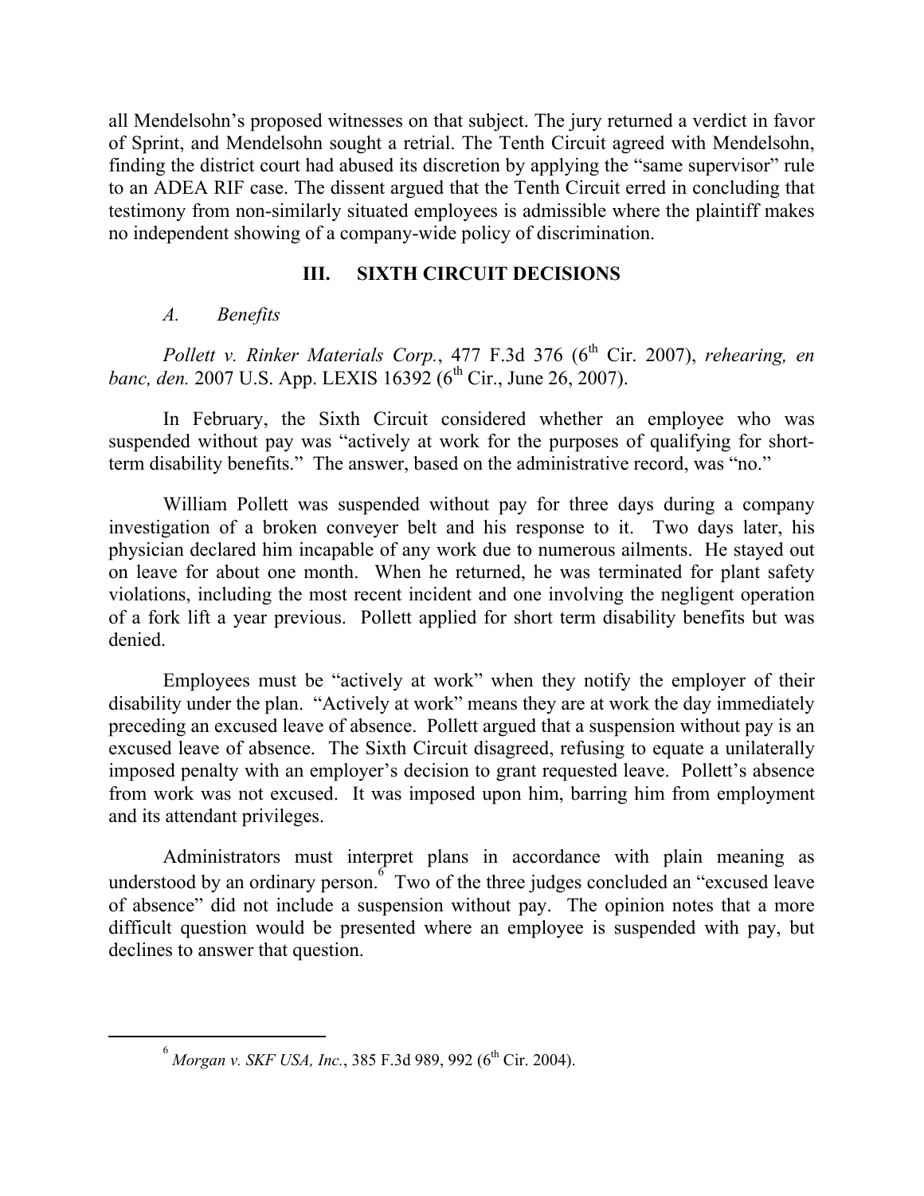all Mendelsohn's proposed witnesses on that subject. The jury returned a verdict in favor of Sprint, and Mendelsohn sought a retrial. The Tenth Circuit agreed with Mendelsohn, finding the district court had abused its discretion by applying the "same supervisor" rule to an ADEA RIF case. The dissent argued that the Tenth Circuit erred in concluding that testimony from non-similarly situated employees is admissible where the plaintiff makes no independent showing of a company-wide policy of discrimination.

## III. SIXTH CIRCUIT DECISIONS

### *A. Benefits*

*Pollett v. Rinker Materials Corp.*, 477 F.3d 376 (6th Cir. 2007), *rehearing, en banc, den.* 2007 U.S. App. LEXIS 16392 (6th Cir., June 26, 2007).

In February, the Sixth Circuit considered whether an employee who was suspended without pay was "actively at work for the purposes of qualifying for short-term disability benefits." The answer, based on the administrative record, was "no."

William Pollett was suspended without pay for three days during a company investigation of a broken conveyer belt and his response to it. Two days later, his physician declared him incapable of any work due to numerous ailments. He stayed out on leave for about one month. When he returned, he was terminated for plant safety violations, including the most recent incident and one involving the negligent operation of a fork lift a year previous. Pollett applied for short term disability benefits but was denied.

Employees must be "actively at work" when they notify the employer of their disability under the plan. "Actively at work" means they are at work the day immediately preceding an excused leave of absence. Pollett argued that a suspension without pay is an excused leave of absence. The Sixth Circuit disagreed, refusing to equate a unilaterally imposed penalty with an employer's decision to grant requested leave. Pollett's absence from work was not excused. It was imposed upon him, barring him from employment and its attendant privileges.

Administrators must interpret plans in accordance with plain meaning as understood by an ordinary person.[6] Two of the three judges concluded an "excused leave of absence" did not include a suspension without pay. The opinion notes that a more difficult question would be presented where an employee is suspended with pay, but declines to answer that question.

---

[6] *Morgan v. SKF USA, Inc.*, 385 F.3d 989, 992 (6th Cir. 2004).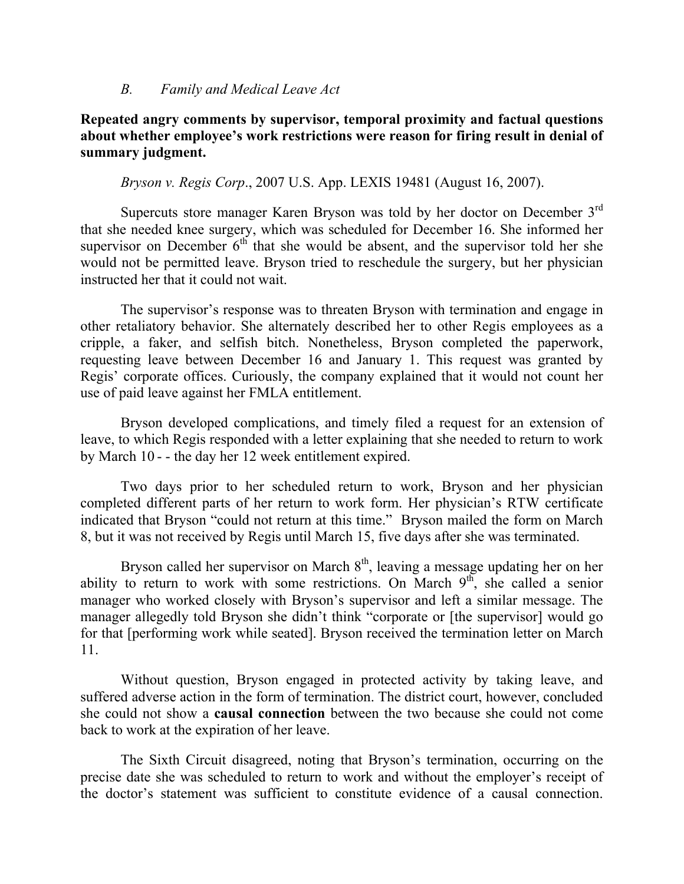### *B. Family and Medical Leave Act*

**Repeated angry comments by supervisor, temporal proximity and factual questions about whether employee's work restrictions were reason for firing result in denial of summary judgment.**

*Bryson v. Regis Corp*., 2007 U.S. App. LEXIS 19481 (August 16, 2007).

Supercuts store manager Karen Bryson was told by her doctor on December 3rd that she needed knee surgery, which was scheduled for December 16. She informed her supervisor on December 6th that she would be absent, and the supervisor told her she would not be permitted leave. Bryson tried to reschedule the surgery, but her physician instructed her that it could not wait.

The supervisor's response was to threaten Bryson with termination and engage in other retaliatory behavior. She alternately described her to other Regis employees as a cripple, a faker, and selfish bitch. Nonetheless, Bryson completed the paperwork, requesting leave between December 16 and January 1. This request was granted by Regis' corporate offices. Curiously, the company explained that it would not count her use of paid leave against her FMLA entitlement.

Bryson developed complications, and timely filed a request for an extension of leave, to which Regis responded with a letter explaining that she needed to return to work by March 10 - - the day her 12 week entitlement expired.

Two days prior to her scheduled return to work, Bryson and her physician completed different parts of her return to work form. Her physician's RTW certificate indicated that Bryson "could not return at this time." Bryson mailed the form on March 8, but it was not received by Regis until March 15, five days after she was terminated.

Bryson called her supervisor on March 8th, leaving a message updating her on her ability to return to work with some restrictions. On March 9th, she called a senior manager who worked closely with Bryson's supervisor and left a similar message. The manager allegedly told Bryson she didn't think "corporate or [the supervisor] would go for that [performing work while seated]. Bryson received the termination letter on March 11.

Without question, Bryson engaged in protected activity by taking leave, and suffered adverse action in the form of termination. The district court, however, concluded she could not show a **causal connection** between the two because she could not come back to work at the expiration of her leave.

The Sixth Circuit disagreed, noting that Bryson's termination, occurring on the precise date she was scheduled to return to work and without the employer's receipt of the doctor's statement was sufficient to constitute evidence of a causal connection.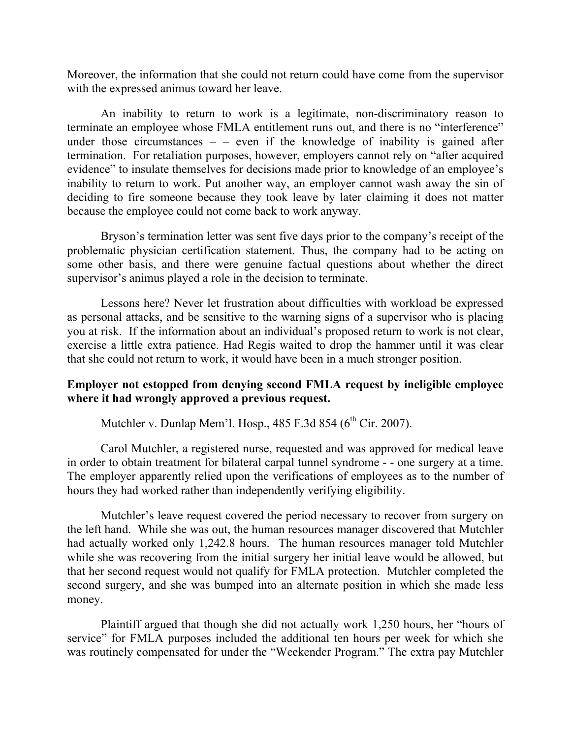Moreover, the information that she could not return could have come from the supervisor with the expressed animus toward her leave.

An inability to return to work is a legitimate, non-discriminatory reason to terminate an employee whose FMLA entitlement runs out, and there is no "interference" under those circumstances – – even if the knowledge of inability is gained after termination. For retaliation purposes, however, employers cannot rely on "after acquired evidence" to insulate themselves for decisions made prior to knowledge of an employee's inability to return to work. Put another way, an employer cannot wash away the sin of deciding to fire someone because they took leave by later claiming it does not matter because the employee could not come back to work anyway.

Bryson's termination letter was sent five days prior to the company's receipt of the problematic physician certification statement. Thus, the company had to be acting on some other basis, and there were genuine factual questions about whether the direct supervisor's animus played a role in the decision to terminate.

Lessons here? Never let frustration about difficulties with workload be expressed as personal attacks, and be sensitive to the warning signs of a supervisor who is placing you at risk. If the information about an individual's proposed return to work is not clear, exercise a little extra patience. Had Regis waited to drop the hammer until it was clear that she could not return to work, it would have been in a much stronger position.

**Employer not estopped from denying second FMLA request by ineligible employee where it had wrongly approved a previous request.**

Mutchler v. Dunlap Mem'l. Hosp., 485 F.3d 854 (6th Cir. 2007).

Carol Mutchler, a registered nurse, requested and was approved for medical leave in order to obtain treatment for bilateral carpal tunnel syndrome - - one surgery at a time. The employer apparently relied upon the verifications of employees as to the number of hours they had worked rather than independently verifying eligibility.

Mutchler's leave request covered the period necessary to recover from surgery on the left hand. While she was out, the human resources manager discovered that Mutchler had actually worked only 1,242.8 hours. The human resources manager told Mutchler while she was recovering from the initial surgery her initial leave would be allowed, but that her second request would not qualify for FMLA protection. Mutchler completed the second surgery, and she was bumped into an alternate position in which she made less money.

Plaintiff argued that though she did not actually work 1,250 hours, her "hours of service" for FMLA purposes included the additional ten hours per week for which she was routinely compensated for under the "Weekender Program." The extra pay Mutchler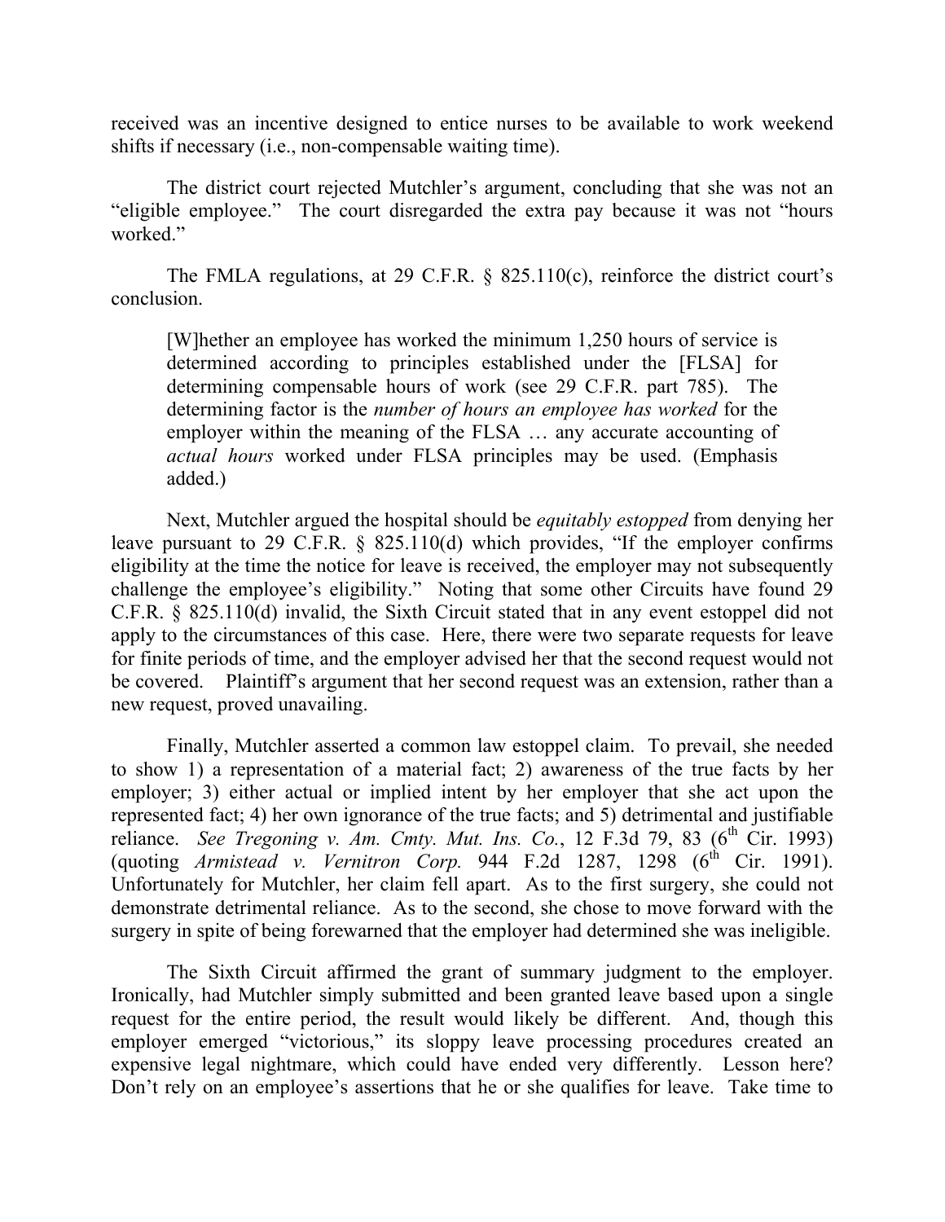received was an incentive designed to entice nurses to be available to work weekend shifts if necessary (i.e., non-compensable waiting time).

The district court rejected Mutchler's argument, concluding that she was not an "eligible employee." The court disregarded the extra pay because it was not "hours worked."

The FMLA regulations, at 29 C.F.R. § 825.110(c), reinforce the district court's conclusion.

> [W]hether an employee has worked the minimum 1,250 hours of service is determined according to principles established under the [FLSA] for determining compensable hours of work (see 29 C.F.R. part 785). The determining factor is the *number of hours an employee has worked* for the employer within the meaning of the FLSA … any accurate accounting of *actual hours* worked under FLSA principles may be used. (Emphasis added.)

Next, Mutchler argued the hospital should be *equitably estopped* from denying her leave pursuant to 29 C.F.R. § 825.110(d) which provides, "If the employer confirms eligibility at the time the notice for leave is received, the employer may not subsequently challenge the employee's eligibility." Noting that some other Circuits have found 29 C.F.R. § 825.110(d) invalid, the Sixth Circuit stated that in any event estoppel did not apply to the circumstances of this case. Here, there were two separate requests for leave for finite periods of time, and the employer advised her that the second request would not be covered. Plaintiff's argument that her second request was an extension, rather than a new request, proved unavailing.

Finally, Mutchler asserted a common law estoppel claim. To prevail, she needed to show 1) a representation of a material fact; 2) awareness of the true facts by her employer; 3) either actual or implied intent by her employer that she act upon the represented fact; 4) her own ignorance of the true facts; and 5) detrimental and justifiable reliance. *See Tregoning v. Am. Cmty. Mut. Ins. Co.*, 12 F.3d 79, 83 (6th Cir. 1993) (quoting *Armistead v. Vernitron Corp.* 944 F.2d 1287, 1298 (6th Cir. 1991). Unfortunately for Mutchler, her claim fell apart. As to the first surgery, she could not demonstrate detrimental reliance. As to the second, she chose to move forward with the surgery in spite of being forewarned that the employer had determined she was ineligible.

The Sixth Circuit affirmed the grant of summary judgment to the employer. Ironically, had Mutchler simply submitted and been granted leave based upon a single request for the entire period, the result would likely be different. And, though this employer emerged "victorious," its sloppy leave processing procedures created an expensive legal nightmare, which could have ended very differently. Lesson here? Don't rely on an employee's assertions that he or she qualifies for leave. Take time to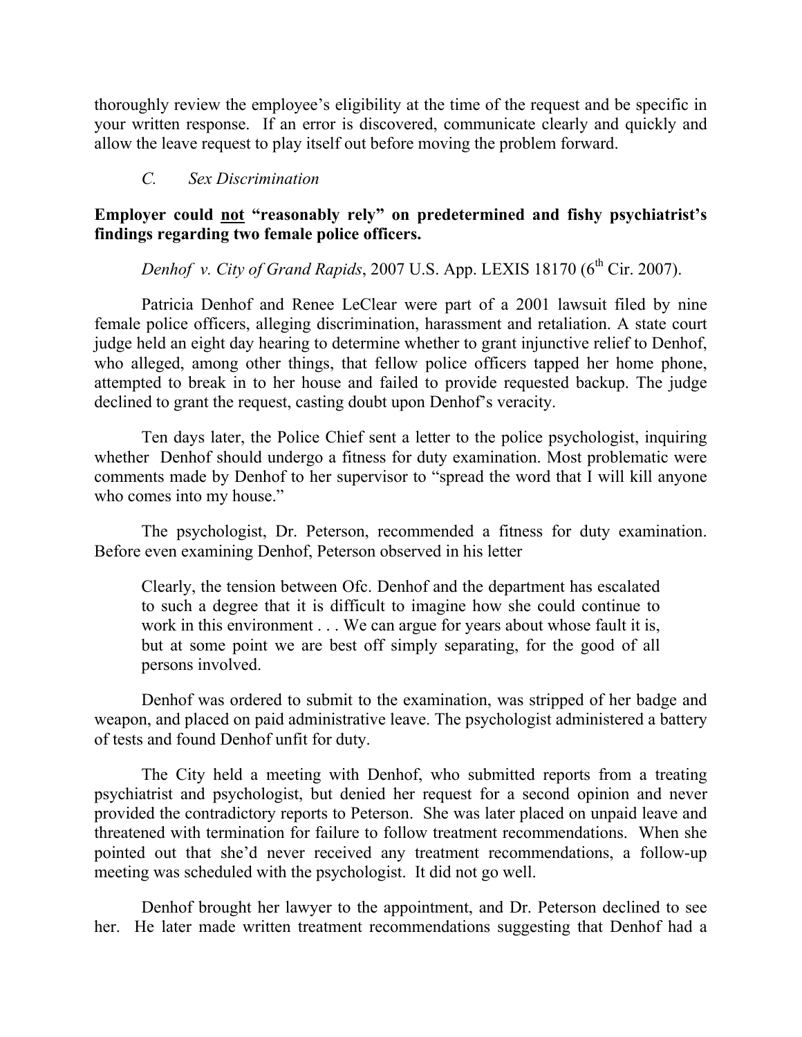thoroughly review the employee's eligibility at the time of the request and be specific in your written response. If an error is discovered, communicate clearly and quickly and allow the leave request to play itself out before moving the problem forward.

### *C. Sex Discrimination*

**Employer could not "reasonably rely" on predetermined and fishy psychiatrist's findings regarding two female police officers.**

*Denhof v. City of Grand Rapids*, 2007 U.S. App. LEXIS 18170 (6th Cir. 2007).

Patricia Denhof and Renee LeClear were part of a 2001 lawsuit filed by nine female police officers, alleging discrimination, harassment and retaliation. A state court judge held an eight day hearing to determine whether to grant injunctive relief to Denhof, who alleged, among other things, that fellow police officers tapped her home phone, attempted to break in to her house and failed to provide requested backup. The judge declined to grant the request, casting doubt upon Denhof's veracity.

Ten days later, the Police Chief sent a letter to the police psychologist, inquiring whether Denhof should undergo a fitness for duty examination. Most problematic were comments made by Denhof to her supervisor to "spread the word that I will kill anyone who comes into my house."

The psychologist, Dr. Peterson, recommended a fitness for duty examination. Before even examining Denhof, Peterson observed in his letter

> Clearly, the tension between Ofc. Denhof and the department has escalated to such a degree that it is difficult to imagine how she could continue to work in this environment . . . We can argue for years about whose fault it is, but at some point we are best off simply separating, for the good of all persons involved.

Denhof was ordered to submit to the examination, was stripped of her badge and weapon, and placed on paid administrative leave. The psychologist administered a battery of tests and found Denhof unfit for duty.

The City held a meeting with Denhof, who submitted reports from a treating psychiatrist and psychologist, but denied her request for a second opinion and never provided the contradictory reports to Peterson. She was later placed on unpaid leave and threatened with termination for failure to follow treatment recommendations. When she pointed out that she'd never received any treatment recommendations, a follow-up meeting was scheduled with the psychologist. It did not go well.

Denhof brought her lawyer to the appointment, and Dr. Peterson declined to see her. He later made written treatment recommendations suggesting that Denhof had a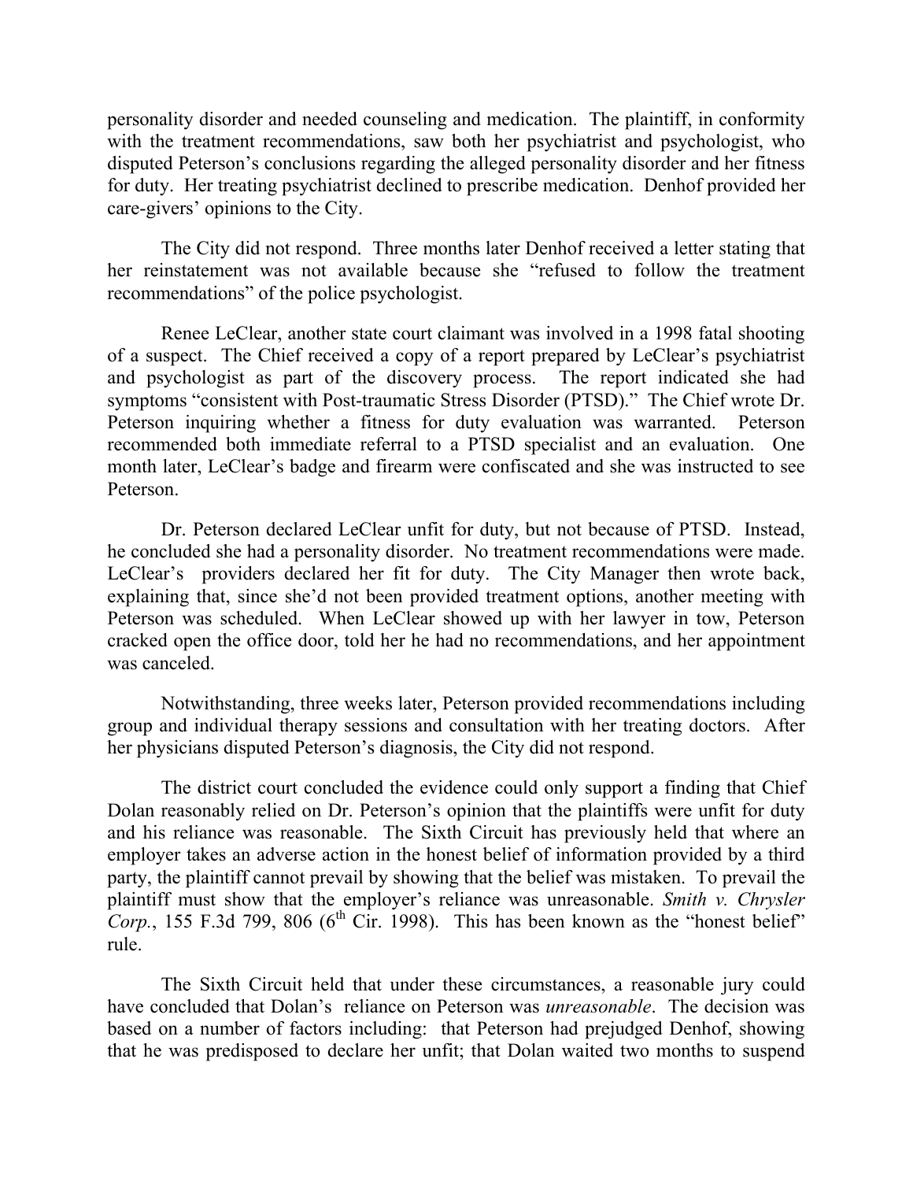personality disorder and needed counseling and medication. The plaintiff, in conformity with the treatment recommendations, saw both her psychiatrist and psychologist, who disputed Peterson's conclusions regarding the alleged personality disorder and her fitness for duty. Her treating psychiatrist declined to prescribe medication. Denhof provided her care-givers' opinions to the City.

The City did not respond. Three months later Denhof received a letter stating that her reinstatement was not available because she "refused to follow the treatment recommendations" of the police psychologist.

Renee LeClear, another state court claimant was involved in a 1998 fatal shooting of a suspect. The Chief received a copy of a report prepared by LeClear's psychiatrist and psychologist as part of the discovery process. The report indicated she had symptoms "consistent with Post-traumatic Stress Disorder (PTSD)." The Chief wrote Dr. Peterson inquiring whether a fitness for duty evaluation was warranted. Peterson recommended both immediate referral to a PTSD specialist and an evaluation. One month later, LeClear's badge and firearm were confiscated and she was instructed to see Peterson.

Dr. Peterson declared LeClear unfit for duty, but not because of PTSD. Instead, he concluded she had a personality disorder. No treatment recommendations were made. LeClear's providers declared her fit for duty. The City Manager then wrote back, explaining that, since she'd not been provided treatment options, another meeting with Peterson was scheduled. When LeClear showed up with her lawyer in tow, Peterson cracked open the office door, told her he had no recommendations, and her appointment was canceled.

Notwithstanding, three weeks later, Peterson provided recommendations including group and individual therapy sessions and consultation with her treating doctors. After her physicians disputed Peterson's diagnosis, the City did not respond.

The district court concluded the evidence could only support a finding that Chief Dolan reasonably relied on Dr. Peterson's opinion that the plaintiffs were unfit for duty and his reliance was reasonable. The Sixth Circuit has previously held that where an employer takes an adverse action in the honest belief of information provided by a third party, the plaintiff cannot prevail by showing that the belief was mistaken. To prevail the plaintiff must show that the employer's reliance was unreasonable. *Smith v. Chrysler Corp.*, 155 F.3d 799, 806 (6th Cir. 1998). This has been known as the "honest belief" rule.

The Sixth Circuit held that under these circumstances, a reasonable jury could have concluded that Dolan's reliance on Peterson was *unreasonable*. The decision was based on a number of factors including: that Peterson had prejudged Denhof, showing that he was predisposed to declare her unfit; that Dolan waited two months to suspend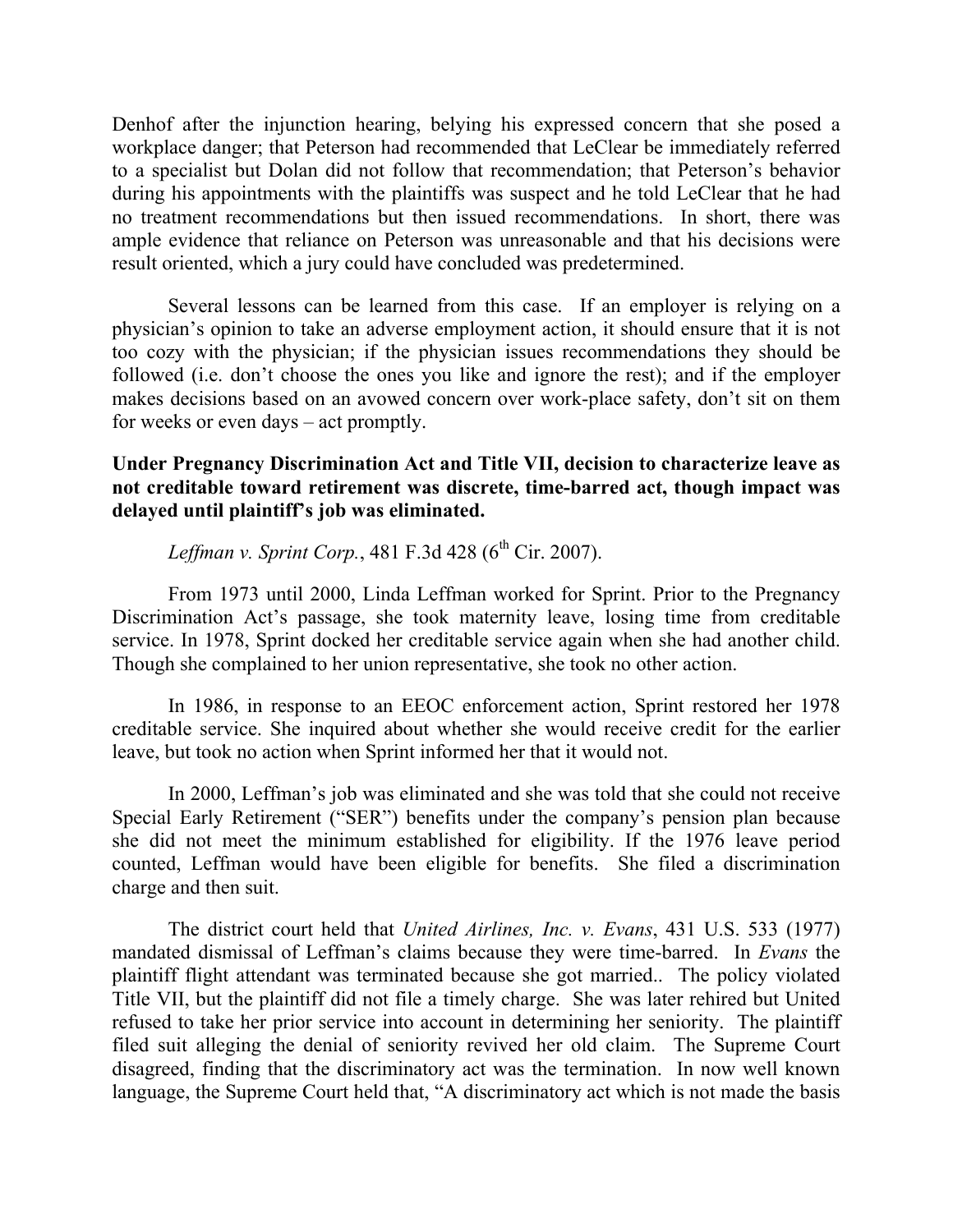Denhof after the injunction hearing, belying his expressed concern that she posed a workplace danger; that Peterson had recommended that LeClear be immediately referred to a specialist but Dolan did not follow that recommendation; that Peterson's behavior during his appointments with the plaintiffs was suspect and he told LeClear that he had no treatment recommendations but then issued recommendations. In short, there was ample evidence that reliance on Peterson was unreasonable and that his decisions were result oriented, which a jury could have concluded was predetermined.

Several lessons can be learned from this case. If an employer is relying on a physician's opinion to take an adverse employment action, it should ensure that it is not too cozy with the physician; if the physician issues recommendations they should be followed (i.e. don't choose the ones you like and ignore the rest); and if the employer makes decisions based on an avowed concern over work-place safety, don't sit on them for weeks or even days – act promptly.

**Under Pregnancy Discrimination Act and Title VII, decision to characterize leave as not creditable toward retirement was discrete, time-barred act, though impact was delayed until plaintiff's job was eliminated.**

*Leffman v. Sprint Corp.*, 481 F.3d 428 (6th Cir. 2007).

From 1973 until 2000, Linda Leffman worked for Sprint. Prior to the Pregnancy Discrimination Act's passage, she took maternity leave, losing time from creditable service. In 1978, Sprint docked her creditable service again when she had another child. Though she complained to her union representative, she took no other action.

In 1986, in response to an EEOC enforcement action, Sprint restored her 1978 creditable service. She inquired about whether she would receive credit for the earlier leave, but took no action when Sprint informed her that it would not.

In 2000, Leffman's job was eliminated and she was told that she could not receive Special Early Retirement ("SER") benefits under the company's pension plan because she did not meet the minimum established for eligibility. If the 1976 leave period counted, Leffman would have been eligible for benefits. She filed a discrimination charge and then suit.

The district court held that *United Airlines, Inc. v. Evans*, 431 U.S. 533 (1977) mandated dismissal of Leffman's claims because they were time-barred. In *Evans* the plaintiff flight attendant was terminated because she got married.. The policy violated Title VII, but the plaintiff did not file a timely charge. She was later rehired but United refused to take her prior service into account in determining her seniority. The plaintiff filed suit alleging the denial of seniority revived her old claim. The Supreme Court disagreed, finding that the discriminatory act was the termination. In now well known language, the Supreme Court held that, "A discriminatory act which is not made the basis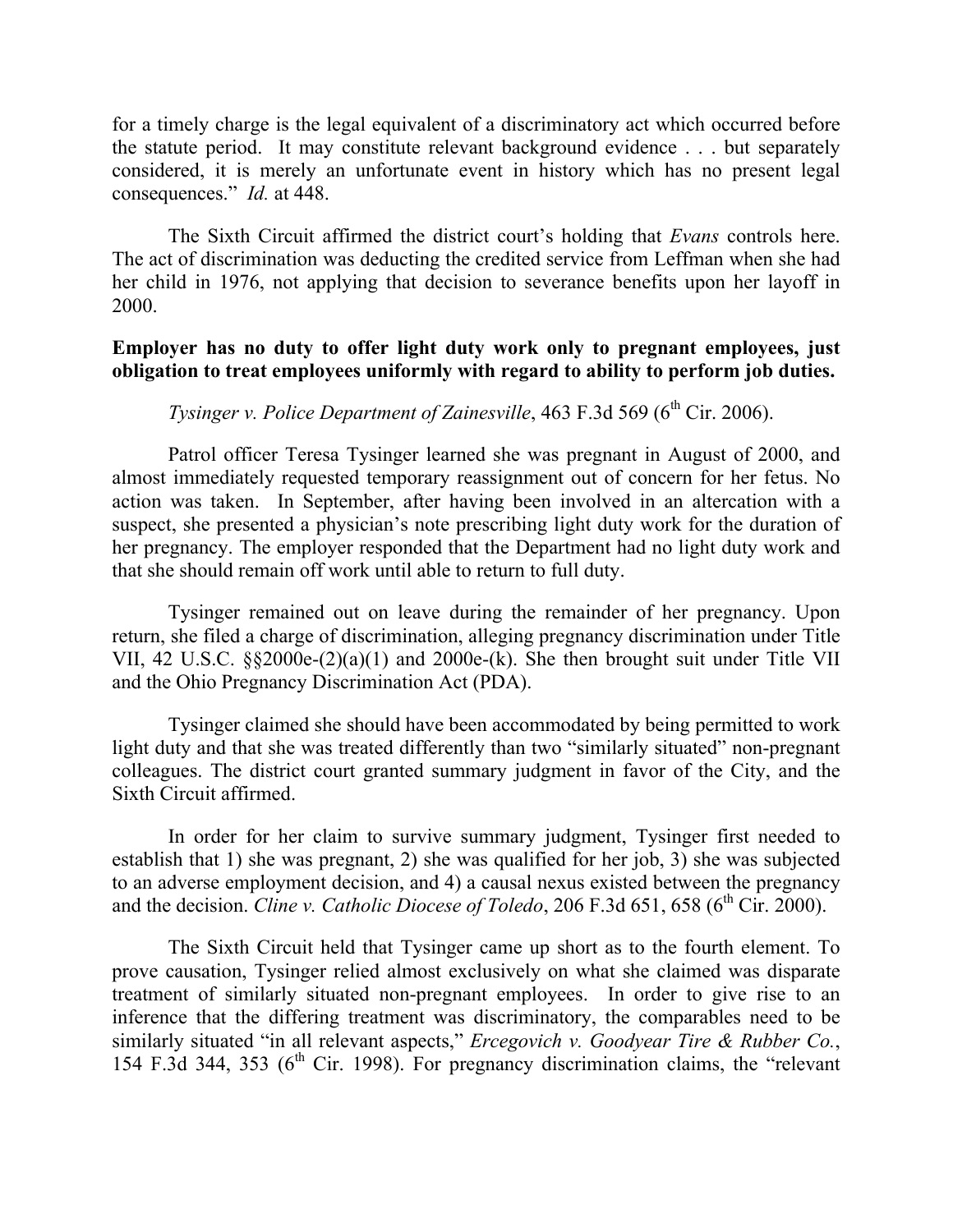for a timely charge is the legal equivalent of a discriminatory act which occurred before the statute period. It may constitute relevant background evidence . . . but separately considered, it is merely an unfortunate event in history which has no present legal consequences." *Id.* at 448.

The Sixth Circuit affirmed the district court's holding that *Evans* controls here. The act of discrimination was deducting the credited service from Leffman when she had her child in 1976, not applying that decision to severance benefits upon her layoff in 2000.

**Employer has no duty to offer light duty work only to pregnant employees, just obligation to treat employees uniformly with regard to ability to perform job duties.**

*Tysinger v. Police Department of Zainesville*, 463 F.3d 569 (6th Cir. 2006).

Patrol officer Teresa Tysinger learned she was pregnant in August of 2000, and almost immediately requested temporary reassignment out of concern for her fetus. No action was taken. In September, after having been involved in an altercation with a suspect, she presented a physician's note prescribing light duty work for the duration of her pregnancy. The employer responded that the Department had no light duty work and that she should remain off work until able to return to full duty.

Tysinger remained out on leave during the remainder of her pregnancy. Upon return, she filed a charge of discrimination, alleging pregnancy discrimination under Title VII, 42 U.S.C. §§2000e-(2)(a)(1) and 2000e-(k). She then brought suit under Title VII and the Ohio Pregnancy Discrimination Act (PDA).

Tysinger claimed she should have been accommodated by being permitted to work light duty and that she was treated differently than two "similarly situated" non-pregnant colleagues. The district court granted summary judgment in favor of the City, and the Sixth Circuit affirmed.

In order for her claim to survive summary judgment, Tysinger first needed to establish that 1) she was pregnant, 2) she was qualified for her job, 3) she was subjected to an adverse employment decision, and 4) a causal nexus existed between the pregnancy and the decision. *Cline v. Catholic Diocese of Toledo*, 206 F.3d 651, 658 (6th Cir. 2000).

The Sixth Circuit held that Tysinger came up short as to the fourth element. To prove causation, Tysinger relied almost exclusively on what she claimed was disparate treatment of similarly situated non-pregnant employees. In order to give rise to an inference that the differing treatment was discriminatory, the comparables need to be similarly situated "in all relevant aspects," *Ercegovich v. Goodyear Tire & Rubber Co.*, 154 F.3d 344, 353 (6th Cir. 1998). For pregnancy discrimination claims, the "relevant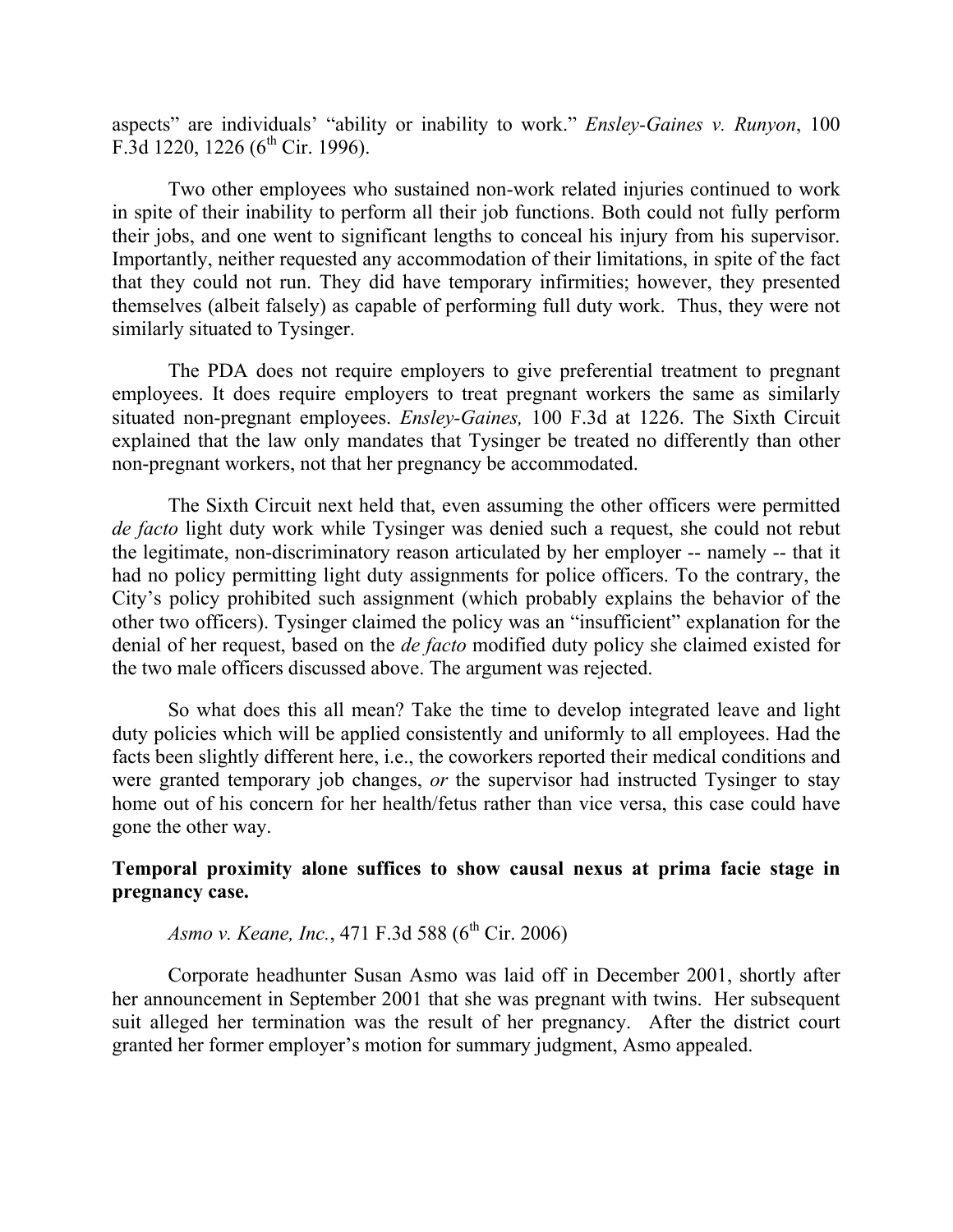aspects" are individuals' "ability or inability to work." *Ensley-Gaines v. Runyon*, 100 F.3d 1220, 1226 (6th Cir. 1996).

Two other employees who sustained non-work related injuries continued to work in spite of their inability to perform all their job functions. Both could not fully perform their jobs, and one went to significant lengths to conceal his injury from his supervisor. Importantly, neither requested any accommodation of their limitations, in spite of the fact that they could not run. They did have temporary infirmities; however, they presented themselves (albeit falsely) as capable of performing full duty work. Thus, they were not similarly situated to Tysinger.

The PDA does not require employers to give preferential treatment to pregnant employees. It does require employers to treat pregnant workers the same as similarly situated non-pregnant employees. *Ensley-Gaines,* 100 F.3d at 1226. The Sixth Circuit explained that the law only mandates that Tysinger be treated no differently than other non-pregnant workers, not that her pregnancy be accommodated.

The Sixth Circuit next held that, even assuming the other officers were permitted *de facto* light duty work while Tysinger was denied such a request, she could not rebut the legitimate, non-discriminatory reason articulated by her employer -- namely -- that it had no policy permitting light duty assignments for police officers. To the contrary, the City's policy prohibited such assignment (which probably explains the behavior of the other two officers). Tysinger claimed the policy was an "insufficient" explanation for the denial of her request, based on the *de facto* modified duty policy she claimed existed for the two male officers discussed above. The argument was rejected.

So what does this all mean? Take the time to develop integrated leave and light duty policies which will be applied consistently and uniformly to all employees. Had the facts been slightly different here, i.e., the coworkers reported their medical conditions and were granted temporary job changes, *or* the supervisor had instructed Tysinger to stay home out of his concern for her health/fetus rather than vice versa, this case could have gone the other way.

**Temporal proximity alone suffices to show causal nexus at prima facie stage in pregnancy case.**

*Asmo v. Keane, Inc.*, 471 F.3d 588 (6th Cir. 2006)

Corporate headhunter Susan Asmo was laid off in December 2001, shortly after her announcement in September 2001 that she was pregnant with twins. Her subsequent suit alleged her termination was the result of her pregnancy. After the district court granted her former employer's motion for summary judgment, Asmo appealed.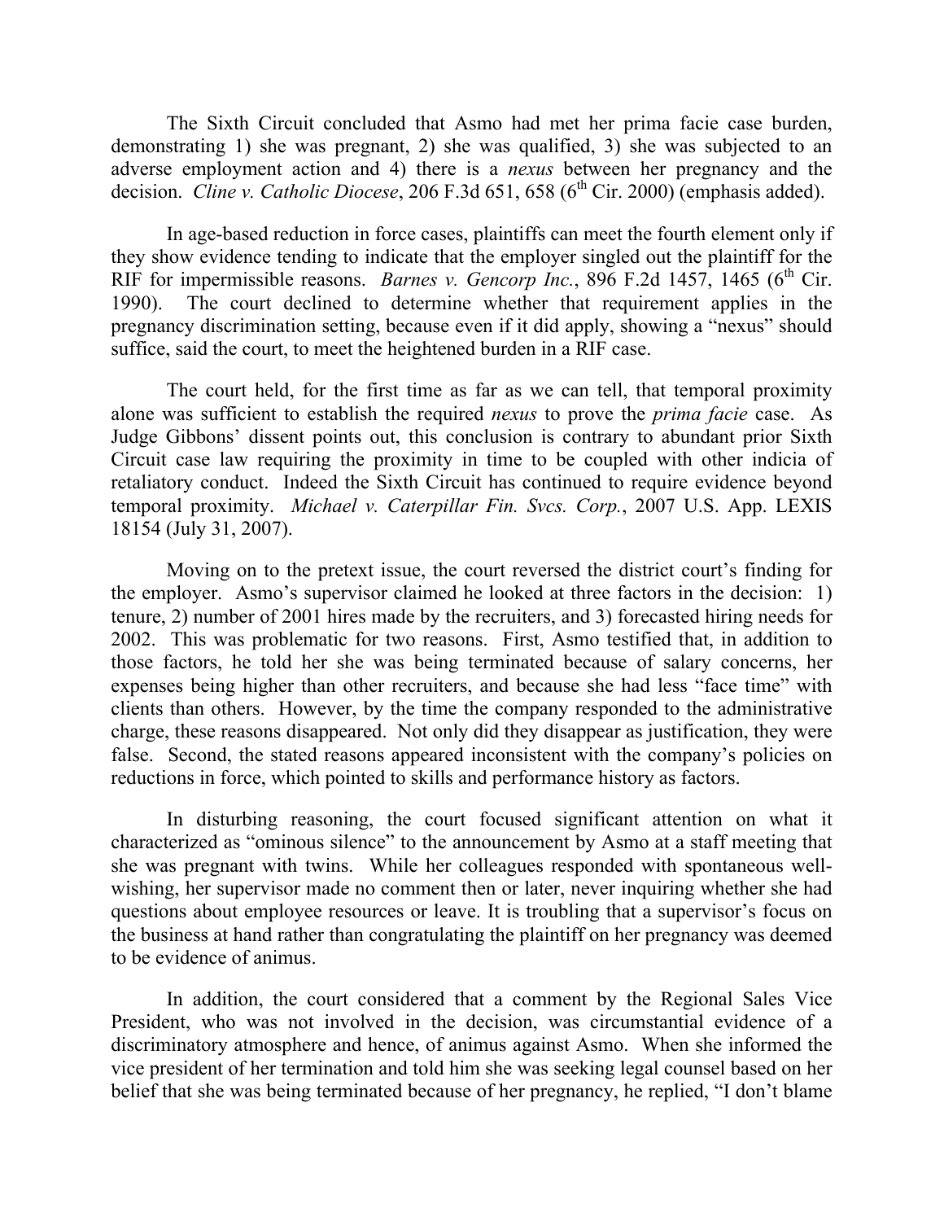The Sixth Circuit concluded that Asmo had met her prima facie case burden, demonstrating 1) she was pregnant, 2) she was qualified, 3) she was subjected to an adverse employment action and 4) there is a *nexus* between her pregnancy and the decision. *Cline v. Catholic Diocese*, 206 F.3d 651, 658 (6th Cir. 2000) (emphasis added).

In age-based reduction in force cases, plaintiffs can meet the fourth element only if they show evidence tending to indicate that the employer singled out the plaintiff for the RIF for impermissible reasons. *Barnes v. Gencorp Inc.*, 896 F.2d 1457, 1465 (6th Cir. 1990). The court declined to determine whether that requirement applies in the pregnancy discrimination setting, because even if it did apply, showing a "nexus" should suffice, said the court, to meet the heightened burden in a RIF case.

The court held, for the first time as far as we can tell, that temporal proximity alone was sufficient to establish the required *nexus* to prove the *prima facie* case. As Judge Gibbons' dissent points out, this conclusion is contrary to abundant prior Sixth Circuit case law requiring the proximity in time to be coupled with other indicia of retaliatory conduct. Indeed the Sixth Circuit has continued to require evidence beyond temporal proximity. *Michael v. Caterpillar Fin. Svcs. Corp.*, 2007 U.S. App. LEXIS 18154 (July 31, 2007).

Moving on to the pretext issue, the court reversed the district court's finding for the employer. Asmo's supervisor claimed he looked at three factors in the decision: 1) tenure, 2) number of 2001 hires made by the recruiters, and 3) forecasted hiring needs for 2002. This was problematic for two reasons. First, Asmo testified that, in addition to those factors, he told her she was being terminated because of salary concerns, her expenses being higher than other recruiters, and because she had less "face time" with clients than others. However, by the time the company responded to the administrative charge, these reasons disappeared. Not only did they disappear as justification, they were false. Second, the stated reasons appeared inconsistent with the company's policies on reductions in force, which pointed to skills and performance history as factors.

In disturbing reasoning, the court focused significant attention on what it characterized as "ominous silence" to the announcement by Asmo at a staff meeting that she was pregnant with twins. While her colleagues responded with spontaneous well-wishing, her supervisor made no comment then or later, never inquiring whether she had questions about employee resources or leave. It is troubling that a supervisor's focus on the business at hand rather than congratulating the plaintiff on her pregnancy was deemed to be evidence of animus.

In addition, the court considered that a comment by the Regional Sales Vice President, who was not involved in the decision, was circumstantial evidence of a discriminatory atmosphere and hence, of animus against Asmo. When she informed the vice president of her termination and told him she was seeking legal counsel based on her belief that she was being terminated because of her pregnancy, he replied, "I don't blame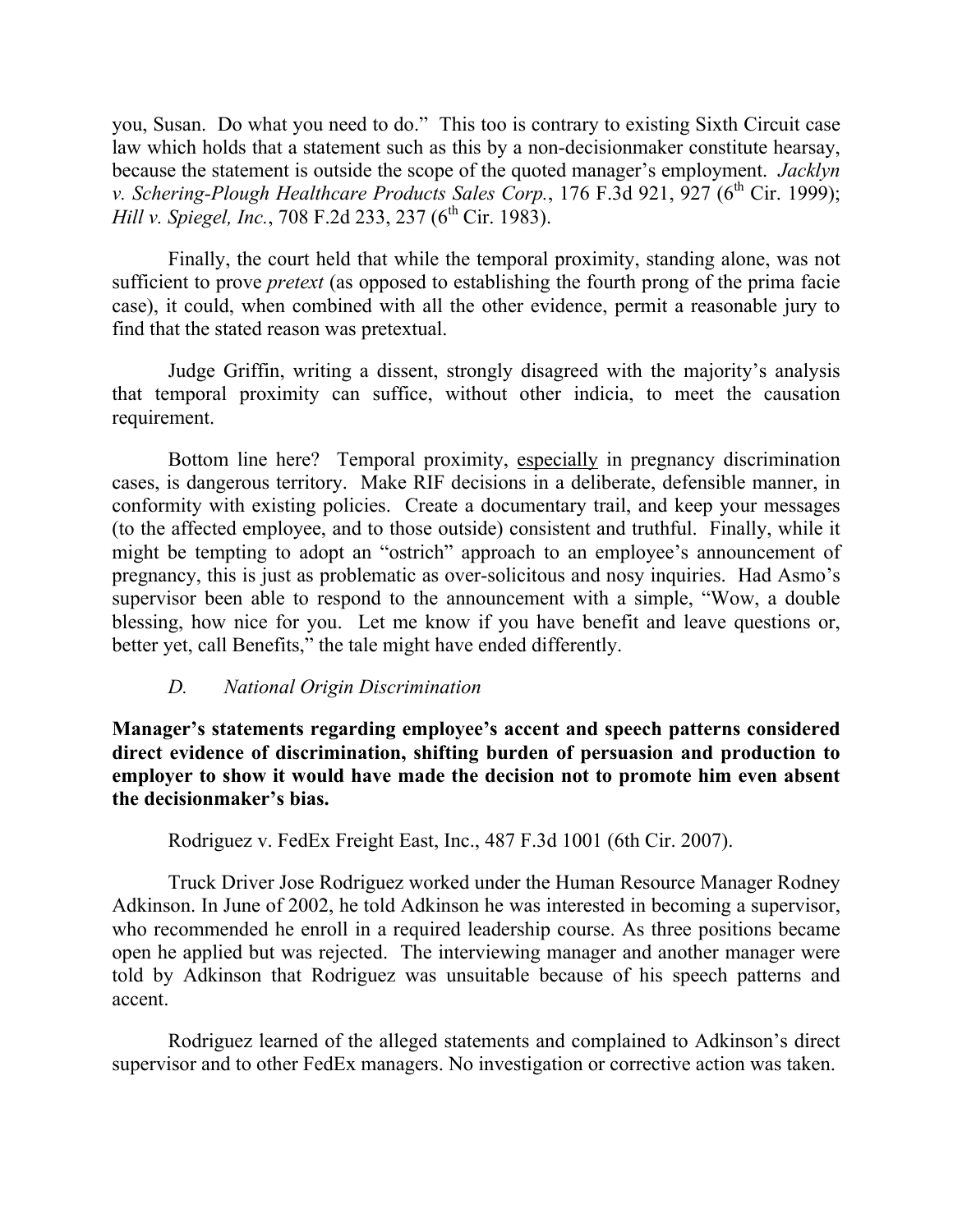you, Susan. Do what you need to do." This too is contrary to existing Sixth Circuit case law which holds that a statement such as this by a non-decisionmaker constitute hearsay, because the statement is outside the scope of the quoted manager's employment. *Jacklyn v. Schering-Plough Healthcare Products Sales Corp.*, 176 F.3d 921, 927 (6th Cir. 1999); *Hill v. Spiegel, Inc.*, 708 F.2d 233, 237 (6th Cir. 1983).

Finally, the court held that while the temporal proximity, standing alone, was not sufficient to prove *pretext* (as opposed to establishing the fourth prong of the prima facie case), it could, when combined with all the other evidence, permit a reasonable jury to find that the stated reason was pretextual.

Judge Griffin, writing a dissent, strongly disagreed with the majority's analysis that temporal proximity can suffice, without other indicia, to meet the causation requirement.

Bottom line here? Temporal proximity, <u>especially</u> in pregnancy discrimination cases, is dangerous territory. Make RIF decisions in a deliberate, defensible manner, in conformity with existing policies. Create a documentary trail, and keep your messages (to the affected employee, and to those outside) consistent and truthful. Finally, while it might be tempting to adopt an "ostrich" approach to an employee's announcement of pregnancy, this is just as problematic as over-solicitous and nosy inquiries. Had Asmo's supervisor been able to respond to the announcement with a simple, "Wow, a double blessing, how nice for you. Let me know if you have benefit and leave questions or, better yet, call Benefits," the tale might have ended differently.

### *D. National Origin Discrimination*

**Manager's statements regarding employee's accent and speech patterns considered direct evidence of discrimination, shifting burden of persuasion and production to employer to show it would have made the decision not to promote him even absent the decisionmaker's bias.**

Rodriguez v. FedEx Freight East, Inc., 487 F.3d 1001 (6th Cir. 2007).

Truck Driver Jose Rodriguez worked under the Human Resource Manager Rodney Adkinson. In June of 2002, he told Adkinson he was interested in becoming a supervisor, who recommended he enroll in a required leadership course. As three positions became open he applied but was rejected. The interviewing manager and another manager were told by Adkinson that Rodriguez was unsuitable because of his speech patterns and accent.

Rodriguez learned of the alleged statements and complained to Adkinson's direct supervisor and to other FedEx managers. No investigation or corrective action was taken.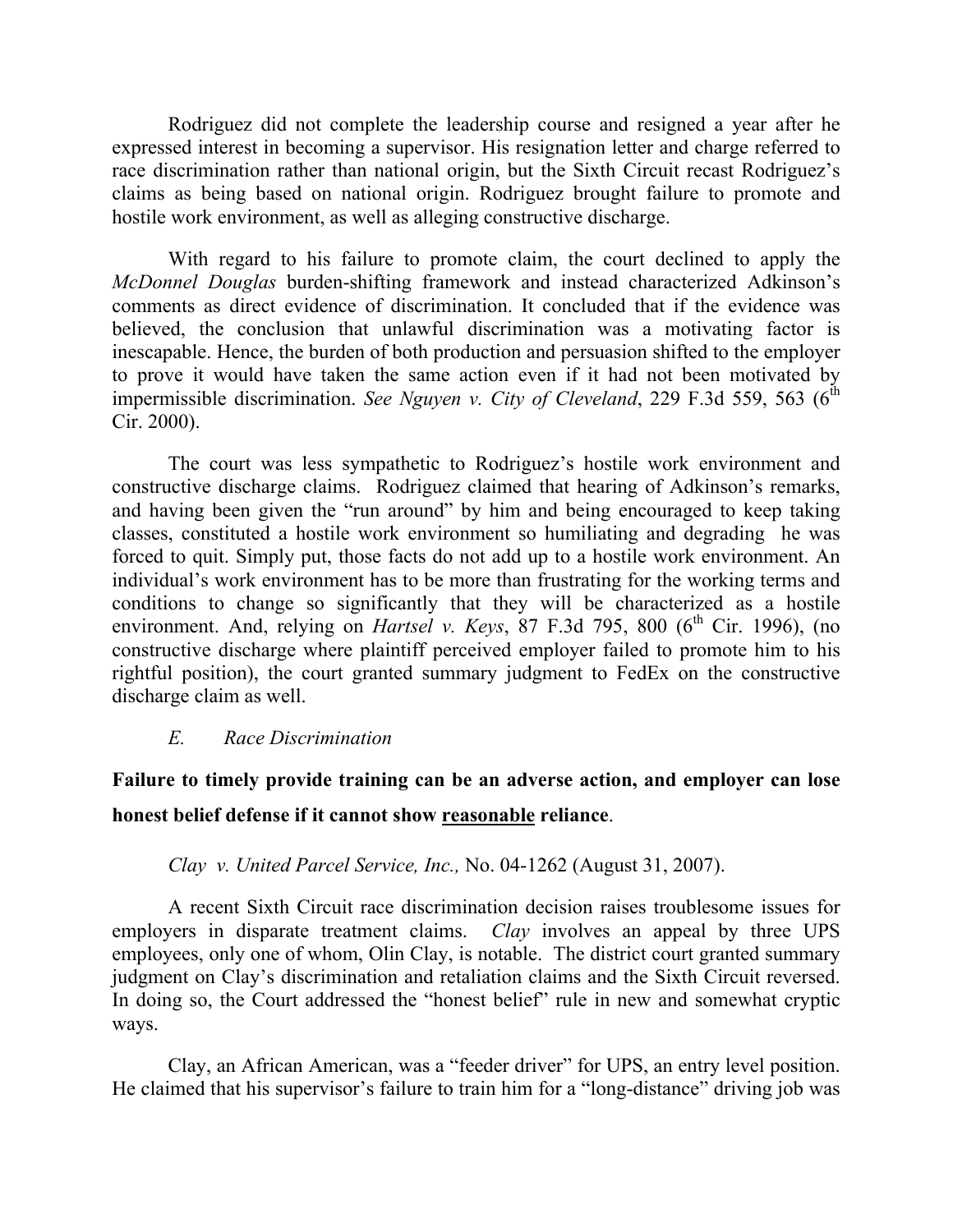Rodriguez did not complete the leadership course and resigned a year after he expressed interest in becoming a supervisor. His resignation letter and charge referred to race discrimination rather than national origin, but the Sixth Circuit recast Rodriguez's claims as being based on national origin. Rodriguez brought failure to promote and hostile work environment, as well as alleging constructive discharge.

With regard to his failure to promote claim, the court declined to apply the *McDonnel Douglas* burden-shifting framework and instead characterized Adkinson's comments as direct evidence of discrimination. It concluded that if the evidence was believed, the conclusion that unlawful discrimination was a motivating factor is inescapable. Hence, the burden of both production and persuasion shifted to the employer to prove it would have taken the same action even if it had not been motivated by impermissible discrimination. *See Nguyen v. City of Cleveland*, 229 F.3d 559, 563 (6th Cir. 2000).

The court was less sympathetic to Rodriguez's hostile work environment and constructive discharge claims. Rodriguez claimed that hearing of Adkinson's remarks, and having been given the "run around" by him and being encouraged to keep taking classes, constituted a hostile work environment so humiliating and degrading he was forced to quit. Simply put, those facts do not add up to a hostile work environment. An individual's work environment has to be more than frustrating for the working terms and conditions to change so significantly that they will be characterized as a hostile environment. And, relying on *Hartsel v. Keys*, 87 F.3d 795, 800 (6th Cir. 1996), (no constructive discharge where plaintiff perceived employer failed to promote him to his rightful position), the court granted summary judgment to FedEx on the constructive discharge claim as well.

### *E. Race Discrimination*

**Failure to timely provide training can be an adverse action, and employer can lose honest belief defense if it cannot show <u>reasonable</u> reliance.**

*Clay v. United Parcel Service, Inc.,* No. 04-1262 (August 31, 2007).

A recent Sixth Circuit race discrimination decision raises troublesome issues for employers in disparate treatment claims. *Clay* involves an appeal by three UPS employees, only one of whom, Olin Clay, is notable. The district court granted summary judgment on Clay's discrimination and retaliation claims and the Sixth Circuit reversed. In doing so, the Court addressed the "honest belief" rule in new and somewhat cryptic ways.

Clay, an African American, was a "feeder driver" for UPS, an entry level position. He claimed that his supervisor's failure to train him for a "long-distance" driving job was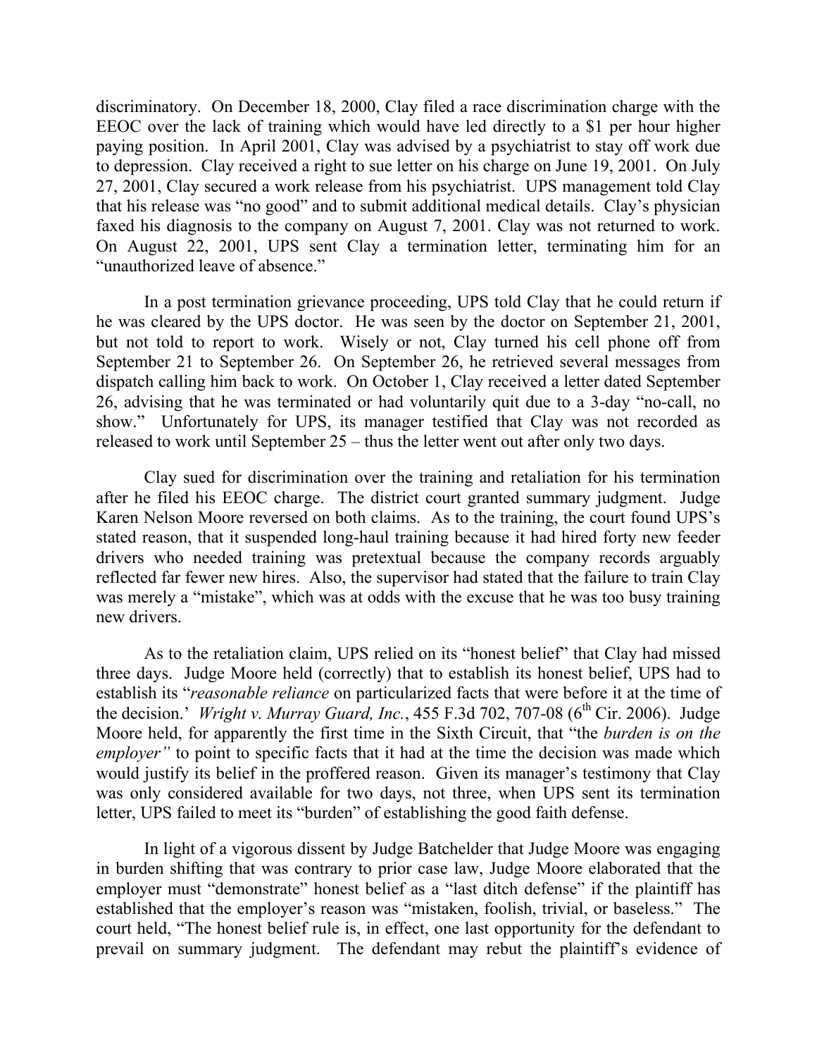discriminatory. On December 18, 2000, Clay filed a race discrimination charge with the EEOC over the lack of training which would have led directly to a $1 per hour higher paying position. In April 2001, Clay was advised by a psychiatrist to stay off work due to depression. Clay received a right to sue letter on his charge on June 19, 2001. On July 27, 2001, Clay secured a work release from his psychiatrist. UPS management told Clay that his release was "no good" and to submit additional medical details. Clay's physician faxed his diagnosis to the company on August 7, 2001. Clay was not returned to work. On August 22, 2001, UPS sent Clay a termination letter, terminating him for an "unauthorized leave of absence."

In a post termination grievance proceeding, UPS told Clay that he could return if he was cleared by the UPS doctor. He was seen by the doctor on September 21, 2001, but not told to report to work. Wisely or not, Clay turned his cell phone off from September 21 to September 26. On September 26, he retrieved several messages from dispatch calling him back to work. On October 1, Clay received a letter dated September 26, advising that he was terminated or had voluntarily quit due to a 3-day "no-call, no show." Unfortunately for UPS, its manager testified that Clay was not recorded as released to work until September 25 – thus the letter went out after only two days.

Clay sued for discrimination over the training and retaliation for his termination after he filed his EEOC charge. The district court granted summary judgment. Judge Karen Nelson Moore reversed on both claims. As to the training, the court found UPS's stated reason, that it suspended long-haul training because it had hired forty new feeder drivers who needed training was pretextual because the company records arguably reflected far fewer new hires. Also, the supervisor had stated that the failure to train Clay was merely a "mistake", which was at odds with the excuse that he was too busy training new drivers.

As to the retaliation claim, UPS relied on its "honest belief" that Clay had missed three days. Judge Moore held (correctly) that to establish its honest belief, UPS had to establish its "*reasonable reliance* on particularized facts that were before it at the time of the decision.' *Wright v. Murray Guard, Inc.*, 455 F.3d 702, 707-08 (6th Cir. 2006). Judge Moore held, for apparently the first time in the Sixth Circuit, that "the *burden is on the employer"* to point to specific facts that it had at the time the decision was made which would justify its belief in the proffered reason. Given its manager's testimony that Clay was only considered available for two days, not three, when UPS sent its termination letter, UPS failed to meet its "burden" of establishing the good faith defense.

In light of a vigorous dissent by Judge Batchelder that Judge Moore was engaging in burden shifting that was contrary to prior case law, Judge Moore elaborated that the employer must "demonstrate" honest belief as a "last ditch defense" if the plaintiff has established that the employer's reason was "mistaken, foolish, trivial, or baseless." The court held, "The honest belief rule is, in effect, one last opportunity for the defendant to prevail on summary judgment. The defendant may rebut the plaintiff's evidence of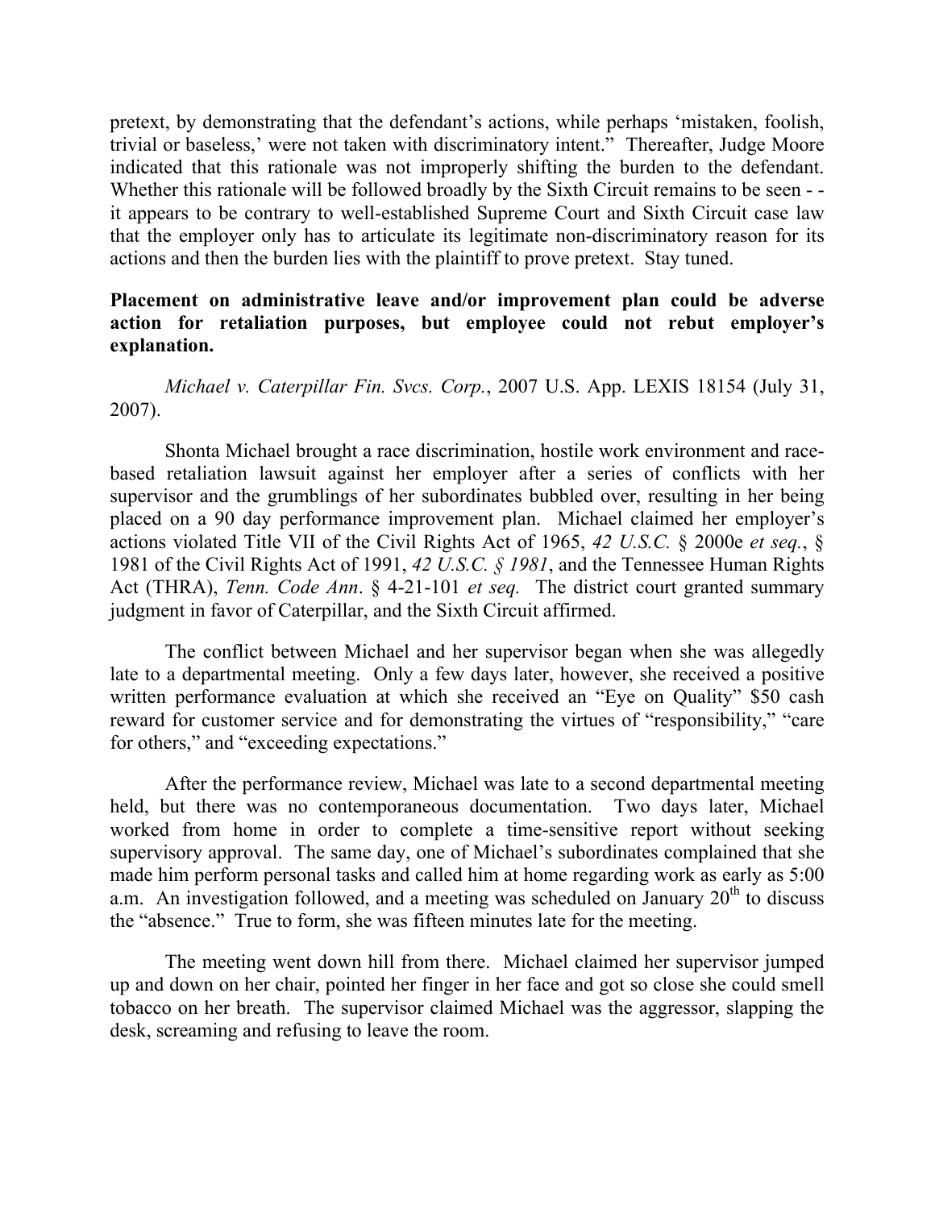pretext, by demonstrating that the defendant's actions, while perhaps 'mistaken, foolish, trivial or baseless,' were not taken with discriminatory intent." Thereafter, Judge Moore indicated that this rationale was not improperly shifting the burden to the defendant. Whether this rationale will be followed broadly by the Sixth Circuit remains to be seen - - it appears to be contrary to well-established Supreme Court and Sixth Circuit case law that the employer only has to articulate its legitimate non-discriminatory reason for its actions and then the burden lies with the plaintiff to prove pretext. Stay tuned.

**Placement on administrative leave and/or improvement plan could be adverse action for retaliation purposes, but employee could not rebut employer's explanation.**

*Michael v. Caterpillar Fin. Svcs. Corp.*, 2007 U.S. App. LEXIS 18154 (July 31, 2007).

Shonta Michael brought a race discrimination, hostile work environment and race-based retaliation lawsuit against her employer after a series of conflicts with her supervisor and the grumblings of her subordinates bubbled over, resulting in her being placed on a 90 day performance improvement plan. Michael claimed her employer's actions violated Title VII of the Civil Rights Act of 1965, *42 U.S.C.* § 2000e *et seq.*, § 1981 of the Civil Rights Act of 1991, *42 U.S.C. § 1981*, and the Tennessee Human Rights Act (THRA), *Tenn. Code Ann*. § 4-21-101 *et seq.* The district court granted summary judgment in favor of Caterpillar, and the Sixth Circuit affirmed.

The conflict between Michael and her supervisor began when she was allegedly late to a departmental meeting. Only a few days later, however, she received a positive written performance evaluation at which she received an "Eye on Quality" $50 cash reward for customer service and for demonstrating the virtues of "responsibility," "care for others," and "exceeding expectations."

After the performance review, Michael was late to a second departmental meeting held, but there was no contemporaneous documentation. Two days later, Michael worked from home in order to complete a time-sensitive report without seeking supervisory approval. The same day, one of Michael's subordinates complained that she made him perform personal tasks and called him at home regarding work as early as 5:00 a.m. An investigation followed, and a meeting was scheduled on January 20th to discuss the "absence." True to form, she was fifteen minutes late for the meeting.

The meeting went down hill from there. Michael claimed her supervisor jumped up and down on her chair, pointed her finger in her face and got so close she could smell tobacco on her breath. The supervisor claimed Michael was the aggressor, slapping the desk, screaming and refusing to leave the room.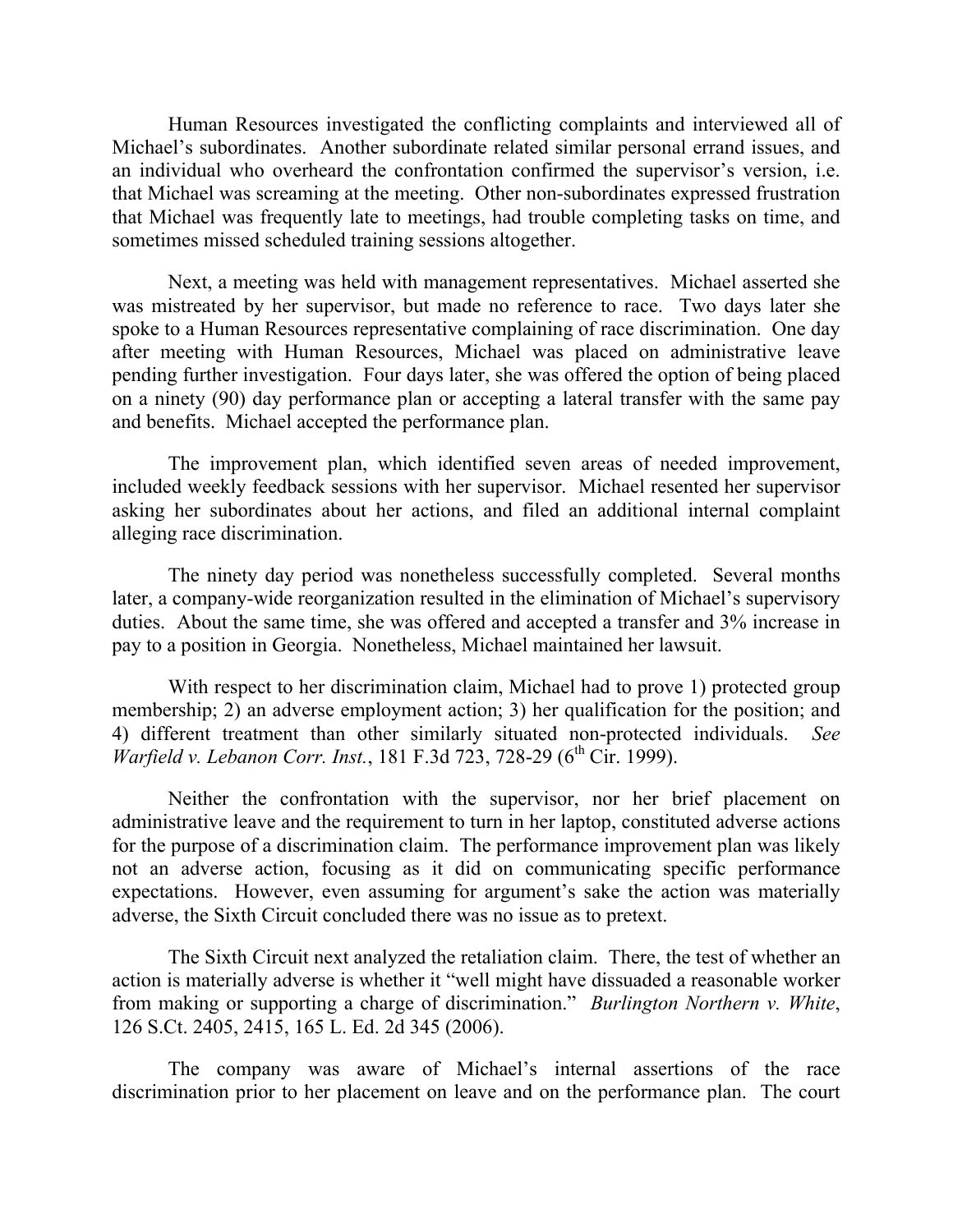Human Resources investigated the conflicting complaints and interviewed all of Michael's subordinates. Another subordinate related similar personal errand issues, and an individual who overheard the confrontation confirmed the supervisor's version, i.e. that Michael was screaming at the meeting. Other non-subordinates expressed frustration that Michael was frequently late to meetings, had trouble completing tasks on time, and sometimes missed scheduled training sessions altogether.

Next, a meeting was held with management representatives. Michael asserted she was mistreated by her supervisor, but made no reference to race. Two days later she spoke to a Human Resources representative complaining of race discrimination. One day after meeting with Human Resources, Michael was placed on administrative leave pending further investigation. Four days later, she was offered the option of being placed on a ninety (90) day performance plan or accepting a lateral transfer with the same pay and benefits. Michael accepted the performance plan.

The improvement plan, which identified seven areas of needed improvement, included weekly feedback sessions with her supervisor. Michael resented her supervisor asking her subordinates about her actions, and filed an additional internal complaint alleging race discrimination.

The ninety day period was nonetheless successfully completed. Several months later, a company-wide reorganization resulted in the elimination of Michael's supervisory duties. About the same time, she was offered and accepted a transfer and 3% increase in pay to a position in Georgia. Nonetheless, Michael maintained her lawsuit.

With respect to her discrimination claim, Michael had to prove 1) protected group membership; 2) an adverse employment action; 3) her qualification for the position; and 4) different treatment than other similarly situated non-protected individuals. *See Warfield v. Lebanon Corr. Inst.*, 181 F.3d 723, 728-29 (6th Cir. 1999).

Neither the confrontation with the supervisor, nor her brief placement on administrative leave and the requirement to turn in her laptop, constituted adverse actions for the purpose of a discrimination claim. The performance improvement plan was likely not an adverse action, focusing as it did on communicating specific performance expectations. However, even assuming for argument's sake the action was materially adverse, the Sixth Circuit concluded there was no issue as to pretext.

The Sixth Circuit next analyzed the retaliation claim. There, the test of whether an action is materially adverse is whether it "well might have dissuaded a reasonable worker from making or supporting a charge of discrimination." *Burlington Northern v. White*, 126 S.Ct. 2405, 2415, 165 L. Ed. 2d 345 (2006).

The company was aware of Michael's internal assertions of the race discrimination prior to her placement on leave and on the performance plan. The court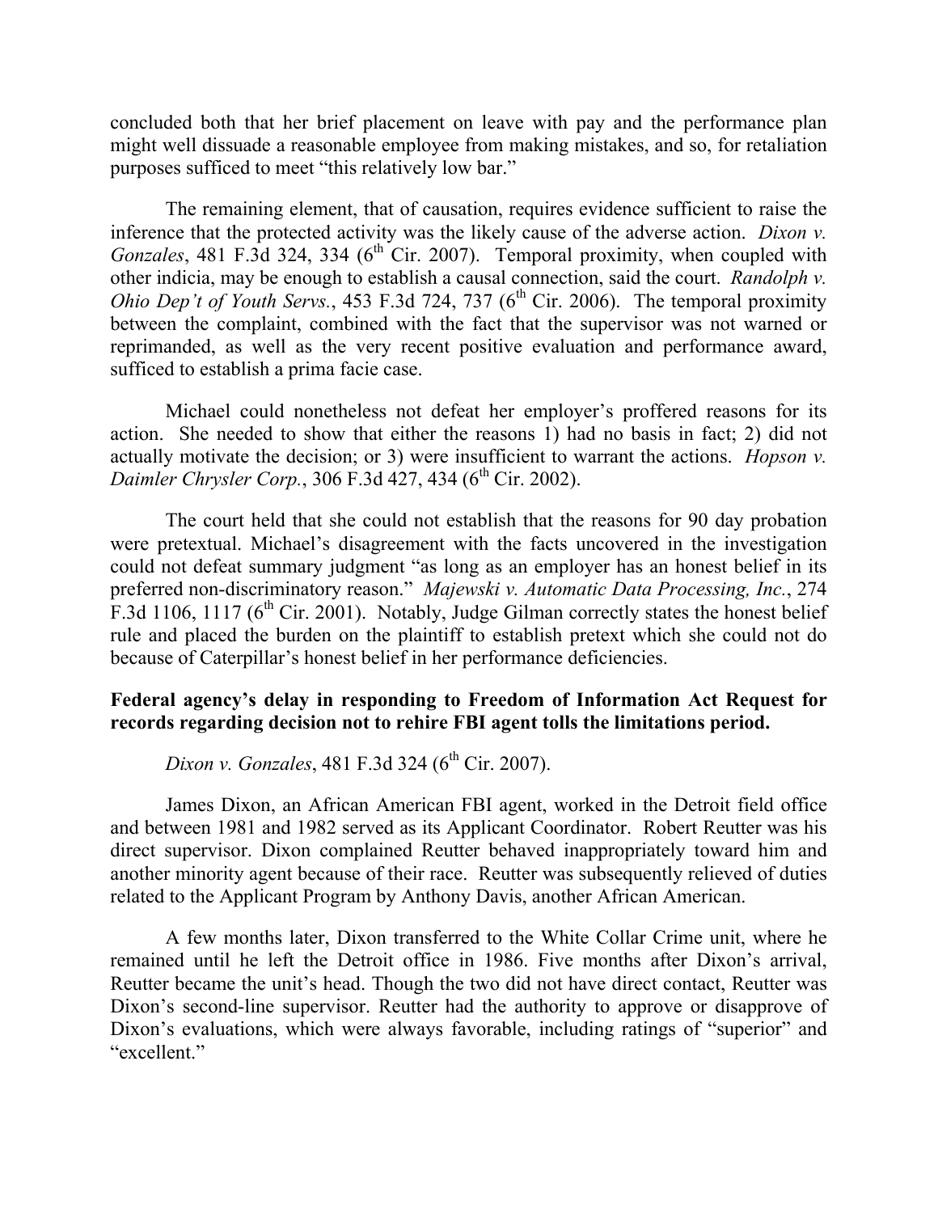concluded both that her brief placement on leave with pay and the performance plan might well dissuade a reasonable employee from making mistakes, and so, for retaliation purposes sufficed to meet "this relatively low bar."

The remaining element, that of causation, requires evidence sufficient to raise the inference that the protected activity was the likely cause of the adverse action. *Dixon v. Gonzales*, 481 F.3d 324, 334 (6th Cir. 2007). Temporal proximity, when coupled with other indicia, may be enough to establish a causal connection, said the court. *Randolph v. Ohio Dep't of Youth Servs.*, 453 F.3d 724, 737 (6th Cir. 2006). The temporal proximity between the complaint, combined with the fact that the supervisor was not warned or reprimanded, as well as the very recent positive evaluation and performance award, sufficed to establish a prima facie case.

Michael could nonetheless not defeat her employer's proffered reasons for its action. She needed to show that either the reasons 1) had no basis in fact; 2) did not actually motivate the decision; or 3) were insufficient to warrant the actions. *Hopson v. Daimler Chrysler Corp.*, 306 F.3d 427, 434 (6th Cir. 2002).

The court held that she could not establish that the reasons for 90 day probation were pretextual. Michael's disagreement with the facts uncovered in the investigation could not defeat summary judgment "as long as an employer has an honest belief in its preferred non-discriminatory reason." *Majewski v. Automatic Data Processing, Inc.*, 274 F.3d 1106, 1117 (6th Cir. 2001). Notably, Judge Gilman correctly states the honest belief rule and placed the burden on the plaintiff to establish pretext which she could not do because of Caterpillar's honest belief in her performance deficiencies.

**Federal agency's delay in responding to Freedom of Information Act Request for records regarding decision not to rehire FBI agent tolls the limitations period.**

*Dixon v. Gonzales*, 481 F.3d 324 (6th Cir. 2007).

James Dixon, an African American FBI agent, worked in the Detroit field office and between 1981 and 1982 served as its Applicant Coordinator. Robert Reutter was his direct supervisor. Dixon complained Reutter behaved inappropriately toward him and another minority agent because of their race. Reutter was subsequently relieved of duties related to the Applicant Program by Anthony Davis, another African American.

A few months later, Dixon transferred to the White Collar Crime unit, where he remained until he left the Detroit office in 1986. Five months after Dixon's arrival, Reutter became the unit's head. Though the two did not have direct contact, Reutter was Dixon's second-line supervisor. Reutter had the authority to approve or disapprove of Dixon's evaluations, which were always favorable, including ratings of "superior" and "excellent."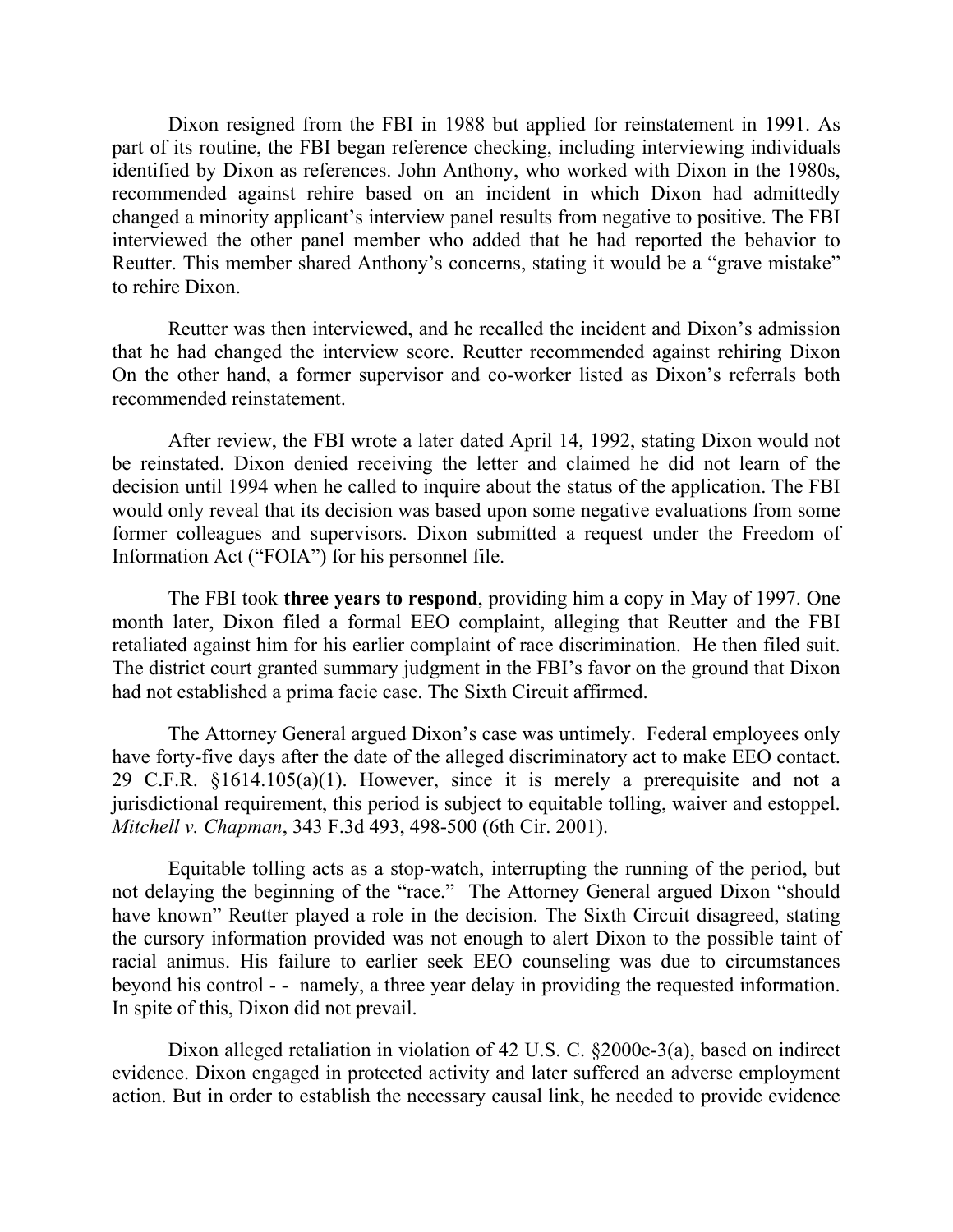Dixon resigned from the FBI in 1988 but applied for reinstatement in 1991. As part of its routine, the FBI began reference checking, including interviewing individuals identified by Dixon as references. John Anthony, who worked with Dixon in the 1980s, recommended against rehire based on an incident in which Dixon had admittedly changed a minority applicant's interview panel results from negative to positive. The FBI interviewed the other panel member who added that he had reported the behavior to Reutter. This member shared Anthony's concerns, stating it would be a "grave mistake" to rehire Dixon.

Reutter was then interviewed, and he recalled the incident and Dixon's admission that he had changed the interview score. Reutter recommended against rehiring Dixon On the other hand, a former supervisor and co-worker listed as Dixon's referrals both recommended reinstatement.

After review, the FBI wrote a later dated April 14, 1992, stating Dixon would not be reinstated. Dixon denied receiving the letter and claimed he did not learn of the decision until 1994 when he called to inquire about the status of the application. The FBI would only reveal that its decision was based upon some negative evaluations from some former colleagues and supervisors. Dixon submitted a request under the Freedom of Information Act ("FOIA") for his personnel file.

The FBI took **three years to respond**, providing him a copy in May of 1997. One month later, Dixon filed a formal EEO complaint, alleging that Reutter and the FBI retaliated against him for his earlier complaint of race discrimination. He then filed suit. The district court granted summary judgment in the FBI's favor on the ground that Dixon had not established a prima facie case. The Sixth Circuit affirmed.

The Attorney General argued Dixon's case was untimely. Federal employees only have forty-five days after the date of the alleged discriminatory act to make EEO contact. 29 C.F.R. §1614.105(a)(1). However, since it is merely a prerequisite and not a jurisdictional requirement, this period is subject to equitable tolling, waiver and estoppel. *Mitchell v. Chapman*, 343 F.3d 493, 498-500 (6th Cir. 2001).

Equitable tolling acts as a stop-watch, interrupting the running of the period, but not delaying the beginning of the "race." The Attorney General argued Dixon "should have known" Reutter played a role in the decision. The Sixth Circuit disagreed, stating the cursory information provided was not enough to alert Dixon to the possible taint of racial animus. His failure to earlier seek EEO counseling was due to circumstances beyond his control - - namely, a three year delay in providing the requested information. In spite of this, Dixon did not prevail.

Dixon alleged retaliation in violation of 42 U.S. C. §2000e-3(a), based on indirect evidence. Dixon engaged in protected activity and later suffered an adverse employment action. But in order to establish the necessary causal link, he needed to provide evidence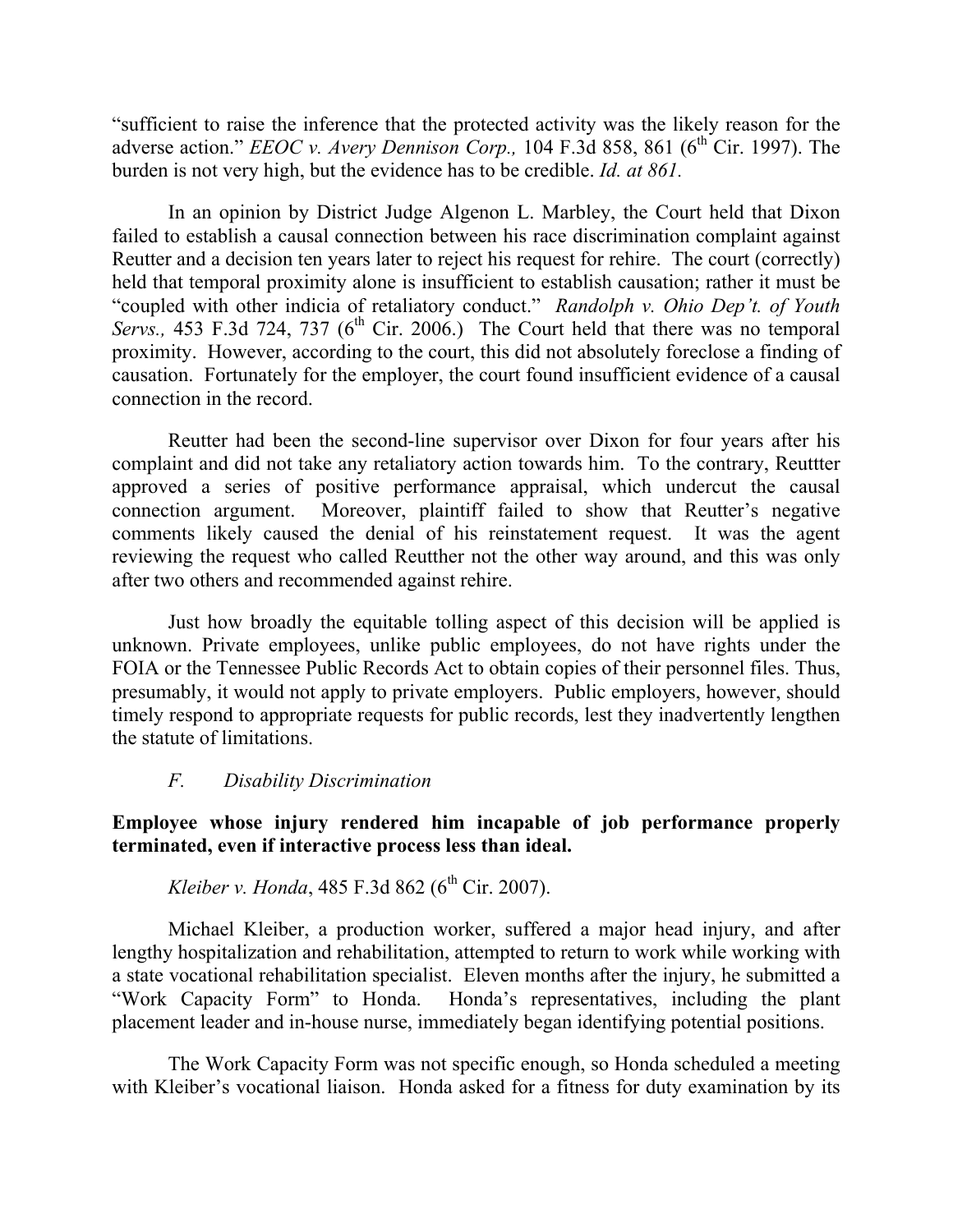"sufficient to raise the inference that the protected activity was the likely reason for the adverse action." *EEOC v. Avery Dennison Corp.,* 104 F.3d 858, 861 (6th Cir. 1997). The burden is not very high, but the evidence has to be credible. *Id. at 861.*

In an opinion by District Judge Algenon L. Marbley, the Court held that Dixon failed to establish a causal connection between his race discrimination complaint against Reutter and a decision ten years later to reject his request for rehire. The court (correctly) held that temporal proximity alone is insufficient to establish causation; rather it must be "coupled with other indicia of retaliatory conduct." *Randolph v. Ohio Dep't. of Youth Servs.,* 453 F.3d 724, 737 (6th Cir. 2006.) The Court held that there was no temporal proximity. However, according to the court, this did not absolutely foreclose a finding of causation. Fortunately for the employer, the court found insufficient evidence of a causal connection in the record.

Reutter had been the second-line supervisor over Dixon for four years after his complaint and did not take any retaliatory action towards him. To the contrary, Reuttter approved a series of positive performance appraisal, which undercut the causal connection argument. Moreover, plaintiff failed to show that Reutter's negative comments likely caused the denial of his reinstatement request. It was the agent reviewing the request who called Reutther not the other way around, and this was only after two others and recommended against rehire.

Just how broadly the equitable tolling aspect of this decision will be applied is unknown. Private employees, unlike public employees, do not have rights under the FOIA or the Tennessee Public Records Act to obtain copies of their personnel files. Thus, presumably, it would not apply to private employers. Public employers, however, should timely respond to appropriate requests for public records, lest they inadvertently lengthen the statute of limitations.

### *F. Disability Discrimination*

**Employee whose injury rendered him incapable of job performance properly terminated, even if interactive process less than ideal.**

*Kleiber v. Honda*, 485 F.3d 862 (6th Cir. 2007).

Michael Kleiber, a production worker, suffered a major head injury, and after lengthy hospitalization and rehabilitation, attempted to return to work while working with a state vocational rehabilitation specialist. Eleven months after the injury, he submitted a "Work Capacity Form" to Honda. Honda's representatives, including the plant placement leader and in-house nurse, immediately began identifying potential positions.

The Work Capacity Form was not specific enough, so Honda scheduled a meeting with Kleiber's vocational liaison. Honda asked for a fitness for duty examination by its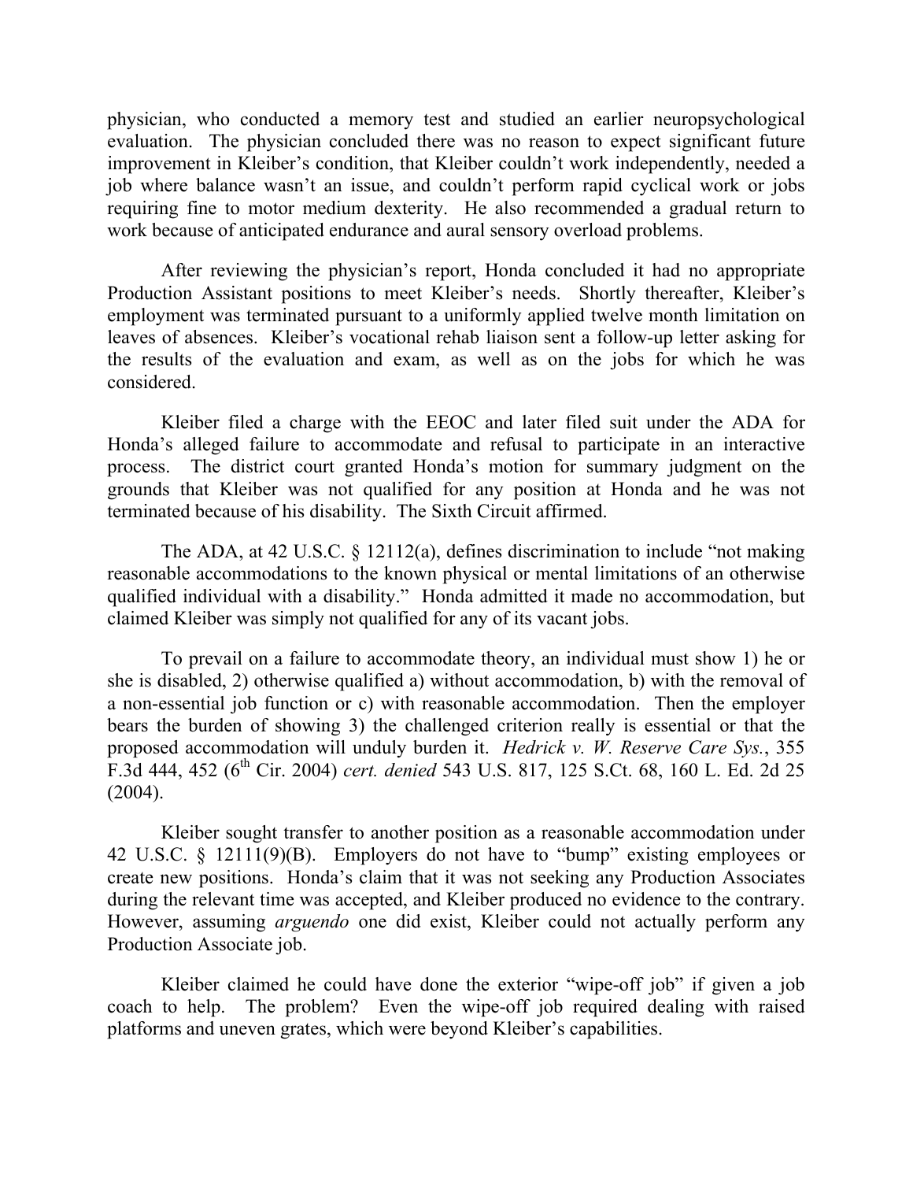physician, who conducted a memory test and studied an earlier neuropsychological evaluation. The physician concluded there was no reason to expect significant future improvement in Kleiber's condition, that Kleiber couldn't work independently, needed a job where balance wasn't an issue, and couldn't perform rapid cyclical work or jobs requiring fine to motor medium dexterity. He also recommended a gradual return to work because of anticipated endurance and aural sensory overload problems.

After reviewing the physician's report, Honda concluded it had no appropriate Production Assistant positions to meet Kleiber's needs. Shortly thereafter, Kleiber's employment was terminated pursuant to a uniformly applied twelve month limitation on leaves of absences. Kleiber's vocational rehab liaison sent a follow-up letter asking for the results of the evaluation and exam, as well as on the jobs for which he was considered.

Kleiber filed a charge with the EEOC and later filed suit under the ADA for Honda's alleged failure to accommodate and refusal to participate in an interactive process. The district court granted Honda's motion for summary judgment on the grounds that Kleiber was not qualified for any position at Honda and he was not terminated because of his disability. The Sixth Circuit affirmed.

The ADA, at 42 U.S.C. § 12112(a), defines discrimination to include "not making reasonable accommodations to the known physical or mental limitations of an otherwise qualified individual with a disability." Honda admitted it made no accommodation, but claimed Kleiber was simply not qualified for any of its vacant jobs.

To prevail on a failure to accommodate theory, an individual must show 1) he or she is disabled, 2) otherwise qualified a) without accommodation, b) with the removal of a non-essential job function or c) with reasonable accommodation. Then the employer bears the burden of showing 3) the challenged criterion really is essential or that the proposed accommodation will unduly burden it. *Hedrick v. W. Reserve Care Sys.*, 355 F.3d 444, 452 (6th Cir. 2004) *cert. denied* 543 U.S. 817, 125 S.Ct. 68, 160 L. Ed. 2d 25 (2004).

Kleiber sought transfer to another position as a reasonable accommodation under 42 U.S.C. § 12111(9)(B). Employers do not have to "bump" existing employees or create new positions. Honda's claim that it was not seeking any Production Associates during the relevant time was accepted, and Kleiber produced no evidence to the contrary. However, assuming *arguendo* one did exist, Kleiber could not actually perform any Production Associate job.

Kleiber claimed he could have done the exterior "wipe-off job" if given a job coach to help. The problem? Even the wipe-off job required dealing with raised platforms and uneven grates, which were beyond Kleiber's capabilities.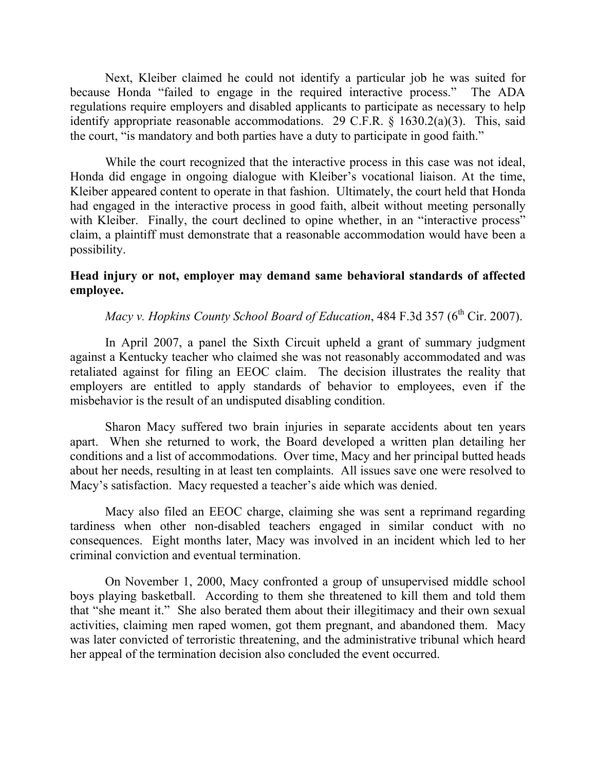Next, Kleiber claimed he could not identify a particular job he was suited for because Honda "failed to engage in the required interactive process." The ADA regulations require employers and disabled applicants to participate as necessary to help identify appropriate reasonable accommodations. 29 C.F.R. § 1630.2(a)(3). This, said the court, "is mandatory and both parties have a duty to participate in good faith."

While the court recognized that the interactive process in this case was not ideal, Honda did engage in ongoing dialogue with Kleiber's vocational liaison. At the time, Kleiber appeared content to operate in that fashion. Ultimately, the court held that Honda had engaged in the interactive process in good faith, albeit without meeting personally with Kleiber. Finally, the court declined to opine whether, in an "interactive process" claim, a plaintiff must demonstrate that a reasonable accommodation would have been a possibility.

**Head injury or not, employer may demand same behavioral standards of affected employee.**

*Macy v. Hopkins County School Board of Education*, 484 F.3d 357 (6th Cir. 2007).

In April 2007, a panel the Sixth Circuit upheld a grant of summary judgment against a Kentucky teacher who claimed she was not reasonably accommodated and was retaliated against for filing an EEOC claim. The decision illustrates the reality that employers are entitled to apply standards of behavior to employees, even if the misbehavior is the result of an undisputed disabling condition.

Sharon Macy suffered two brain injuries in separate accidents about ten years apart. When she returned to work, the Board developed a written plan detailing her conditions and a list of accommodations. Over time, Macy and her principal butted heads about her needs, resulting in at least ten complaints. All issues save one were resolved to Macy's satisfaction. Macy requested a teacher's aide which was denied.

Macy also filed an EEOC charge, claiming she was sent a reprimand regarding tardiness when other non-disabled teachers engaged in similar conduct with no consequences. Eight months later, Macy was involved in an incident which led to her criminal conviction and eventual termination.

On November 1, 2000, Macy confronted a group of unsupervised middle school boys playing basketball. According to them she threatened to kill them and told them that "she meant it." She also berated them about their illegitimacy and their own sexual activities, claiming men raped women, got them pregnant, and abandoned them. Macy was later convicted of terroristic threatening, and the administrative tribunal which heard her appeal of the termination decision also concluded the event occurred.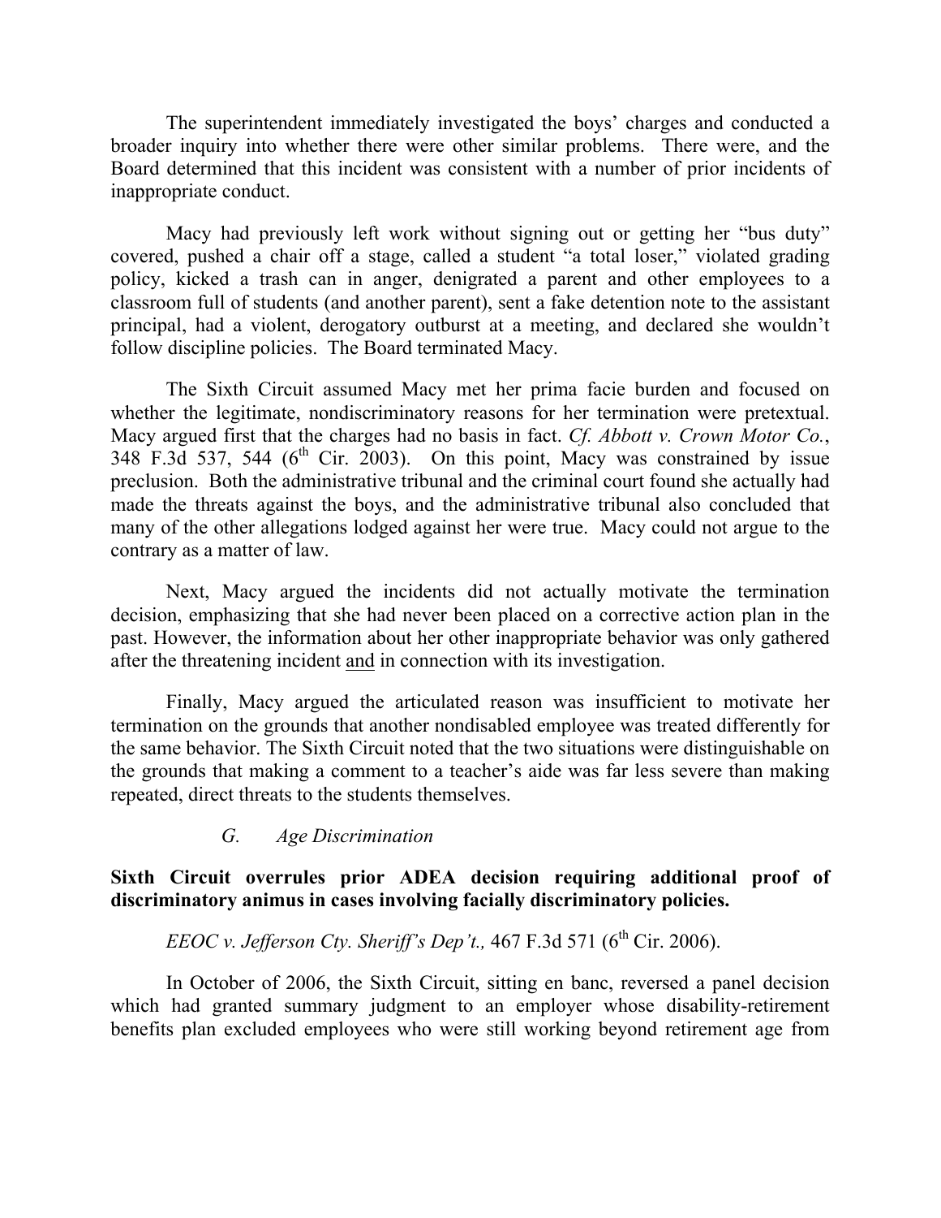The superintendent immediately investigated the boys' charges and conducted a broader inquiry into whether there were other similar problems. There were, and the Board determined that this incident was consistent with a number of prior incidents of inappropriate conduct.

Macy had previously left work without signing out or getting her "bus duty" covered, pushed a chair off a stage, called a student "a total loser," violated grading policy, kicked a trash can in anger, denigrated a parent and other employees to a classroom full of students (and another parent), sent a fake detention note to the assistant principal, had a violent, derogatory outburst at a meeting, and declared she wouldn't follow discipline policies. The Board terminated Macy.

The Sixth Circuit assumed Macy met her prima facie burden and focused on whether the legitimate, nondiscriminatory reasons for her termination were pretextual. Macy argued first that the charges had no basis in fact. *Cf. Abbott v. Crown Motor Co.*, 348 F.3d 537, 544 (6th Cir. 2003). On this point, Macy was constrained by issue preclusion. Both the administrative tribunal and the criminal court found she actually had made the threats against the boys, and the administrative tribunal also concluded that many of the other allegations lodged against her were true. Macy could not argue to the contrary as a matter of law.

Next, Macy argued the incidents did not actually motivate the termination decision, emphasizing that she had never been placed on a corrective action plan in the past. However, the information about her other inappropriate behavior was only gathered after the threatening incident and in connection with its investigation.

Finally, Macy argued the articulated reason was insufficient to motivate her termination on the grounds that another nondisabled employee was treated differently for the same behavior. The Sixth Circuit noted that the two situations were distinguishable on the grounds that making a comment to a teacher's aide was far less severe than making repeated, direct threats to the students themselves.

### *G. Age Discrimination*

**Sixth Circuit overrules prior ADEA decision requiring additional proof of discriminatory animus in cases involving facially discriminatory policies.**

*EEOC v. Jefferson Cty. Sheriff's Dep't.,* 467 F.3d 571 (6th Cir. 2006).

In October of 2006, the Sixth Circuit, sitting en banc, reversed a panel decision which had granted summary judgment to an employer whose disability-retirement benefits plan excluded employees who were still working beyond retirement age from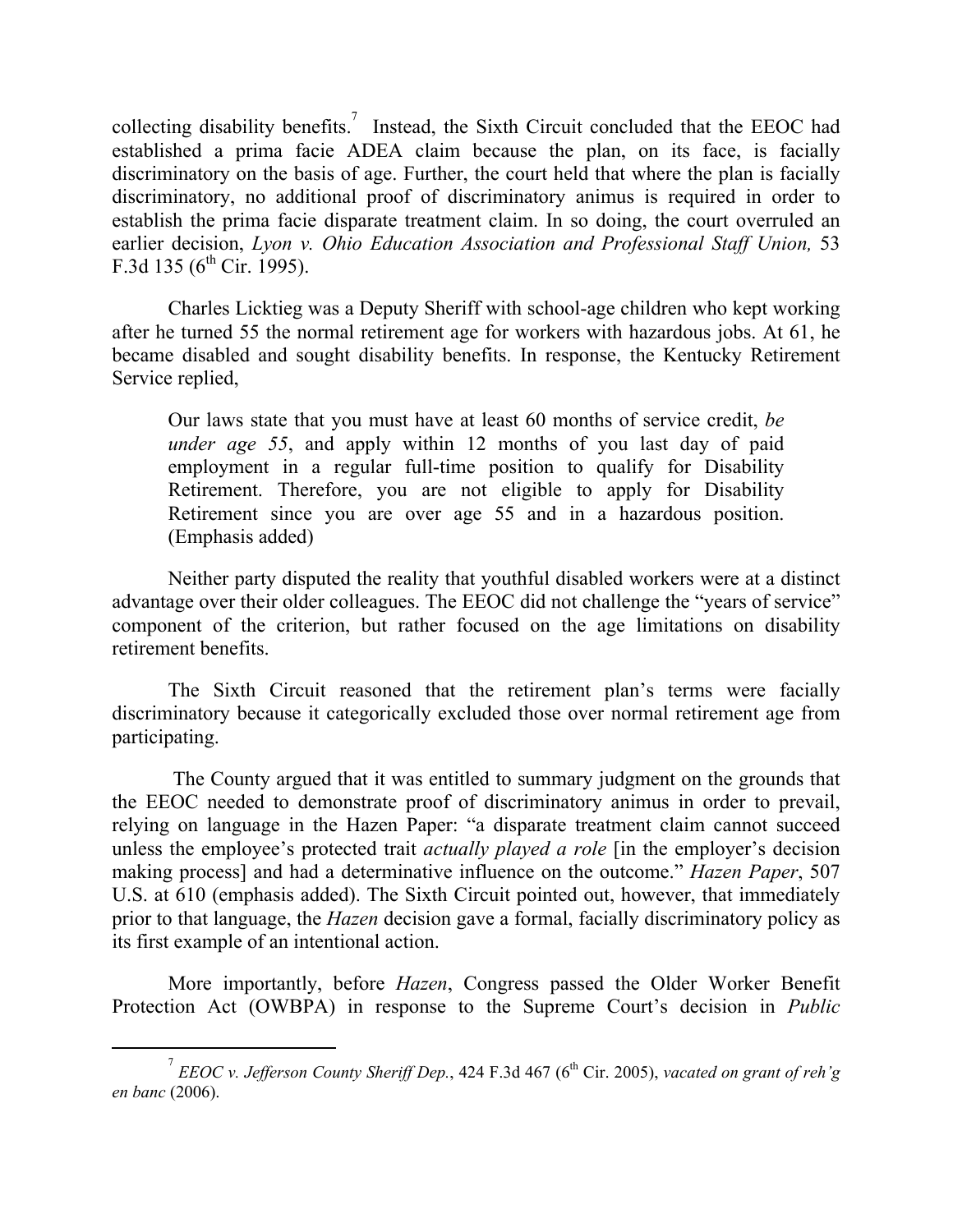collecting disability benefits.[7] Instead, the Sixth Circuit concluded that the EEOC had established a prima facie ADEA claim because the plan, on its face, is facially discriminatory on the basis of age. Further, the court held that where the plan is facially discriminatory, no additional proof of discriminatory animus is required in order to establish the prima facie disparate treatment claim. In so doing, the court overruled an earlier decision, *Lyon v. Ohio Education Association and Professional Staff Union,* 53 F.3d 135 (6th Cir. 1995).

Charles Licktieg was a Deputy Sheriff with school-age children who kept working after he turned 55 the normal retirement age for workers with hazardous jobs. At 61, he became disabled and sought disability benefits. In response, the Kentucky Retirement Service replied,

> Our laws state that you must have at least 60 months of service credit, *be under age 55*, and apply within 12 months of you last day of paid employment in a regular full-time position to qualify for Disability Retirement. Therefore, you are not eligible to apply for Disability Retirement since you are over age 55 and in a hazardous position. (Emphasis added)

Neither party disputed the reality that youthful disabled workers were at a distinct advantage over their older colleagues. The EEOC did not challenge the "years of service" component of the criterion, but rather focused on the age limitations on disability retirement benefits.

The Sixth Circuit reasoned that the retirement plan's terms were facially discriminatory because it categorically excluded those over normal retirement age from participating.

The County argued that it was entitled to summary judgment on the grounds that the EEOC needed to demonstrate proof of discriminatory animus in order to prevail, relying on language in the Hazen Paper: "a disparate treatment claim cannot succeed unless the employee's protected trait *actually played a role* [in the employer's decision making process] and had a determinative influence on the outcome." *Hazen Paper*, 507 U.S. at 610 (emphasis added). The Sixth Circuit pointed out, however, that immediately prior to that language, the *Hazen* decision gave a formal, facially discriminatory policy as its first example of an intentional action.

More importantly, before *Hazen*, Congress passed the Older Worker Benefit Protection Act (OWBPA) in response to the Supreme Court's decision in *Public*

[7] *EEOC v. Jefferson County Sheriff Dep.*, 424 F.3d 467 (6th Cir. 2005), *vacated on grant of reh'g en banc* (2006).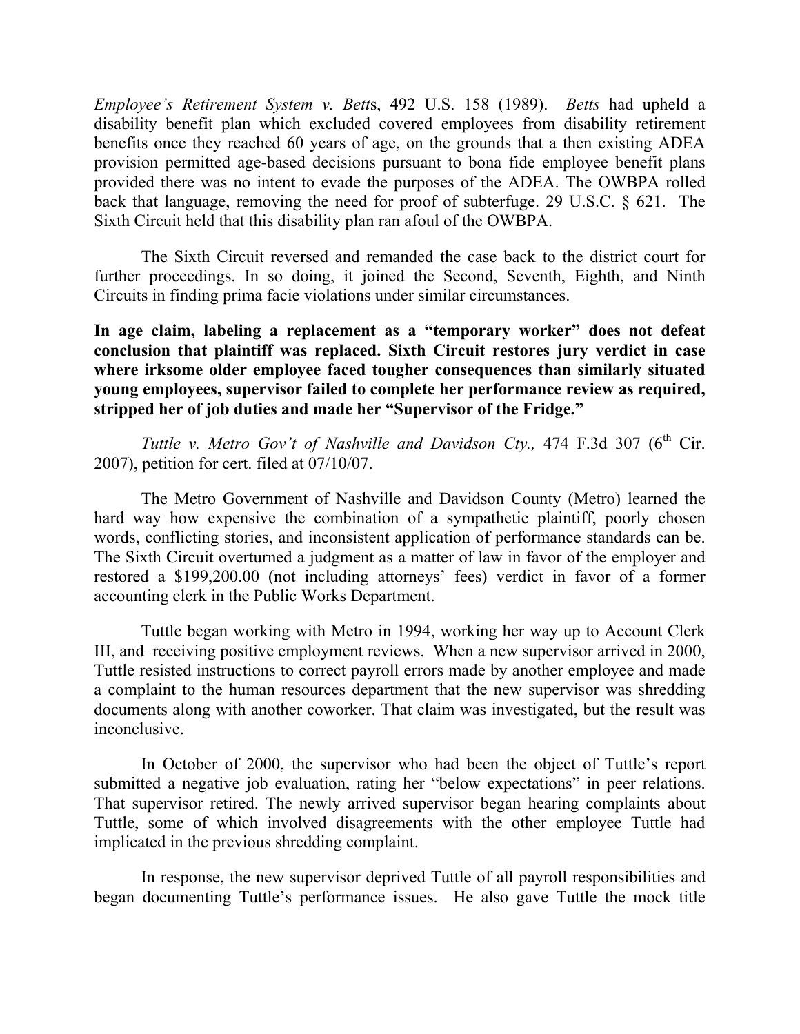*Employee's Retirement System v. Betts*, 492 U.S. 158 (1989). *Betts* had upheld a disability benefit plan which excluded covered employees from disability retirement benefits once they reached 60 years of age, on the grounds that a then existing ADEA provision permitted age-based decisions pursuant to bona fide employee benefit plans provided there was no intent to evade the purposes of the ADEA. The OWBPA rolled back that language, removing the need for proof of subterfuge. 29 U.S.C. § 621. The Sixth Circuit held that this disability plan ran afoul of the OWBPA.

The Sixth Circuit reversed and remanded the case back to the district court for further proceedings. In so doing, it joined the Second, Seventh, Eighth, and Ninth Circuits in finding prima facie violations under similar circumstances.

**In age claim, labeling a replacement as a "temporary worker" does not defeat conclusion that plaintiff was replaced. Sixth Circuit restores jury verdict in case where irksome older employee faced tougher consequences than similarly situated young employees, supervisor failed to complete her performance review as required, stripped her of job duties and made her "Supervisor of the Fridge."**

*Tuttle v. Metro Gov't of Nashville and Davidson Cty.,* 474 F.3d 307 (6th Cir. 2007), petition for cert. filed at 07/10/07.

The Metro Government of Nashville and Davidson County (Metro) learned the hard way how expensive the combination of a sympathetic plaintiff, poorly chosen words, conflicting stories, and inconsistent application of performance standards can be. The Sixth Circuit overturned a judgment as a matter of law in favor of the employer and restored a $199,200.00 (not including attorneys' fees) verdict in favor of a former accounting clerk in the Public Works Department.

Tuttle began working with Metro in 1994, working her way up to Account Clerk III, and receiving positive employment reviews. When a new supervisor arrived in 2000, Tuttle resisted instructions to correct payroll errors made by another employee and made a complaint to the human resources department that the new supervisor was shredding documents along with another coworker. That claim was investigated, but the result was inconclusive.

In October of 2000, the supervisor who had been the object of Tuttle's report submitted a negative job evaluation, rating her "below expectations" in peer relations. That supervisor retired. The newly arrived supervisor began hearing complaints about Tuttle, some of which involved disagreements with the other employee Tuttle had implicated in the previous shredding complaint.

In response, the new supervisor deprived Tuttle of all payroll responsibilities and began documenting Tuttle's performance issues. He also gave Tuttle the mock title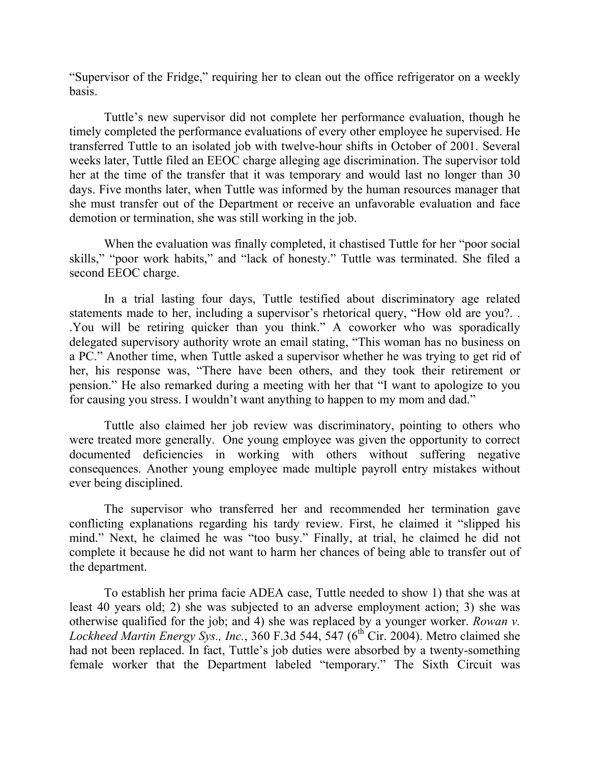"Supervisor of the Fridge," requiring her to clean out the office refrigerator on a weekly basis.

Tuttle's new supervisor did not complete her performance evaluation, though he timely completed the performance evaluations of every other employee he supervised. He transferred Tuttle to an isolated job with twelve-hour shifts in October of 2001. Several weeks later, Tuttle filed an EEOC charge alleging age discrimination. The supervisor told her at the time of the transfer that it was temporary and would last no longer than 30 days. Five months later, when Tuttle was informed by the human resources manager that she must transfer out of the Department or receive an unfavorable evaluation and face demotion or termination, she was still working in the job.

When the evaluation was finally completed, it chastised Tuttle for her "poor social skills," "poor work habits," and "lack of honesty." Tuttle was terminated. She filed a second EEOC charge.

In a trial lasting four days, Tuttle testified about discriminatory age related statements made to her, including a supervisor's rhetorical query, "How old are you?. . .You will be retiring quicker than you think." A coworker who was sporadically delegated supervisory authority wrote an email stating, "This woman has no business on a PC." Another time, when Tuttle asked a supervisor whether he was trying to get rid of her, his response was, "There have been others, and they took their retirement or pension." He also remarked during a meeting with her that "I want to apologize to you for causing you stress. I wouldn't want anything to happen to my mom and dad."

Tuttle also claimed her job review was discriminatory, pointing to others who were treated more generally. One young employee was given the opportunity to correct documented deficiencies in working with others without suffering negative consequences. Another young employee made multiple payroll entry mistakes without ever being disciplined.

The supervisor who transferred her and recommended her termination gave conflicting explanations regarding his tardy review. First, he claimed it "slipped his mind." Next, he claimed he was "too busy." Finally, at trial, he claimed he did not complete it because he did not want to harm her chances of being able to transfer out of the department.

To establish her prima facie ADEA case, Tuttle needed to show 1) that she was at least 40 years old; 2) she was subjected to an adverse employment action; 3) she was otherwise qualified for the job; and 4) she was replaced by a younger worker. *Rowan v. Lockheed Martin Energy Sys., Inc.*, 360 F.3d 544, 547 (6th Cir. 2004). Metro claimed she had not been replaced. In fact, Tuttle's job duties were absorbed by a twenty-something female worker that the Department labeled "temporary." The Sixth Circuit was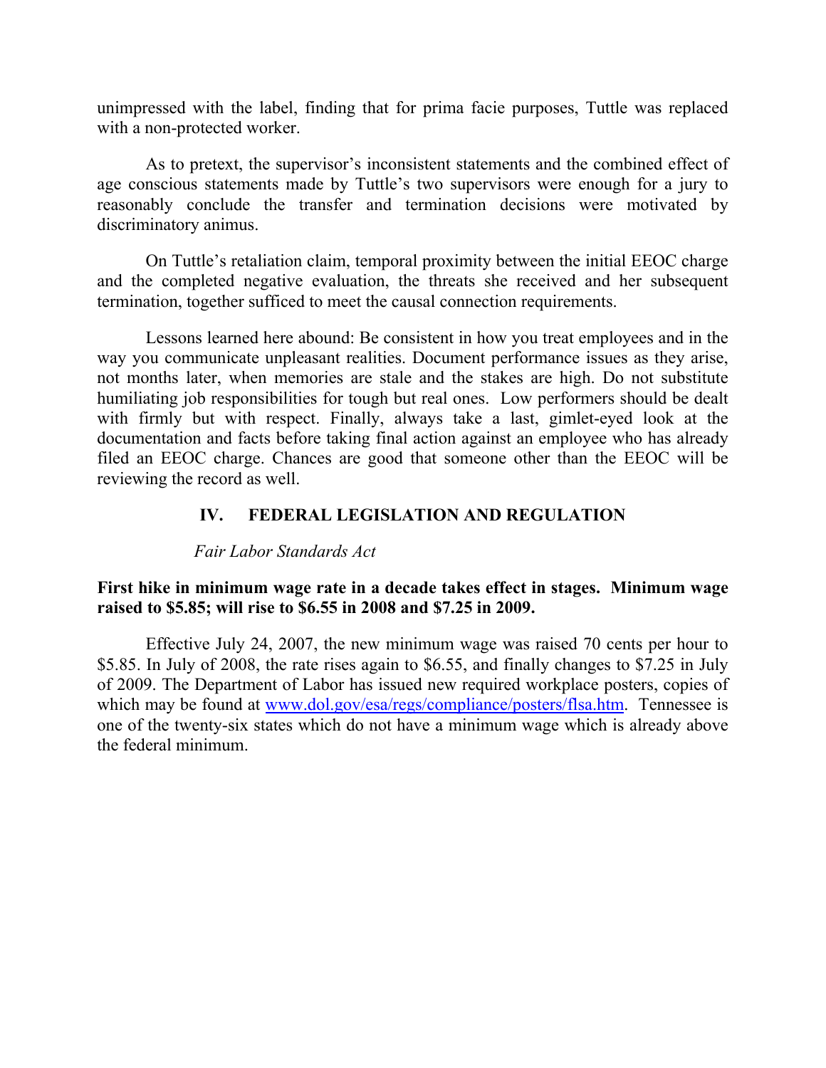unimpressed with the label, finding that for prima facie purposes, Tuttle was replaced with a non-protected worker.

As to pretext, the supervisor's inconsistent statements and the combined effect of age conscious statements made by Tuttle's two supervisors were enough for a jury to reasonably conclude the transfer and termination decisions were motivated by discriminatory animus.

On Tuttle's retaliation claim, temporal proximity between the initial EEOC charge and the completed negative evaluation, the threats she received and her subsequent termination, together sufficed to meet the causal connection requirements.

Lessons learned here abound: Be consistent in how you treat employees and in the way you communicate unpleasant realities. Document performance issues as they arise, not months later, when memories are stale and the stakes are high. Do not substitute humiliating job responsibilities for tough but real ones. Low performers should be dealt with firmly but with respect. Finally, always take a last, gimlet-eyed look at the documentation and facts before taking final action against an employee who has already filed an EEOC charge. Chances are good that someone other than the EEOC will be reviewing the record as well.

## IV. FEDERAL LEGISLATION AND REGULATION

*Fair Labor Standards Act*

**First hike in minimum wage rate in a decade takes effect in stages. Minimum wage raised to $5.85; will rise to $6.55 in 2008 and $7.25 in 2009.**

Effective July 24, 2007, the new minimum wage was raised 70 cents per hour to $5.85. In July of 2008, the rate rises again to $6.55, and finally changes to $7.25 in July of 2009. The Department of Labor has issued new required workplace posters, copies of which may be found at [www.dol.gov/esa/regs/compliance/posters/flsa.htm](www.dol.gov/esa/regs/compliance/posters/flsa.htm). Tennessee is one of the twenty-six states which do not have a minimum wage which is already above the federal minimum.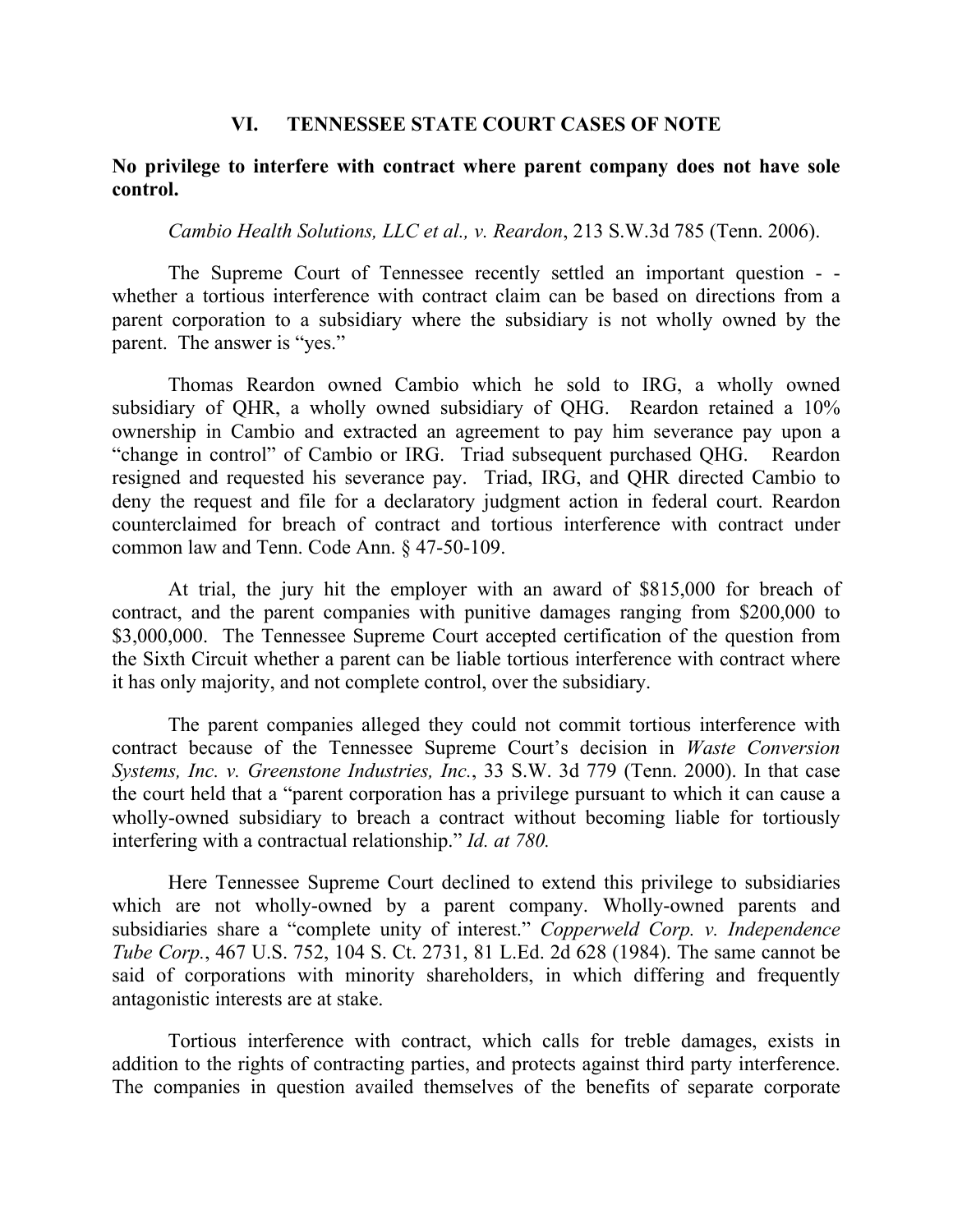## VI. TENNESSEE STATE COURT CASES OF NOTE

**No privilege to interfere with contract where parent company does not have sole control.**

*Cambio Health Solutions, LLC et al., v. Reardon*, 213 S.W.3d 785 (Tenn. 2006).

The Supreme Court of Tennessee recently settled an important question - - whether a tortious interference with contract claim can be based on directions from a parent corporation to a subsidiary where the subsidiary is not wholly owned by the parent. The answer is "yes."

Thomas Reardon owned Cambio which he sold to IRG, a wholly owned subsidiary of QHR, a wholly owned subsidiary of QHG. Reardon retained a 10% ownership in Cambio and extracted an agreement to pay him severance pay upon a "change in control" of Cambio or IRG. Triad subsequent purchased QHG. Reardon resigned and requested his severance pay. Triad, IRG, and QHR directed Cambio to deny the request and file for a declaratory judgment action in federal court. Reardon counterclaimed for breach of contract and tortious interference with contract under common law and Tenn. Code Ann. § 47-50-109.

At trial, the jury hit the employer with an award of $815,000 for breach of contract, and the parent companies with punitive damages ranging from $200,000 to $3,000,000. The Tennessee Supreme Court accepted certification of the question from the Sixth Circuit whether a parent can be liable tortious interference with contract where it has only majority, and not complete control, over the subsidiary.

The parent companies alleged they could not commit tortious interference with contract because of the Tennessee Supreme Court's decision in *Waste Conversion Systems, Inc. v. Greenstone Industries, Inc.*, 33 S.W. 3d 779 (Tenn. 2000). In that case the court held that a "parent corporation has a privilege pursuant to which it can cause a wholly-owned subsidiary to breach a contract without becoming liable for tortiously interfering with a contractual relationship." *Id. at 780.*

Here Tennessee Supreme Court declined to extend this privilege to subsidiaries which are not wholly-owned by a parent company. Wholly-owned parents and subsidiaries share a "complete unity of interest." *Copperweld Corp. v. Independence Tube Corp.*, 467 U.S. 752, 104 S. Ct. 2731, 81 L.Ed. 2d 628 (1984). The same cannot be said of corporations with minority shareholders, in which differing and frequently antagonistic interests are at stake.

Tortious interference with contract, which calls for treble damages, exists in addition to the rights of contracting parties, and protects against third party interference. The companies in question availed themselves of the benefits of separate corporate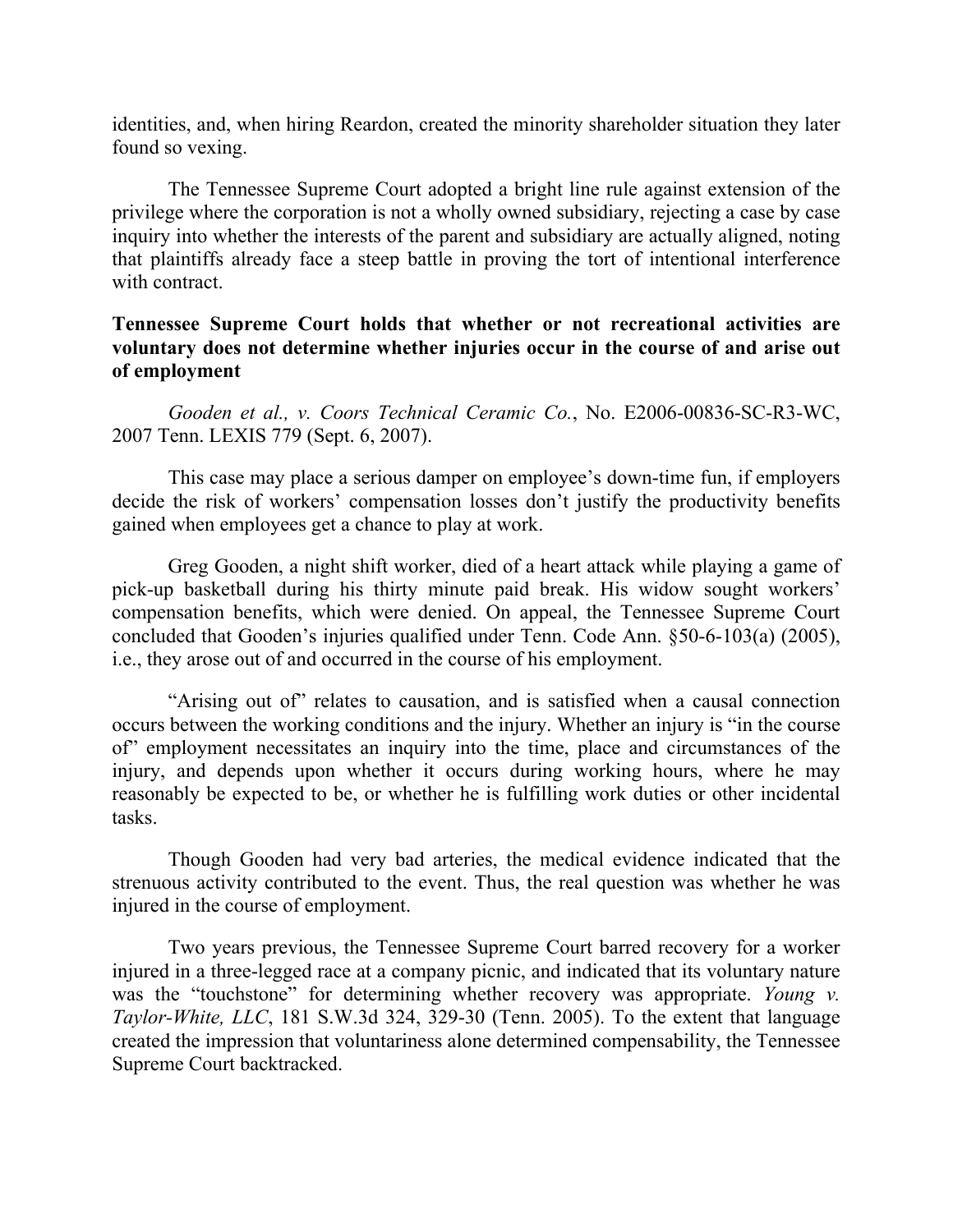identities, and, when hiring Reardon, created the minority shareholder situation they later found so vexing.

The Tennessee Supreme Court adopted a bright line rule against extension of the privilege where the corporation is not a wholly owned subsidiary, rejecting a case by case inquiry into whether the interests of the parent and subsidiary are actually aligned, noting that plaintiffs already face a steep battle in proving the tort of intentional interference with contract.

**Tennessee Supreme Court holds that whether or not recreational activities are voluntary does not determine whether injuries occur in the course of and arise out of employment**

*Gooden et al., v. Coors Technical Ceramic Co.*, No. E2006-00836-SC-R3-WC, 2007 Tenn. LEXIS 779 (Sept. 6, 2007).

This case may place a serious damper on employee's down-time fun, if employers decide the risk of workers' compensation losses don't justify the productivity benefits gained when employees get a chance to play at work.

Greg Gooden, a night shift worker, died of a heart attack while playing a game of pick-up basketball during his thirty minute paid break. His widow sought workers' compensation benefits, which were denied. On appeal, the Tennessee Supreme Court concluded that Gooden's injuries qualified under Tenn. Code Ann. §50-6-103(a) (2005), i.e., they arose out of and occurred in the course of his employment.

"Arising out of" relates to causation, and is satisfied when a causal connection occurs between the working conditions and the injury. Whether an injury is "in the course of" employment necessitates an inquiry into the time, place and circumstances of the injury, and depends upon whether it occurs during working hours, where he may reasonably be expected to be, or whether he is fulfilling work duties or other incidental tasks.

Though Gooden had very bad arteries, the medical evidence indicated that the strenuous activity contributed to the event. Thus, the real question was whether he was injured in the course of employment.

Two years previous, the Tennessee Supreme Court barred recovery for a worker injured in a three-legged race at a company picnic, and indicated that its voluntary nature was the "touchstone" for determining whether recovery was appropriate. *Young v. Taylor-White, LLC*, 181 S.W.3d 324, 329-30 (Tenn. 2005). To the extent that language created the impression that voluntariness alone determined compensability, the Tennessee Supreme Court backtracked.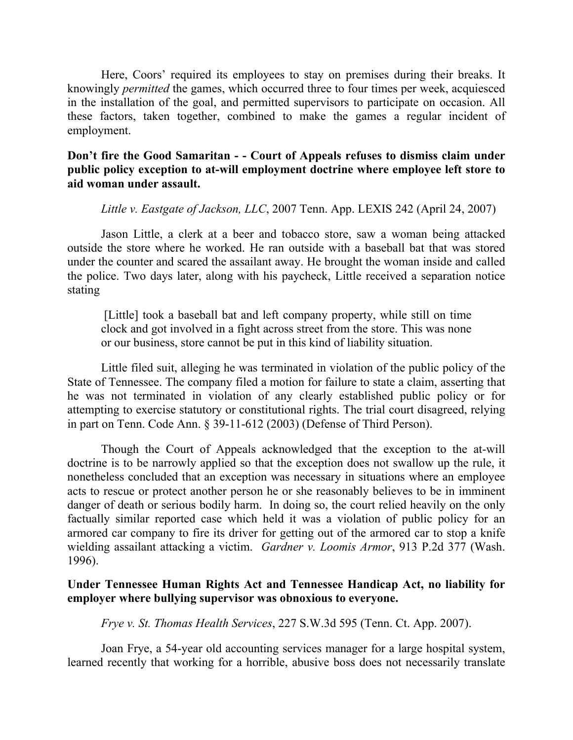Here, Coors' required its employees to stay on premises during their breaks. It knowingly *permitted* the games, which occurred three to four times per week, acquiesced in the installation of the goal, and permitted supervisors to participate on occasion. All these factors, taken together, combined to make the games a regular incident of employment.

**Don't fire the Good Samaritan - - Court of Appeals refuses to dismiss claim under public policy exception to at-will employment doctrine where employee left store to aid woman under assault.**

*Little v. Eastgate of Jackson, LLC*, 2007 Tenn. App. LEXIS 242 (April 24, 2007)

Jason Little, a clerk at a beer and tobacco store, saw a woman being attacked outside the store where he worked. He ran outside with a baseball bat that was stored under the counter and scared the assailant away. He brought the woman inside and called the police. Two days later, along with his paycheck, Little received a separation notice stating

> [Little] took a baseball bat and left company property, while still on time clock and got involved in a fight across street from the store. This was none or our business, store cannot be put in this kind of liability situation.

Little filed suit, alleging he was terminated in violation of the public policy of the State of Tennessee. The company filed a motion for failure to state a claim, asserting that he was not terminated in violation of any clearly established public policy or for attempting to exercise statutory or constitutional rights. The trial court disagreed, relying in part on Tenn. Code Ann. § 39-11-612 (2003) (Defense of Third Person).

Though the Court of Appeals acknowledged that the exception to the at-will doctrine is to be narrowly applied so that the exception does not swallow up the rule, it nonetheless concluded that an exception was necessary in situations where an employee acts to rescue or protect another person he or she reasonably believes to be in imminent danger of death or serious bodily harm. In doing so, the court relied heavily on the only factually similar reported case which held it was a violation of public policy for an armored car company to fire its driver for getting out of the armored car to stop a knife wielding assailant attacking a victim. *Gardner v. Loomis Armor*, 913 P.2d 377 (Wash. 1996).

**Under Tennessee Human Rights Act and Tennessee Handicap Act, no liability for employer where bullying supervisor was obnoxious to everyone.**

*Frye v. St. Thomas Health Services*, 227 S.W.3d 595 (Tenn. Ct. App. 2007).

Joan Frye, a 54-year old accounting services manager for a large hospital system, learned recently that working for a horrible, abusive boss does not necessarily translate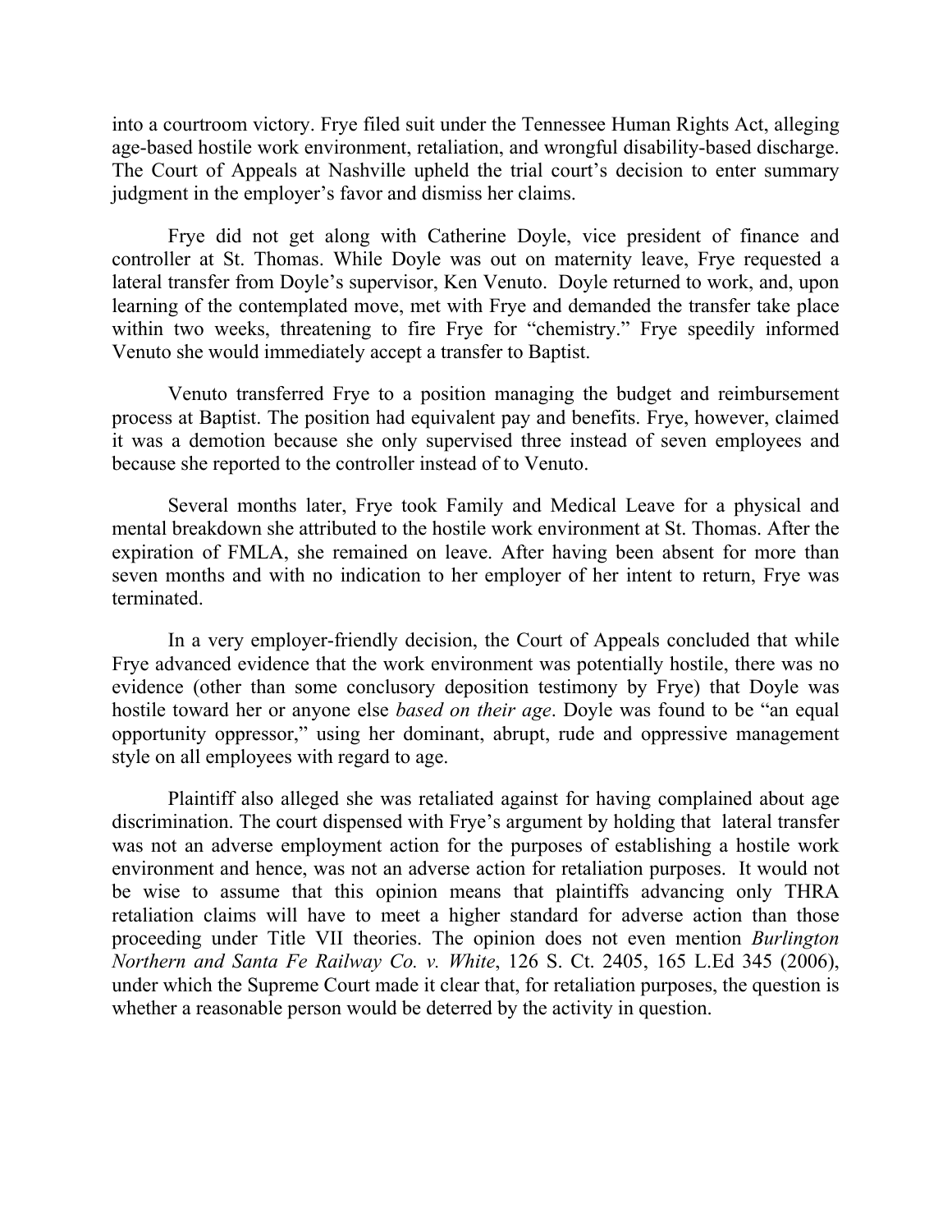into a courtroom victory. Frye filed suit under the Tennessee Human Rights Act, alleging age-based hostile work environment, retaliation, and wrongful disability-based discharge. The Court of Appeals at Nashville upheld the trial court's decision to enter summary judgment in the employer's favor and dismiss her claims.

Frye did not get along with Catherine Doyle, vice president of finance and controller at St. Thomas. While Doyle was out on maternity leave, Frye requested a lateral transfer from Doyle's supervisor, Ken Venuto. Doyle returned to work, and, upon learning of the contemplated move, met with Frye and demanded the transfer take place within two weeks, threatening to fire Frye for "chemistry." Frye speedily informed Venuto she would immediately accept a transfer to Baptist.

Venuto transferred Frye to a position managing the budget and reimbursement process at Baptist. The position had equivalent pay and benefits. Frye, however, claimed it was a demotion because she only supervised three instead of seven employees and because she reported to the controller instead of to Venuto.

Several months later, Frye took Family and Medical Leave for a physical and mental breakdown she attributed to the hostile work environment at St. Thomas. After the expiration of FMLA, she remained on leave. After having been absent for more than seven months and with no indication to her employer of her intent to return, Frye was terminated.

In a very employer-friendly decision, the Court of Appeals concluded that while Frye advanced evidence that the work environment was potentially hostile, there was no evidence (other than some conclusory deposition testimony by Frye) that Doyle was hostile toward her or anyone else *based on their age*. Doyle was found to be "an equal opportunity oppressor," using her dominant, abrupt, rude and oppressive management style on all employees with regard to age.

Plaintiff also alleged she was retaliated against for having complained about age discrimination. The court dispensed with Frye's argument by holding that lateral transfer was not an adverse employment action for the purposes of establishing a hostile work environment and hence, was not an adverse action for retaliation purposes. It would not be wise to assume that this opinion means that plaintiffs advancing only THRA retaliation claims will have to meet a higher standard for adverse action than those proceeding under Title VII theories. The opinion does not even mention *Burlington Northern and Santa Fe Railway Co. v. White*, 126 S. Ct. 2405, 165 L.Ed 345 (2006), under which the Supreme Court made it clear that, for retaliation purposes, the question is whether a reasonable person would be deterred by the activity in question.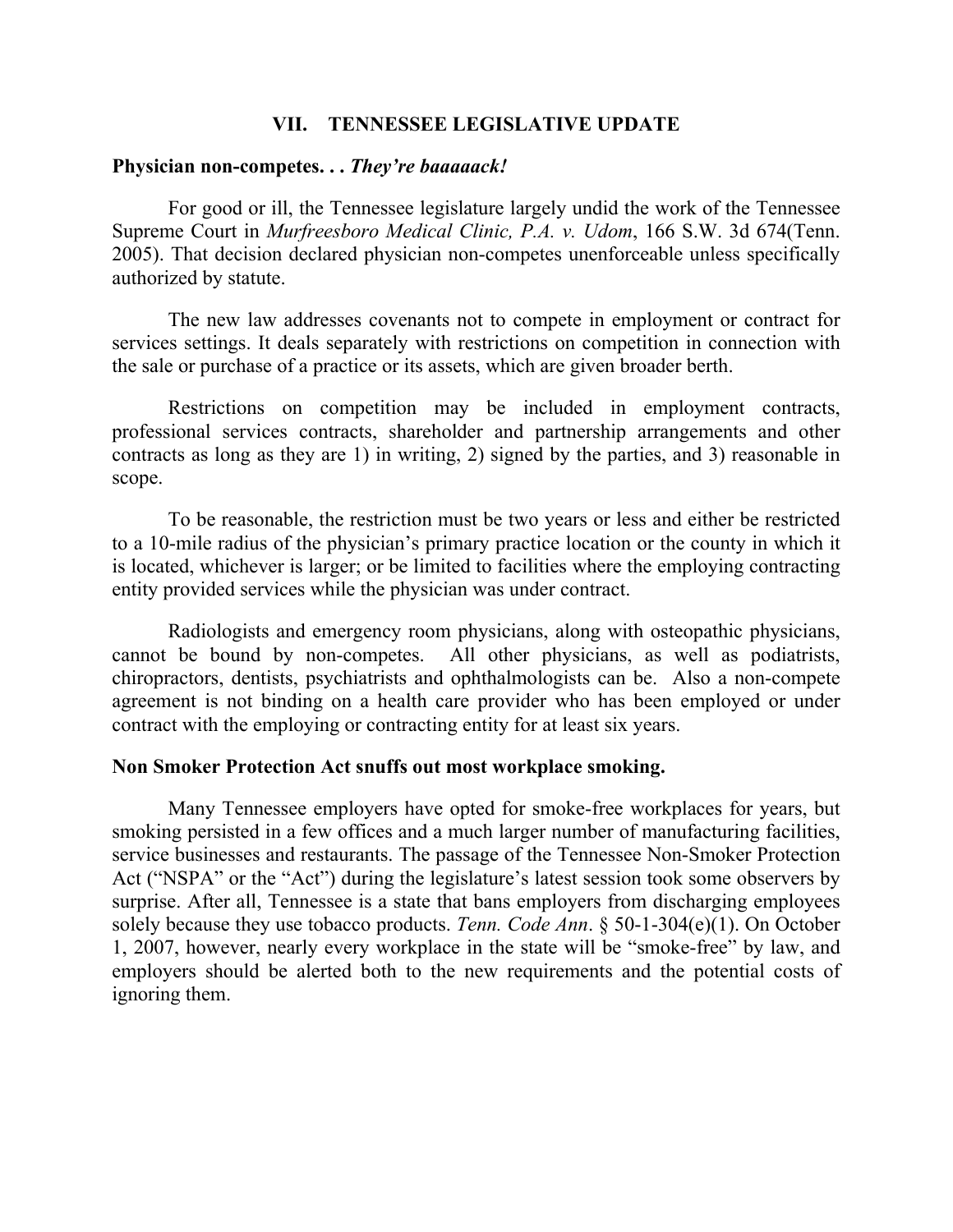## VII. TENNESSEE LEGISLATIVE UPDATE

**Physician non-competes. . . *They're baaaaack!***

For good or ill, the Tennessee legislature largely undid the work of the Tennessee Supreme Court in *Murfreesboro Medical Clinic, P.A. v. Udom*, 166 S.W. 3d 674(Tenn. 2005). That decision declared physician non-competes unenforceable unless specifically authorized by statute.

The new law addresses covenants not to compete in employment or contract for services settings. It deals separately with restrictions on competition in connection with the sale or purchase of a practice or its assets, which are given broader berth.

Restrictions on competition may be included in employment contracts, professional services contracts, shareholder and partnership arrangements and other contracts as long as they are 1) in writing, 2) signed by the parties, and 3) reasonable in scope.

To be reasonable, the restriction must be two years or less and either be restricted to a 10-mile radius of the physician's primary practice location or the county in which it is located, whichever is larger; or be limited to facilities where the employing contracting entity provided services while the physician was under contract.

Radiologists and emergency room physicians, along with osteopathic physicians, cannot be bound by non-competes. All other physicians, as well as podiatrists, chiropractors, dentists, psychiatrists and ophthalmologists can be. Also a non-compete agreement is not binding on a health care provider who has been employed or under contract with the employing or contracting entity for at least six years.

**Non Smoker Protection Act snuffs out most workplace smoking.**

Many Tennessee employers have opted for smoke-free workplaces for years, but smoking persisted in a few offices and a much larger number of manufacturing facilities, service businesses and restaurants. The passage of the Tennessee Non-Smoker Protection Act ("NSPA" or the "Act") during the legislature's latest session took some observers by surprise. After all, Tennessee is a state that bans employers from discharging employees solely because they use tobacco products. *Tenn. Code Ann*. § 50-1-304(e)(1). On October 1, 2007, however, nearly every workplace in the state will be "smoke-free" by law, and employers should be alerted both to the new requirements and the potential costs of ignoring them.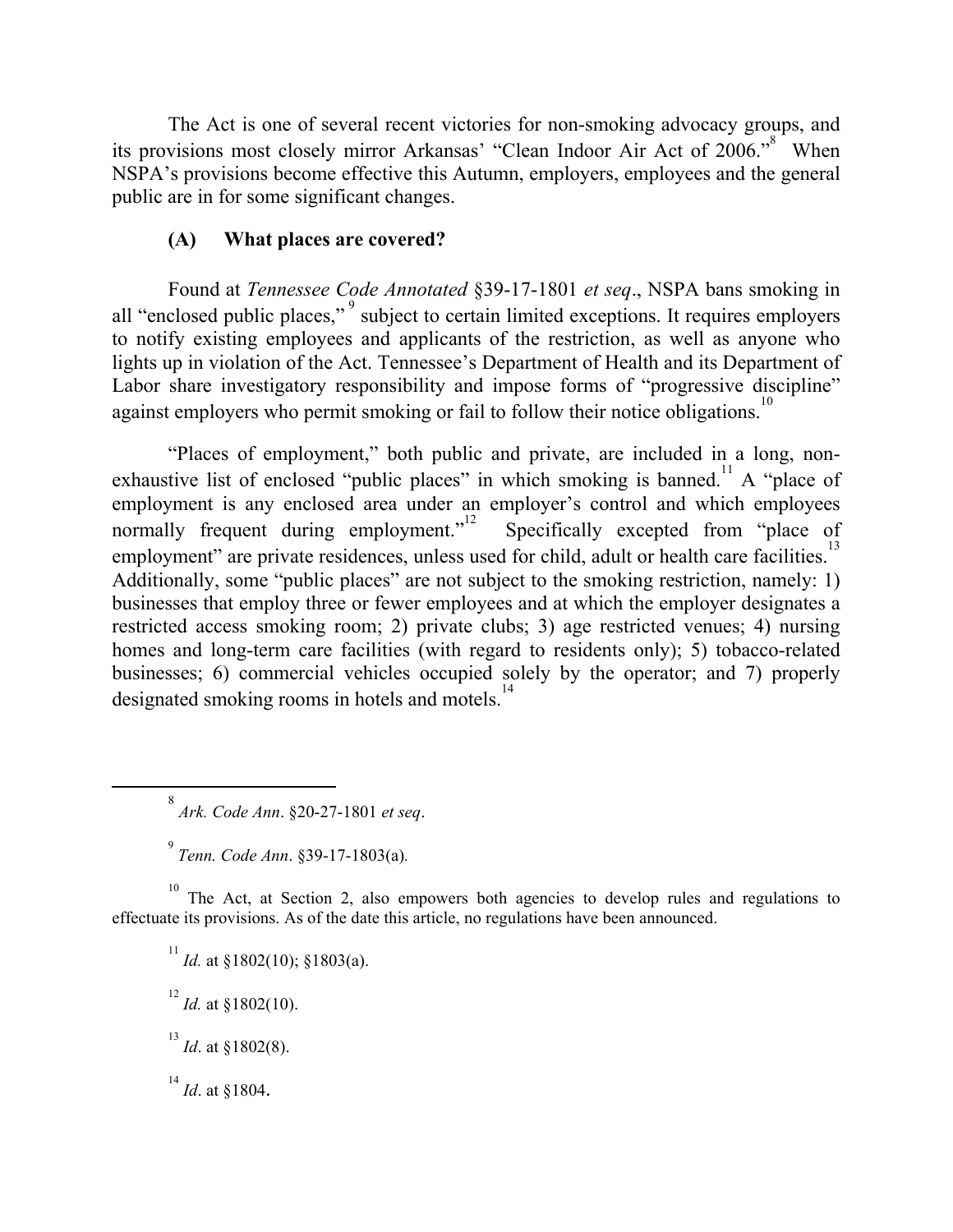The Act is one of several recent victories for non-smoking advocacy groups, and its provisions most closely mirror Arkansas' "Clean Indoor Air Act of 2006."[8] When NSPA's provisions become effective this Autumn, employers, employees and the general public are in for some significant changes.

### (A) What places are covered?

Found at *Tennessee Code Annotated* §39-17-1801 *et seq*., NSPA bans smoking in all "enclosed public places,"[9] subject to certain limited exceptions. It requires employers to notify existing employees and applicants of the restriction, as well as anyone who lights up in violation of the Act. Tennessee's Department of Health and its Department of Labor share investigatory responsibility and impose forms of "progressive discipline" against employers who permit smoking or fail to follow their notice obligations.[10]

"Places of employment," both public and private, are included in a long, non-exhaustive list of enclosed "public places" in which smoking is banned.[11] A "place of employment is any enclosed area under an employer's control and which employees normally frequent during employment."[12] Specifically excepted from "place of employment" are private residences, unless used for child, adult or health care facilities.[13] Additionally, some "public places" are not subject to the smoking restriction, namely: 1) businesses that employ three or fewer employees and at which the employer designates a restricted access smoking room; 2) private clubs; 3) age restricted venues; 4) nursing homes and long-term care facilities (with regard to residents only); 5) tobacco-related businesses; 6) commercial vehicles occupied solely by the operator; and 7) properly designated smoking rooms in hotels and motels.[14]

---

[8] *Ark. Code Ann*. §20-27-1801 *et seq*.

[9] *Tenn. Code Ann*. §39-17-1803(a).

[10] The Act, at Section 2, also empowers both agencies to develop rules and regulations to effectuate its provisions. As of the date this article, no regulations have been announced.

[11] *Id.* at §1802(10); §1803(a).

[12] *Id.* at §1802(10).

[13] *Id*. at §1802(8).

[14] *Id*. at §1804.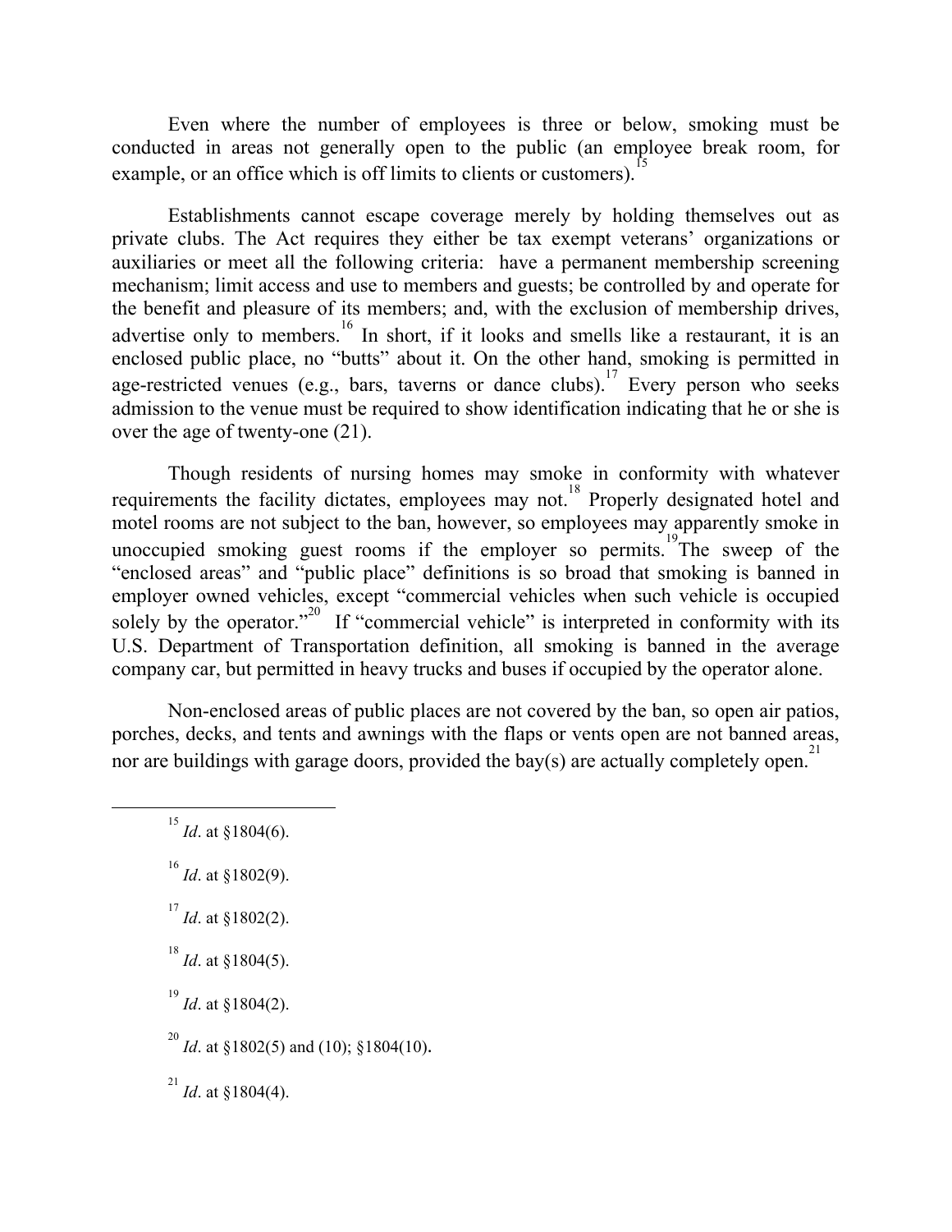Even where the number of employees is three or below, smoking must be conducted in areas not generally open to the public (an employee break room, for example, or an office which is off limits to clients or customers).[15]

Establishments cannot escape coverage merely by holding themselves out as private clubs. The Act requires they either be tax exempt veterans' organizations or auxiliaries or meet all the following criteria: have a permanent membership screening mechanism; limit access and use to members and guests; be controlled by and operate for the benefit and pleasure of its members; and, with the exclusion of membership drives, advertise only to members.[16] In short, if it looks and smells like a restaurant, it is an enclosed public place, no "butts" about it. On the other hand, smoking is permitted in age-restricted venues (e.g., bars, taverns or dance clubs).[17] Every person who seeks admission to the venue must be required to show identification indicating that he or she is over the age of twenty-one (21).

Though residents of nursing homes may smoke in conformity with whatever requirements the facility dictates, employees may not.[18] Properly designated hotel and motel rooms are not subject to the ban, however, so employees may apparently smoke in unoccupied smoking guest rooms if the employer so permits.[19] The sweep of the "enclosed areas" and "public place" definitions is so broad that smoking is banned in employer owned vehicles, except "commercial vehicles when such vehicle is occupied solely by the operator."[20] If "commercial vehicle" is interpreted in conformity with its U.S. Department of Transportation definition, all smoking is banned in the average company car, but permitted in heavy trucks and buses if occupied by the operator alone.

Non-enclosed areas of public places are not covered by the ban, so open air patios, porches, decks, and tents and awnings with the flaps or vents open are not banned areas, nor are buildings with garage doors, provided the bay(s) are actually completely open.[21]

---

[15] *Id*. at §1804(6).

[16] *Id*. at §1802(9).

[17] *Id*. at §1802(2).

[18] *Id*. at §1804(5).

[19] *Id*. at §1804(2).

[20] *Id*. at §1802(5) and (10); §1804(10).

[21] *Id*. at §1804(4).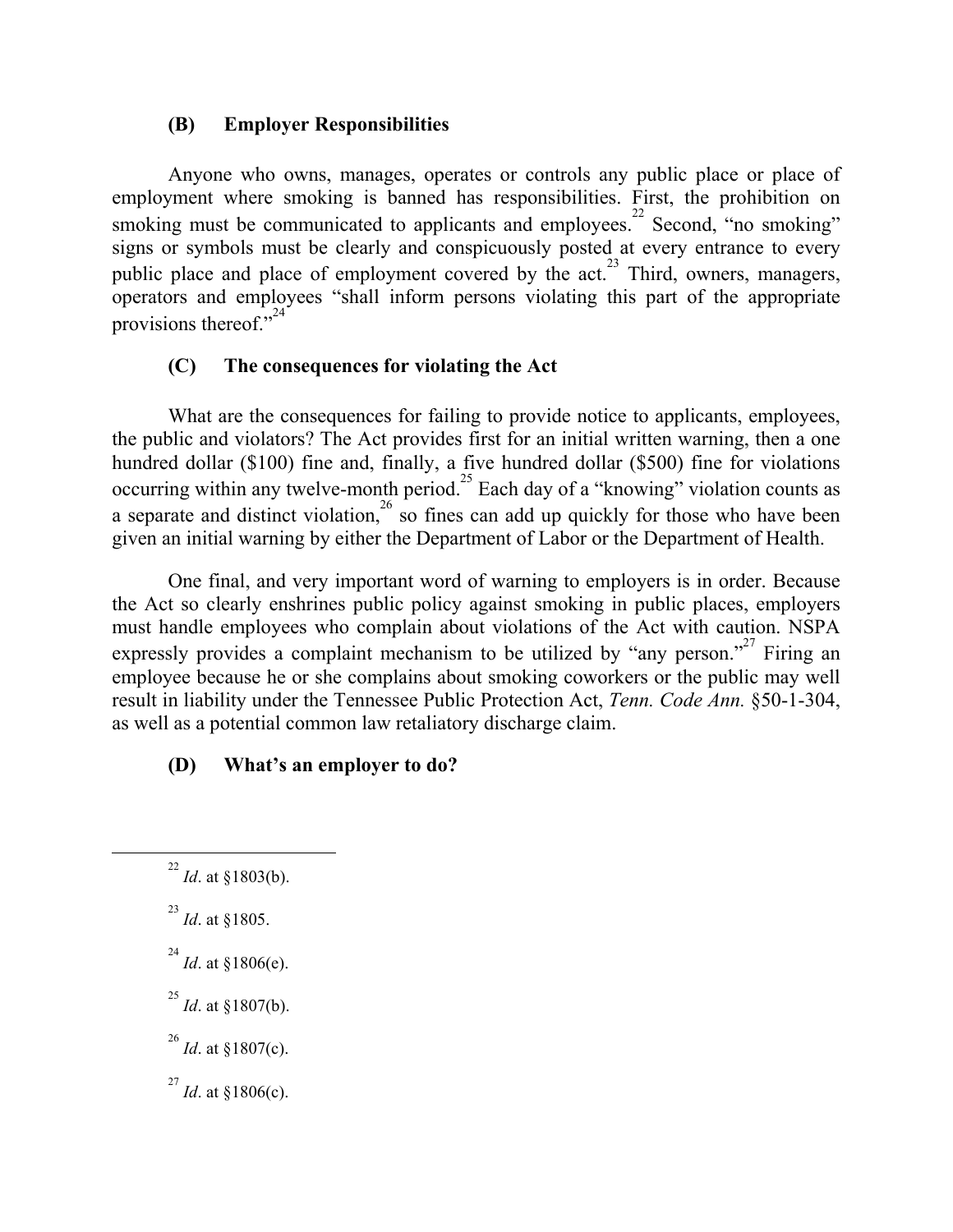### (B) Employer Responsibilities

Anyone who owns, manages, operates or controls any public place or place of employment where smoking is banned has responsibilities. First, the prohibition on smoking must be communicated to applicants and employees.[22] Second, "no smoking" signs or symbols must be clearly and conspicuously posted at every entrance to every public place and place of employment covered by the act.[23] Third, owners, managers, operators and employees "shall inform persons violating this part of the appropriate provisions thereof."[24]

### (C) The consequences for violating the Act

What are the consequences for failing to provide notice to applicants, employees, the public and violators? The Act provides first for an initial written warning, then a one hundred dollar ($100) fine and, finally, a five hundred dollar ($500) fine for violations occurring within any twelve-month period.[25] Each day of a "knowing" violation counts as a separate and distinct violation,[26] so fines can add up quickly for those who have been given an initial warning by either the Department of Labor or the Department of Health.

One final, and very important word of warning to employers is in order. Because the Act so clearly enshrines public policy against smoking in public places, employers must handle employees who complain about violations of the Act with caution. NSPA expressly provides a complaint mechanism to be utilized by "any person."[27] Firing an employee because he or she complains about smoking coworkers or the public may well result in liability under the Tennessee Public Protection Act, *Tenn. Code Ann.* §50-1-304, as well as a potential common law retaliatory discharge claim.

### (D) What's an employer to do?

---

[22] *Id*. at §1803(b).

[23] *Id*. at §1805.

[24] *Id*. at §1806(e).

[25] *Id*. at §1807(b).

[26] *Id*. at §1807(c).

[27] *Id*. at §1806(c).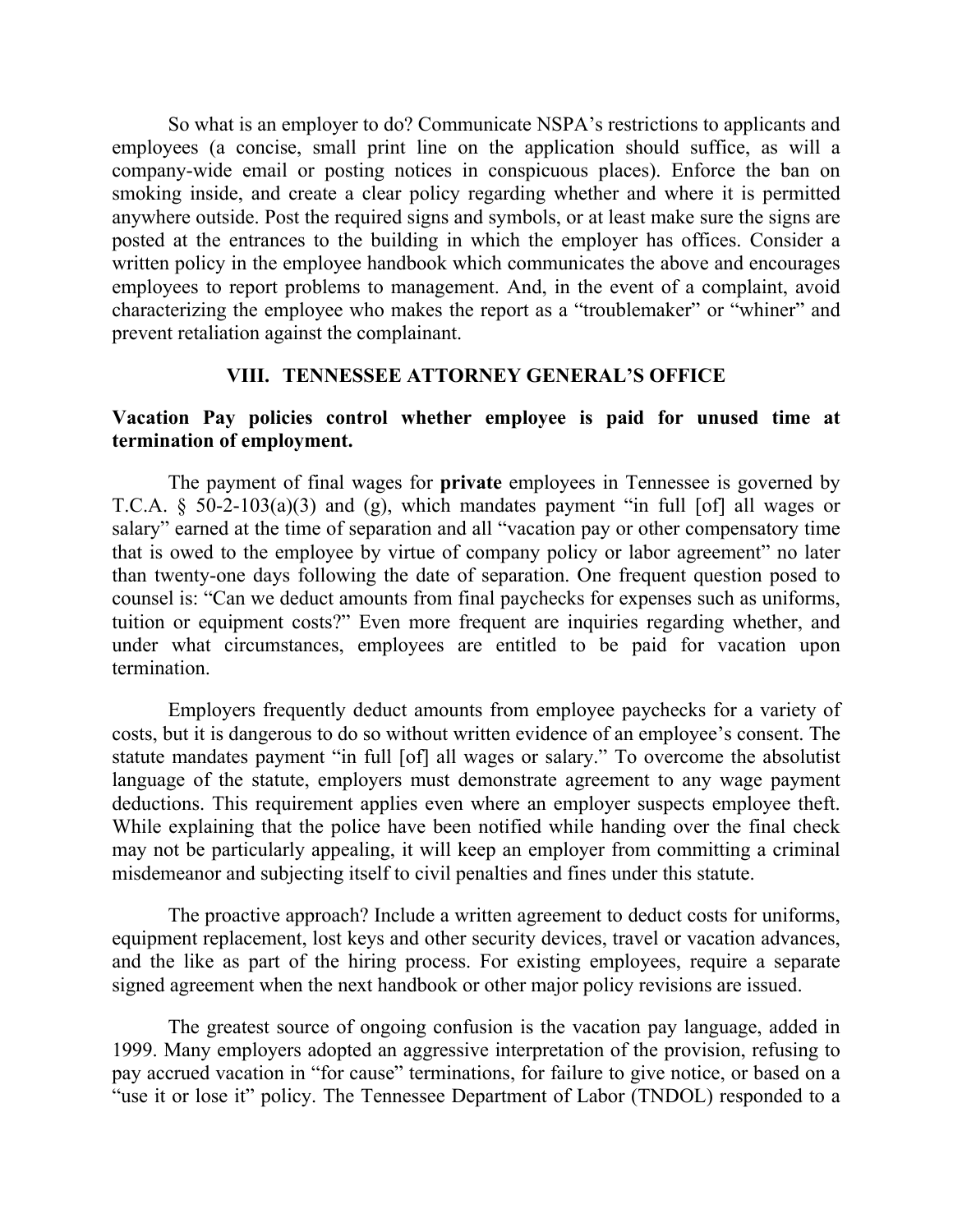So what is an employer to do? Communicate NSPA's restrictions to applicants and employees (a concise, small print line on the application should suffice, as will a company-wide email or posting notices in conspicuous places). Enforce the ban on smoking inside, and create a clear policy regarding whether and where it is permitted anywhere outside. Post the required signs and symbols, or at least make sure the signs are posted at the entrances to the building in which the employer has offices. Consider a written policy in the employee handbook which communicates the above and encourages employees to report problems to management. And, in the event of a complaint, avoid characterizing the employee who makes the report as a "troublemaker" or "whiner" and prevent retaliation against the complainant.

## VIII. TENNESSEE ATTORNEY GENERAL'S OFFICE

**Vacation Pay policies control whether employee is paid for unused time at termination of employment.**

The payment of final wages for **private** employees in Tennessee is governed by T.C.A. § 50-2-103(a)(3) and (g), which mandates payment "in full [of] all wages or salary" earned at the time of separation and all "vacation pay or other compensatory time that is owed to the employee by virtue of company policy or labor agreement" no later than twenty-one days following the date of separation. One frequent question posed to counsel is: "Can we deduct amounts from final paychecks for expenses such as uniforms, tuition or equipment costs?" Even more frequent are inquiries regarding whether, and under what circumstances, employees are entitled to be paid for vacation upon termination.

Employers frequently deduct amounts from employee paychecks for a variety of costs, but it is dangerous to do so without written evidence of an employee's consent. The statute mandates payment "in full [of] all wages or salary." To overcome the absolutist language of the statute, employers must demonstrate agreement to any wage payment deductions. This requirement applies even where an employer suspects employee theft. While explaining that the police have been notified while handing over the final check may not be particularly appealing, it will keep an employer from committing a criminal misdemeanor and subjecting itself to civil penalties and fines under this statute.

The proactive approach? Include a written agreement to deduct costs for uniforms, equipment replacement, lost keys and other security devices, travel or vacation advances, and the like as part of the hiring process. For existing employees, require a separate signed agreement when the next handbook or other major policy revisions are issued.

The greatest source of ongoing confusion is the vacation pay language, added in 1999. Many employers adopted an aggressive interpretation of the provision, refusing to pay accrued vacation in "for cause" terminations, for failure to give notice, or based on a "use it or lose it" policy. The Tennessee Department of Labor (TNDOL) responded to a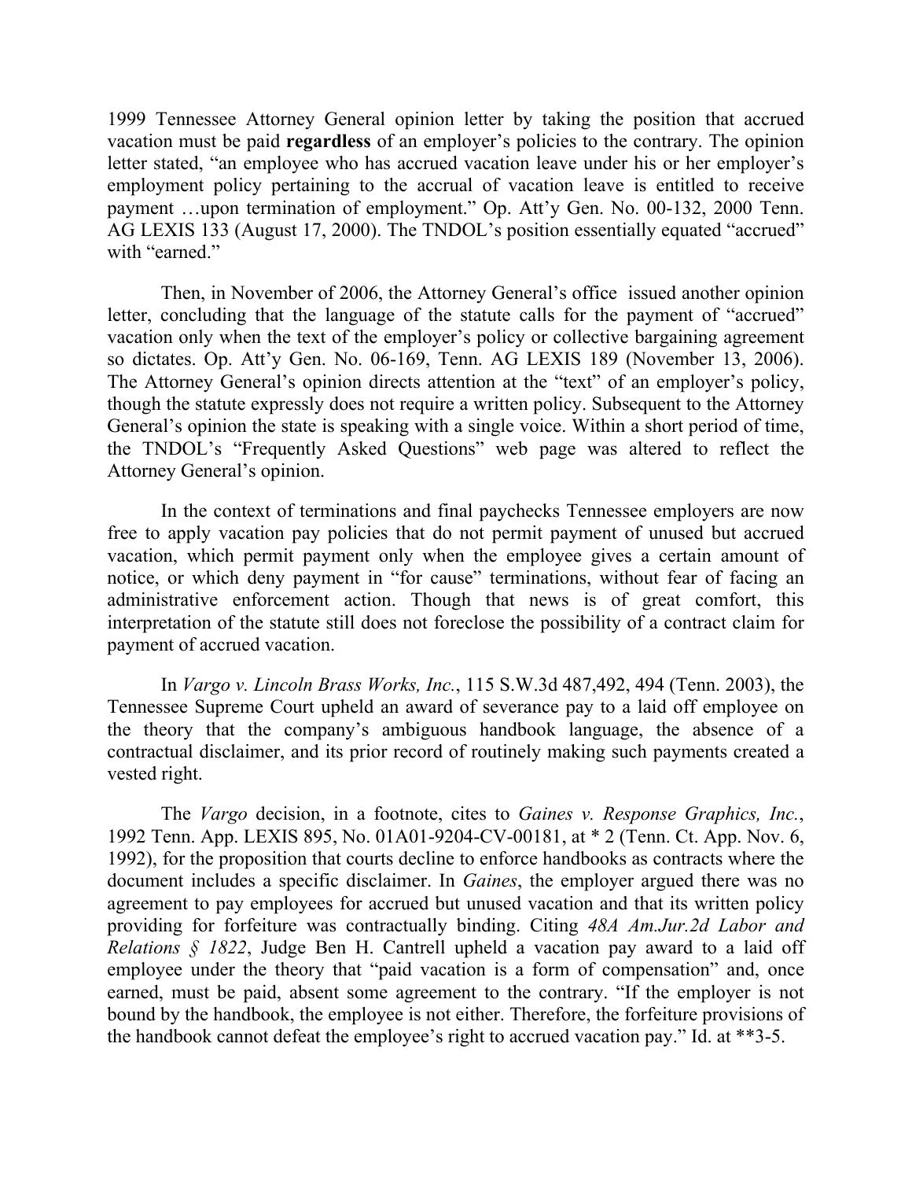1999 Tennessee Attorney General opinion letter by taking the position that accrued vacation must be paid **regardless** of an employer's policies to the contrary. The opinion letter stated, "an employee who has accrued vacation leave under his or her employer's employment policy pertaining to the accrual of vacation leave is entitled to receive payment …upon termination of employment." Op. Att'y Gen. No. 00-132, 2000 Tenn. AG LEXIS 133 (August 17, 2000). The TNDOL's position essentially equated "accrued" with "earned."

Then, in November of 2006, the Attorney General's office issued another opinion letter, concluding that the language of the statute calls for the payment of "accrued" vacation only when the text of the employer's policy or collective bargaining agreement so dictates. Op. Att'y Gen. No. 06-169, Tenn. AG LEXIS 189 (November 13, 2006). The Attorney General's opinion directs attention at the "text" of an employer's policy, though the statute expressly does not require a written policy. Subsequent to the Attorney General's opinion the state is speaking with a single voice. Within a short period of time, the TNDOL's "Frequently Asked Questions" web page was altered to reflect the Attorney General's opinion.

In the context of terminations and final paychecks Tennessee employers are now free to apply vacation pay policies that do not permit payment of unused but accrued vacation, which permit payment only when the employee gives a certain amount of notice, or which deny payment in "for cause" terminations, without fear of facing an administrative enforcement action. Though that news is of great comfort, this interpretation of the statute still does not foreclose the possibility of a contract claim for payment of accrued vacation.

In *Vargo v. Lincoln Brass Works, Inc.*, 115 S.W.3d 487,492, 494 (Tenn. 2003), the Tennessee Supreme Court upheld an award of severance pay to a laid off employee on the theory that the company's ambiguous handbook language, the absence of a contractual disclaimer, and its prior record of routinely making such payments created a vested right.

The *Vargo* decision, in a footnote, cites to *Gaines v. Response Graphics, Inc.*, 1992 Tenn. App. LEXIS 895, No. 01A01-9204-CV-00181, at * 2 (Tenn. Ct. App. Nov. 6, 1992), for the proposition that courts decline to enforce handbooks as contracts where the document includes a specific disclaimer. In *Gaines*, the employer argued there was no agreement to pay employees for accrued but unused vacation and that its written policy providing for forfeiture was contractually binding. Citing *48A Am.Jur.2d Labor and Relations § 1822*, Judge Ben H. Cantrell upheld a vacation pay award to a laid off employee under the theory that "paid vacation is a form of compensation" and, once earned, must be paid, absent some agreement to the contrary. "If the employer is not bound by the handbook, the employee is not either. Therefore, the forfeiture provisions of the handbook cannot defeat the employee's right to accrued vacation pay." Id. at **3-5.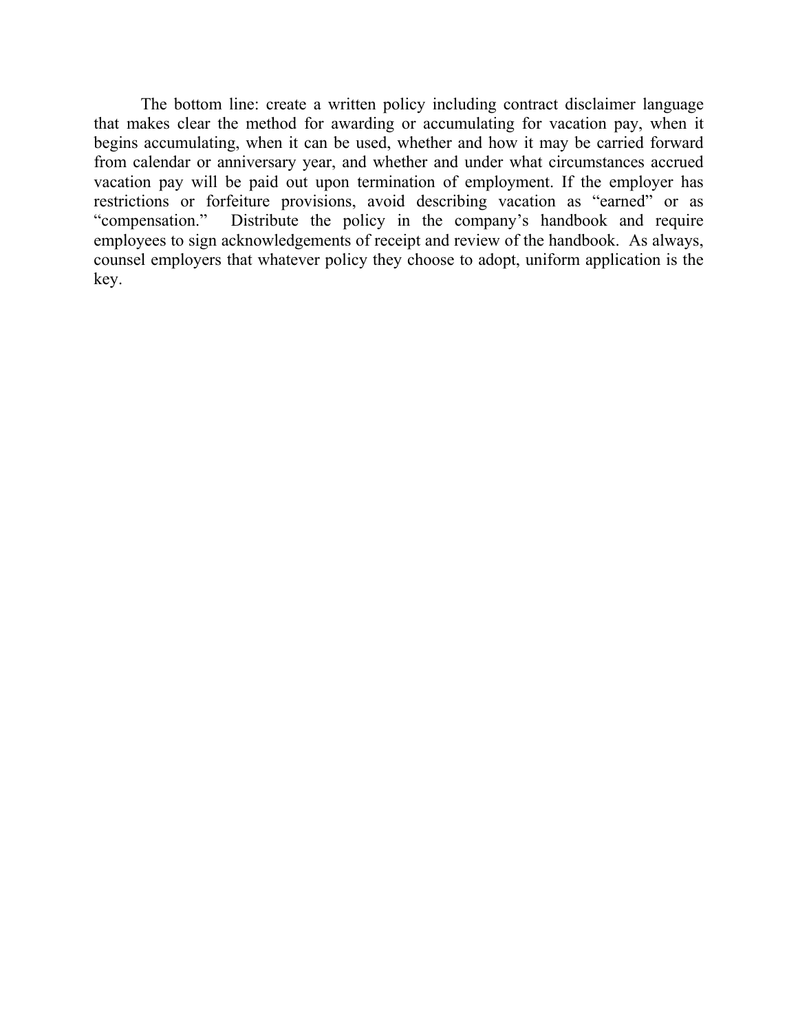The bottom line: create a written policy including contract disclaimer language that makes clear the method for awarding or accumulating for vacation pay, when it begins accumulating, when it can be used, whether and how it may be carried forward from calendar or anniversary year, and whether and under what circumstances accrued vacation pay will be paid out upon termination of employment. If the employer has restrictions or forfeiture provisions, avoid describing vacation as "earned" or as "compensation." Distribute the policy in the company's handbook and require employees to sign acknowledgements of receipt and review of the handbook. As always, counsel employers that whatever policy they choose to adopt, uniform application is the key.